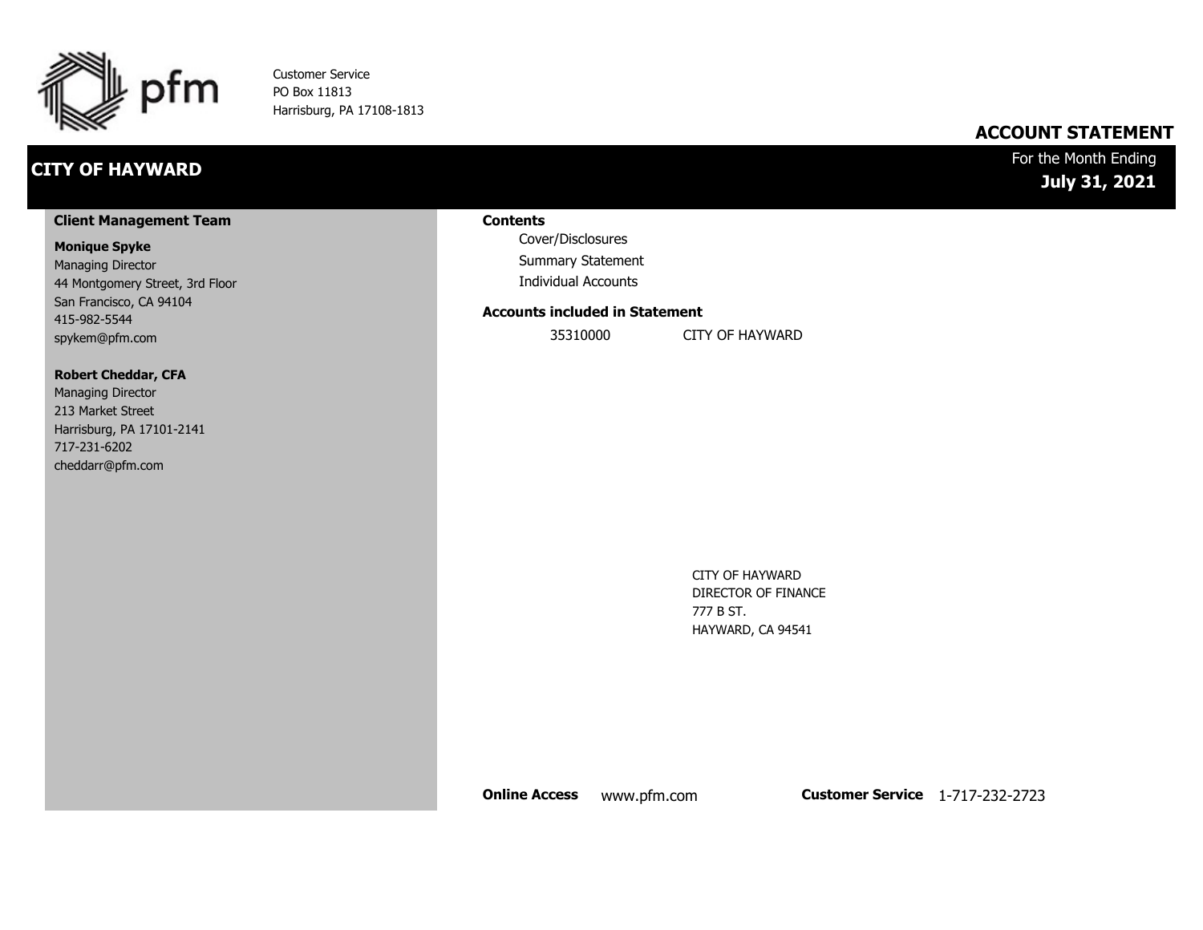pfm

Customer Service
PO Box 11813
Harrisburg, PA 17108-1813

## ACCOUNT STATEMENT

# CITY OF HAYWARD

For the Month Ending
**July 31, 2021**

### Client Management Team

**Monique Spyke**
Managing Director
44 Montgomery Street, 3rd Floor
San Francisco, CA 94104
415-982-5544
spykem@pfm.com

**Robert Cheddar, CFA**
Managing Director
213 Market Street
Harrisburg, PA 17101-2141
717-231-6202
cheddarr@pfm.com

### Contents

- Cover/Disclosures
- Summary Statement
- Individual Accounts

### Accounts included in Statement

| | |
|---|---|
| 35310000 | CITY OF HAYWARD |

CITY OF HAYWARD
DIRECTOR OF FINANCE
777 B ST.
HAYWARD, CA 94541

**Online Access** www.pfm.com **Customer Service** 1-717-232-2723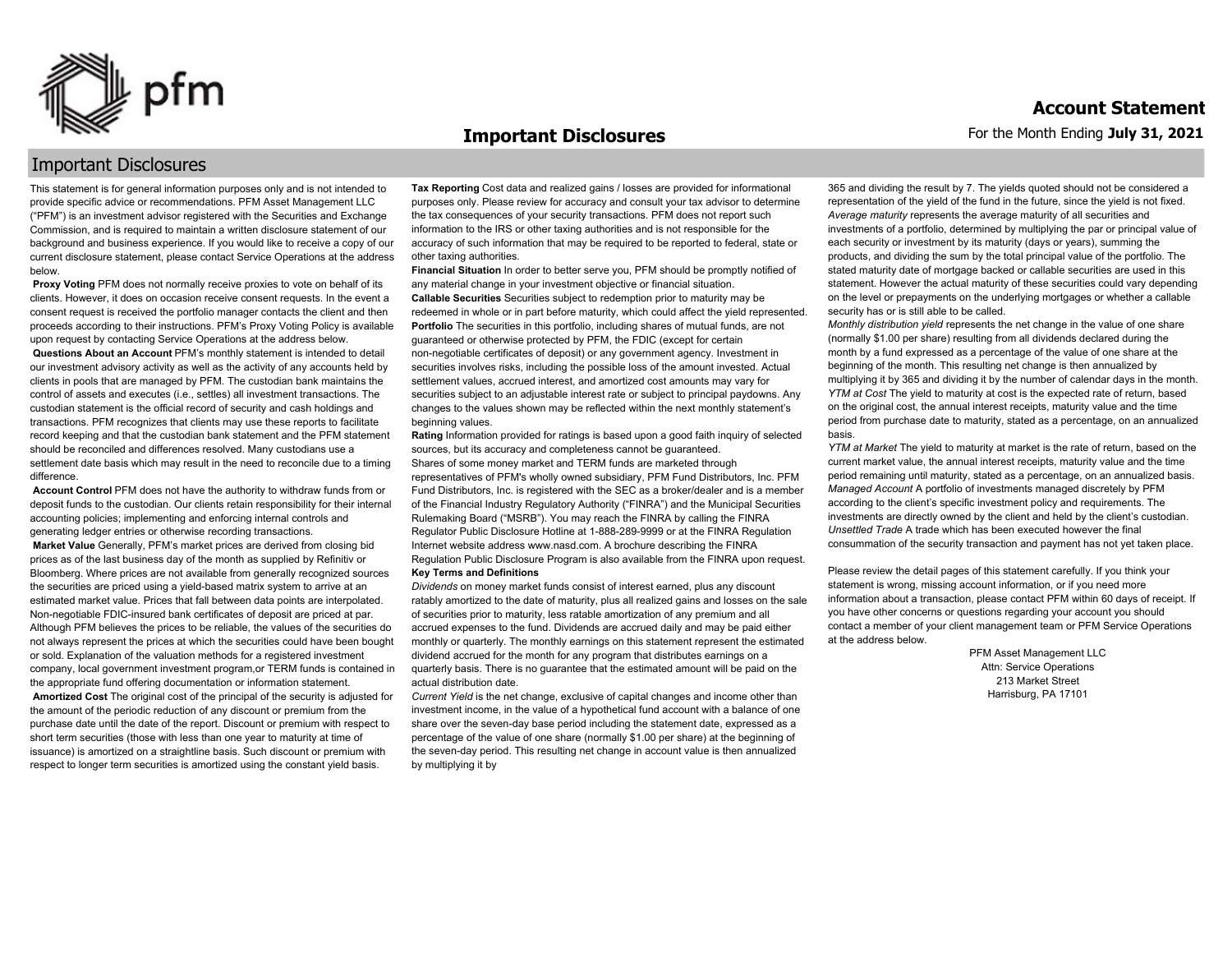# Important Disclosures

## Important Disclosures

This statement is for general information purposes only and is not intended to provide specific advice or recommendations. PFM Asset Management LLC ("PFM") is an investment advisor registered with the Securities and Exchange Commission, and is required to maintain a written disclosure statement of our background and business experience. If you would like to receive a copy of our current disclosure statement, please contact Service Operations at the address below.

**Proxy Voting** PFM does not normally receive proxies to vote on behalf of its clients. However, it does on occasion receive consent requests. In the event a consent request is received the portfolio manager contacts the client and then proceeds according to their instructions. PFM's Proxy Voting Policy is available upon request by contacting Service Operations at the address below.

**Questions About an Account** PFM's monthly statement is intended to detail our investment advisory activity as well as the activity of any accounts held by clients in pools that are managed by PFM. The custodian bank maintains the control of assets and executes (i.e., settles) all investment transactions. The custodian statement is the official record of security and cash holdings and transactions. PFM recognizes that clients may use these reports to facilitate record keeping and that the custodian bank statement and the PFM statement should be reconciled and differences resolved. Many custodians use a settlement date basis which may result in the need to reconcile due to a timing difference.

**Account Control** PFM does not have the authority to withdraw funds from or deposit funds to the custodian. Our clients retain responsibility for their internal accounting policies; implementing and enforcing internal controls and generating ledger entries or otherwise recording transactions.

**Market Value** Generally, PFM's market prices are derived from closing bid prices as of the last business day of the month as supplied by Refinitiv or Bloomberg. Where prices are not available from generally recognized sources the securities are priced using a yield-based matrix system to arrive at an estimated market value. Prices that fall between data points are interpolated. Non-negotiable FDIC-insured bank certificates of deposit are priced at par. Although PFM believes the prices to be reliable, the values of the securities do not always represent the prices at which the securities could have been bought or sold. Explanation of the valuation methods for a registered investment company, local government investment program,or TERM funds is contained in the appropriate fund offering documentation or information statement.

**Amortized Cost** The original cost of the principal of the security is adjusted for the amount of the periodic reduction of any discount or premium from the purchase date until the date of the report. Discount or premium with respect to short term securities (those with less than one year to maturity at time of issuance) is amortized on a straightline basis. Such discount or premium with respect to longer term securities is amortized using the constant yield basis.

**Tax Reporting** Cost data and realized gains / losses are provided for informational purposes only. Please review for accuracy and consult your tax advisor to determine the tax consequences of your security transactions. PFM does not report such information to the IRS or other taxing authorities and is not responsible for the accuracy of such information that may be required to be reported to federal, state or other taxing authorities.

**Financial Situation** In order to better serve you, PFM should be promptly notified of any material change in your investment objective or financial situation.

**Callable Securities** Securities subject to redemption prior to maturity may be redeemed in whole or in part before maturity, which could affect the yield represented.

**Portfolio** The securities in this portfolio, including shares of mutual funds, are not guaranteed or otherwise protected by PFM, the FDIC (except for certain non-negotiable certificates of deposit) or any government agency. Investment in securities involves risks, including the possible loss of the amount invested. Actual settlement values, accrued interest, and amortized cost amounts may vary for securities subject to an adjustable interest rate or subject to principal paydowns. Any changes to the values shown may be reflected within the next monthly statement's beginning values.

**Rating** Information provided for ratings is based upon a good faith inquiry of selected sources, but its accuracy and completeness cannot be guaranteed.

Shares of some money market and TERM funds are marketed through representatives of PFM's wholly owned subsidiary, PFM Fund Distributors, Inc. PFM Fund Distributors, Inc. is registered with the SEC as a broker/dealer and is a member of the Financial Industry Regulatory Authority ("FINRA") and the Municipal Securities Rulemaking Board ("MSRB"). You may reach the FINRA by calling the FINRA Regulator Public Disclosure Hotline at 1-888-289-9999 or at the FINRA Regulation Internet website address www.nasd.com. A brochure describing the FINRA Regulation Public Disclosure Program is also available from the FINRA upon request.

**Key Terms and Definitions**

*Dividends* on money market funds consist of interest earned, plus any discount ratably amortized to the date of maturity, plus all realized gains and losses on the sale of securities prior to maturity, less ratable amortization of any premium and all accrued expenses to the fund. Dividends are accrued daily and may be paid either monthly or quarterly. The monthly earnings on this statement represent the estimated dividend accrued for the month for any program that distributes earnings on a quarterly basis. There is no guarantee that the estimated amount will be paid on the actual distribution date.

*Current Yield* is the net change, exclusive of capital changes and income other than investment income, in the value of a hypothetical fund account with a balance of one share over the seven-day base period including the statement date, expressed as a percentage of the value of one share (normally $1.00 per share) at the beginning of the seven-day period. This resulting net change in account value is then annualized by multiplying it by 365 and dividing the result by 7. The yields quoted should not be considered a representation of the yield of the fund in the future, since the yield is not fixed.

*Average maturity* represents the average maturity of all securities and investments of a portfolio, determined by multiplying the par or principal value of each security or investment by its maturity (days or years), summing the products, and dividing the sum by the total principal value of the portfolio. The stated maturity date of mortgage backed or callable securities are used in this statement. However the actual maturity of these securities could vary depending on the level or prepayments on the underlying mortgages or whether a callable security has or is still able to be called.

*Monthly distribution yield* represents the net change in the value of one share (normally $1.00 per share) resulting from all dividends declared during the month by a fund expressed as a percentage of the value of one share at the beginning of the month. This resulting net change is then annualized by multiplying it by 365 and dividing it by the number of calendar days in the month.

*YTM at Cost* The yield to maturity at cost is the expected rate of return, based on the original cost, the annual interest receipts, maturity value and the time period from purchase date to maturity, stated as a percentage, on an annualized basis.

*YTM at Market* The yield to maturity at market is the rate of return, based on the current market value, the annual interest receipts, maturity value and the time period remaining until maturity, stated as a percentage, on an annualized basis.

*Managed Account* A portfolio of investments managed discretely by PFM according to the client's specific investment policy and requirements. The investments are directly owned by the client and held by the client's custodian.

*Unsettled Trade* A trade which has been executed however the final consummation of the security transaction and payment has not yet taken place.

Please review the detail pages of this statement carefully. If you think your statement is wrong, missing account information, or if you need more information about a transaction, please contact PFM within 60 days of receipt. If you have other concerns or questions regarding your account you should contact a member of your client management team or PFM Service Operations at the address below.

PFM Asset Management LLC
Attn: Service Operations
213 Market Street
Harrisburg, PA 17101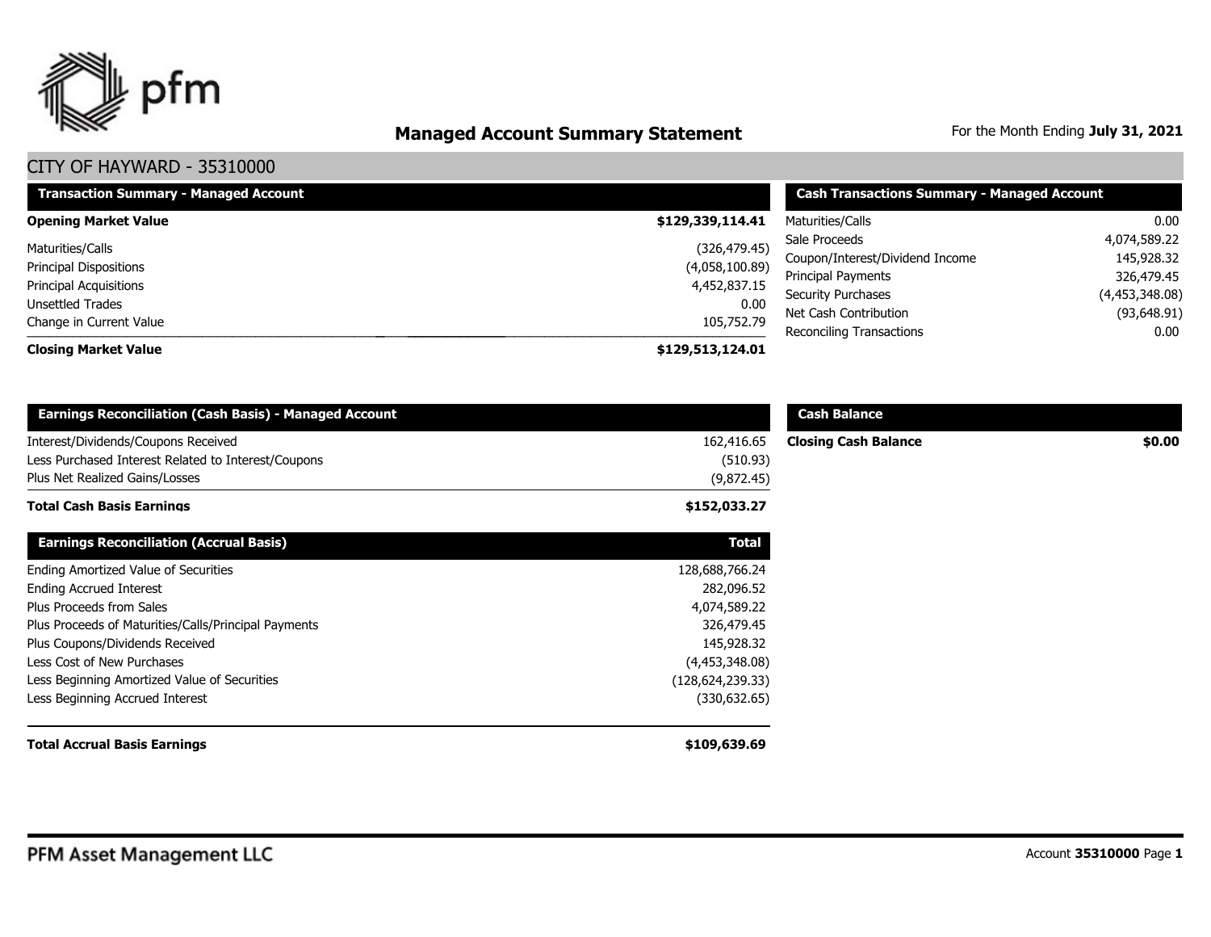# Managed Account Summary Statement

For the Month Ending **July 31, 2021**

## CITY OF HAYWARD - 35310000

| Transaction Summary - Managed Account | |
|---|---|
| **Opening Market Value** | **$129,339,114.41** |
| Maturities/Calls | (326,479.45) |
| Principal Dispositions | (4,058,100.89) |
| Principal Acquisitions | 4,452,837.15 |
| Unsettled Trades | 0.00 |
| Change in Current Value | 105,752.79 |
| **Closing Market Value** | **$129,513,124.01** |

| Cash Transactions Summary - Managed Account | |
|---|---|
| Maturities/Calls | 0.00 |
| Sale Proceeds | 4,074,589.22 |
| Coupon/Interest/Dividend Income | 145,928.32 |
| Principal Payments | 326,479.45 |
| Security Purchases | (4,453,348.08) |
| Net Cash Contribution | (93,648.91) |
| Reconciling Transactions | 0.00 |

| Earnings Reconciliation (Cash Basis) - Managed Account | |
|---|---|
| Interest/Dividends/Coupons Received | 162,416.65 |
| Less Purchased Interest Related to Interest/Coupons | (510.93) |
| Plus Net Realized Gains/Losses | (9,872.45) |
| **Total Cash Basis Earnings** | **$152,033.27** |

| Cash Balance | |
|---|---|
| **Closing Cash Balance** | **$0.00** |

| Earnings Reconciliation (Accrual Basis) | Total |
|---|---|
| Ending Amortized Value of Securities | 128,688,766.24 |
| Ending Accrued Interest | 282,096.52 |
| Plus Proceeds from Sales | 4,074,589.22 |
| Plus Proceeds of Maturities/Calls/Principal Payments | 326,479.45 |
| Plus Coupons/Dividends Received | 145,928.32 |
| Less Cost of New Purchases | (4,453,348.08) |
| Less Beginning Amortized Value of Securities | (128,624,239.33) |
| Less Beginning Accrued Interest | (330,632.65) |
| **Total Accrual Basis Earnings** | **$109,639.69** |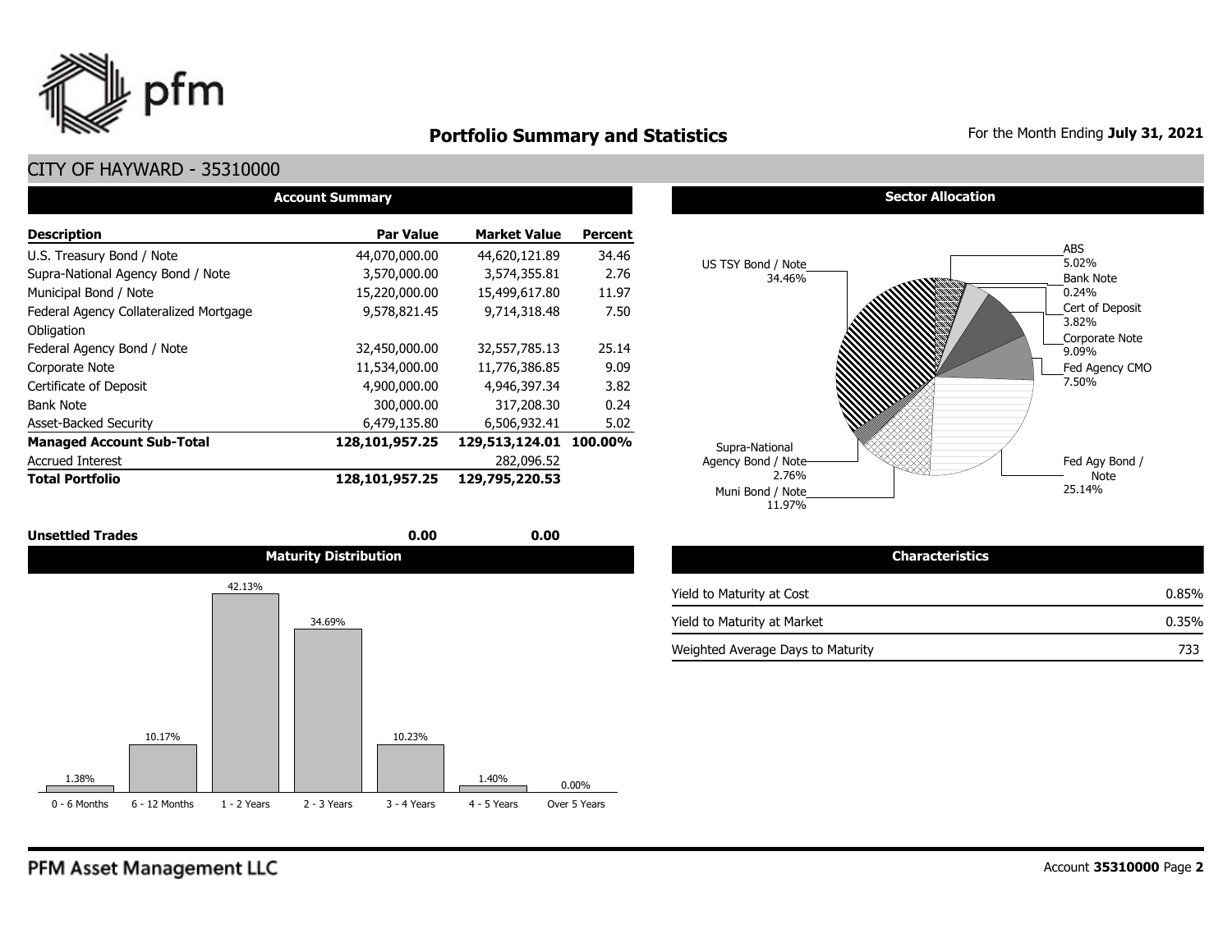# Portfolio Summary and Statistics

For the Month Ending **July 31, 2021**

## CITY OF HAYWARD - 35310000

### Account Summary

| Description | Par Value | Market Value | Percent |
|---|---|---|---|
| U.S. Treasury Bond / Note | 44,070,000.00 | 44,620,121.89 | 34.46 |
| Supra-National Agency Bond / Note | 3,570,000.00 | 3,574,355.81 | 2.76 |
| Municipal Bond / Note | 15,220,000.00 | 15,499,617.80 | 11.97 |
| Federal Agency Collateralized Mortgage Obligation | 9,578,821.45 | 9,714,318.48 | 7.50 |
| Federal Agency Bond / Note | 32,450,000.00 | 32,557,785.13 | 25.14 |
| Corporate Note | 11,534,000.00 | 11,776,386.85 | 9.09 |
| Certificate of Deposit | 4,900,000.00 | 4,946,397.34 | 3.82 |
| Bank Note | 300,000.00 | 317,208.30 | 0.24 |
| Asset-Backed Security | 6,479,135.80 | 6,506,932.41 | 5.02 |
| **Managed Account Sub-Total** | **128,101,957.25** | **129,513,124.01** | **100.00%** |
| Accrued Interest | | 282,096.52 | |
| **Total Portfolio** | **128,101,957.25** | **129,795,220.53** | |
| | | | |
| **Unsettled Trades** | **0.00** | **0.00** | |

### Sector Allocation

| Sector | Percent |
|---|---|
| US TSY Bond / Note | 34.46% |
| ABS | 5.02% |
| Bank Note | 0.24% |
| Cert of Deposit | 3.82% |
| Corporate Note | 9.09% |
| Fed Agency CMO | 7.50% |
| Fed Agy Bond / Note | 25.14% |
| Muni Bond / Note | 11.97% |
| Supra-National Agency Bond / Note | 2.76% |

### Maturity Distribution

| 0 - 6 Months | 6 - 12 Months | 1 - 2 Years | 2 - 3 Years | 3 - 4 Years | 4 - 5 Years | Over 5 Years |
|---|---|---|---|---|---|---|
| 1.38% | 10.17% | 42.13% | 34.69% | 10.23% | 1.40% | 0.00% |

### Characteristics

| Characteristic | Value |
|---|---|
| Yield to Maturity at Cost | 0.85% |
| Yield to Maturity at Market | 0.35% |
| Weighted Average Days to Maturity | 733 |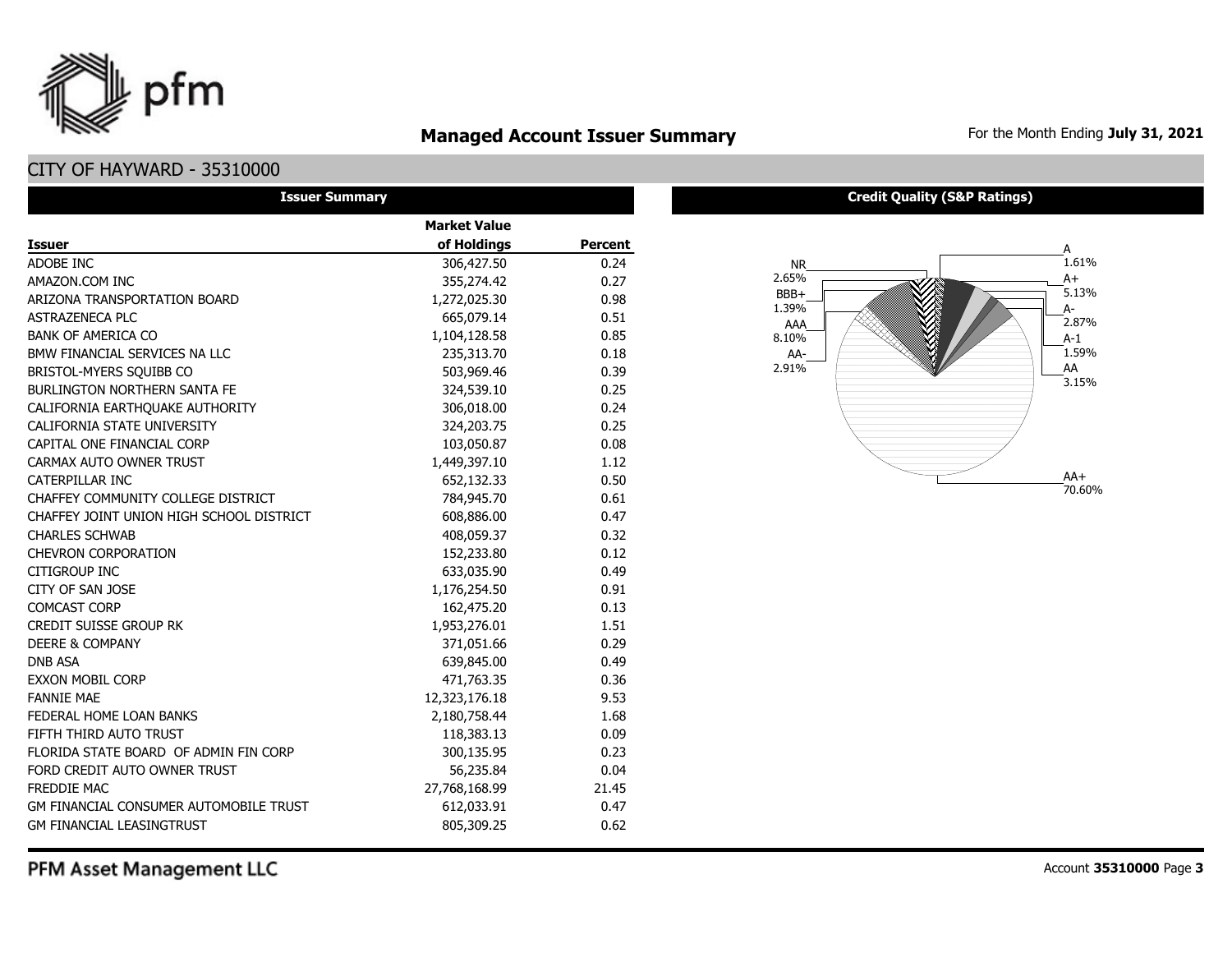# Managed Account Issuer Summary

For the Month Ending **July 31, 2021**

## CITY OF HAYWARD - 35310000

### Issuer Summary

| Issuer | Market Value of Holdings | Percent |
|---|---|---|
| ADOBE INC | 306,427.50 | 0.24 |
| AMAZON.COM INC | 355,274.42 | 0.27 |
| ARIZONA TRANSPORTATION BOARD | 1,272,025.30 | 0.98 |
| ASTRAZENECA PLC | 665,079.14 | 0.51 |
| BANK OF AMERICA CO | 1,104,128.58 | 0.85 |
| BMW FINANCIAL SERVICES NA LLC | 235,313.70 | 0.18 |
| BRISTOL-MYERS SQUIBB CO | 503,969.46 | 0.39 |
| BURLINGTON NORTHERN SANTA FE | 324,539.10 | 0.25 |
| CALIFORNIA EARTHQUAKE AUTHORITY | 306,018.00 | 0.24 |
| CALIFORNIA STATE UNIVERSITY | 324,203.75 | 0.25 |
| CAPITAL ONE FINANCIAL CORP | 103,050.87 | 0.08 |
| CARMAX AUTO OWNER TRUST | 1,449,397.10 | 1.12 |
| CATERPILLAR INC | 652,132.33 | 0.50 |
| CHAFFEY COMMUNITY COLLEGE DISTRICT | 784,945.70 | 0.61 |
| CHAFFEY JOINT UNION HIGH SCHOOL DISTRICT | 608,886.00 | 0.47 |
| CHARLES SCHWAB | 408,059.37 | 0.32 |
| CHEVRON CORPORATION | 152,233.80 | 0.12 |
| CITIGROUP INC | 633,035.90 | 0.49 |
| CITY OF SAN JOSE | 1,176,254.50 | 0.91 |
| COMCAST CORP | 162,475.20 | 0.13 |
| CREDIT SUISSE GROUP RK | 1,953,276.01 | 1.51 |
| DEERE & COMPANY | 371,051.66 | 0.29 |
| DNB ASA | 639,845.00 | 0.49 |
| EXXON MOBIL CORP | 471,763.35 | 0.36 |
| FANNIE MAE | 12,323,176.18 | 9.53 |
| FEDERAL HOME LOAN BANKS | 2,180,758.44 | 1.68 |
| FIFTH THIRD AUTO TRUST | 118,383.13 | 0.09 |
| FLORIDA STATE BOARD OF ADMIN FIN CORP | 300,135.95 | 0.23 |
| FORD CREDIT AUTO OWNER TRUST | 56,235.84 | 0.04 |
| FREDDIE MAC | 27,768,168.99 | 21.45 |
| GM FINANCIAL CONSUMER AUTOMOBILE TRUST | 612,033.91 | 0.47 |
| GM FINANCIAL LEASINGTRUST | 805,309.25 | 0.62 |

### Credit Quality (S&P Ratings)

| Rating | Percent |
|---|---|
| A | 1.61% |
| A+ | 5.13% |
| A- | 2.87% |
| A-1 | 1.59% |
| AA | 3.15% |
| AA+ | 70.60% |
| AA- | 2.91% |
| AAA | 8.10% |
| BBB+ | 1.39% |
| NR | 2.65% |

PFM Asset Management LLC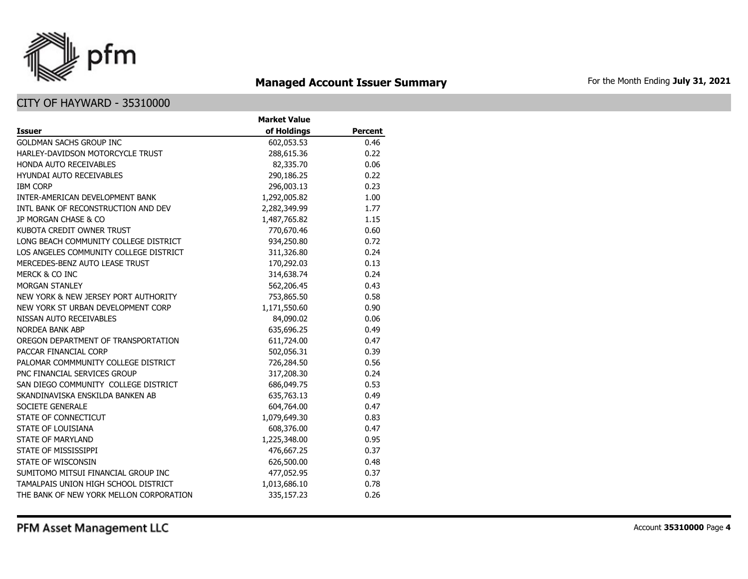## Managed Account Issuer Summary

For the Month Ending **July 31, 2021**

### CITY OF HAYWARD - 35310000

| Issuer | Market Value of Holdings | Percent |
|---|---|---|
| GOLDMAN SACHS GROUP INC | 602,053.53 | 0.46 |
| HARLEY-DAVIDSON MOTORCYCLE TRUST | 288,615.36 | 0.22 |
| HONDA AUTO RECEIVABLES | 82,335.70 | 0.06 |
| HYUNDAI AUTO RECEIVABLES | 290,186.25 | 0.22 |
| IBM CORP | 296,003.13 | 0.23 |
| INTER-AMERICAN DEVELOPMENT BANK | 1,292,005.82 | 1.00 |
| INTL BANK OF RECONSTRUCTION AND DEV | 2,282,349.99 | 1.77 |
| JP MORGAN CHASE & CO | 1,487,765.82 | 1.15 |
| KUBOTA CREDIT OWNER TRUST | 770,670.46 | 0.60 |
| LONG BEACH COMMUNITY COLLEGE DISTRICT | 934,250.80 | 0.72 |
| LOS ANGELES COMMUNITY COLLEGE DISTRICT | 311,326.80 | 0.24 |
| MERCEDES-BENZ AUTO LEASE TRUST | 170,292.03 | 0.13 |
| MERCK & CO INC | 314,638.74 | 0.24 |
| MORGAN STANLEY | 562,206.45 | 0.43 |
| NEW YORK & NEW JERSEY PORT AUTHORITY | 753,865.50 | 0.58 |
| NEW YORK ST URBAN DEVELOPMENT CORP | 1,171,550.60 | 0.90 |
| NISSAN AUTO RECEIVABLES | 84,090.02 | 0.06 |
| NORDEA BANK ABP | 635,696.25 | 0.49 |
| OREGON DEPARTMENT OF TRANSPORTATION | 611,724.00 | 0.47 |
| PACCAR FINANCIAL CORP | 502,056.31 | 0.39 |
| PALOMAR COMMMUNITY COLLEGE DISTRICT | 726,284.50 | 0.56 |
| PNC FINANCIAL SERVICES GROUP | 317,208.30 | 0.24 |
| SAN DIEGO COMMUNITY COLLEGE DISTRICT | 686,049.75 | 0.53 |
| SKANDINAVISKA ENSKILDA BANKEN AB | 635,763.13 | 0.49 |
| SOCIETE GENERALE | 604,764.00 | 0.47 |
| STATE OF CONNECTICUT | 1,079,649.30 | 0.83 |
| STATE OF LOUISIANA | 608,376.00 | 0.47 |
| STATE OF MARYLAND | 1,225,348.00 | 0.95 |
| STATE OF MISSISSIPPI | 476,667.25 | 0.37 |
| STATE OF WISCONSIN | 626,500.00 | 0.48 |
| SUMITOMO MITSUI FINANCIAL GROUP INC | 477,052.95 | 0.37 |
| TAMALPAIS UNION HIGH SCHOOL DISTRICT | 1,013,686.10 | 0.78 |
| THE BANK OF NEW YORK MELLON CORPORATION | 335,157.23 | 0.26 |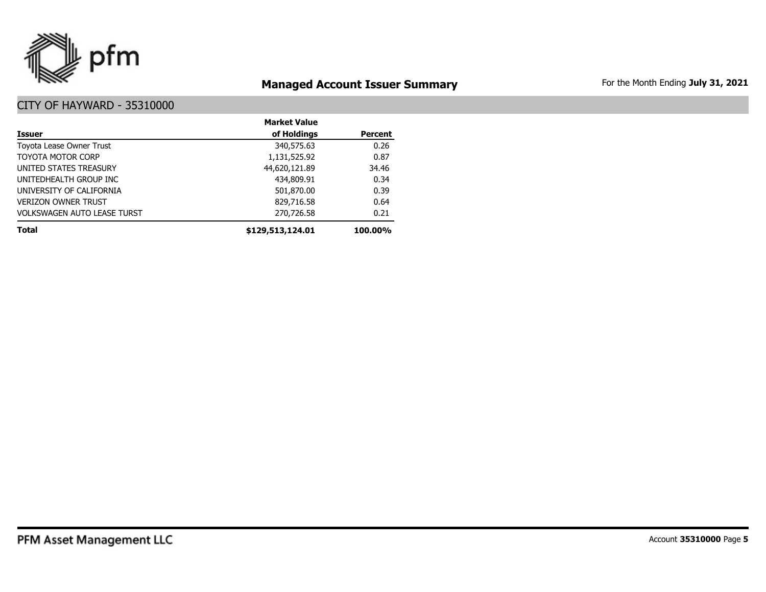# Managed Account Issuer Summary

For the Month Ending **July 31, 2021**

## CITY OF HAYWARD - 35310000

| Issuer | Market Value of Holdings | Percent |
|---|---:|---:|
| Toyota Lease Owner Trust | 340,575.63 | 0.26 |
| TOYOTA MOTOR CORP | 1,131,525.92 | 0.87 |
| UNITED STATES TREASURY | 44,620,121.89 | 34.46 |
| UNITEDHEALTH GROUP INC | 434,809.91 | 0.34 |
| UNIVERSITY OF CALIFORNIA | 501,870.00 | 0.39 |
| VERIZON OWNER TRUST | 829,716.58 | 0.64 |
| VOLKSWAGEN AUTO LEASE TURST | 270,726.58 | 0.21 |
| **Total** | **$129,513,124.01** | **100.00%** |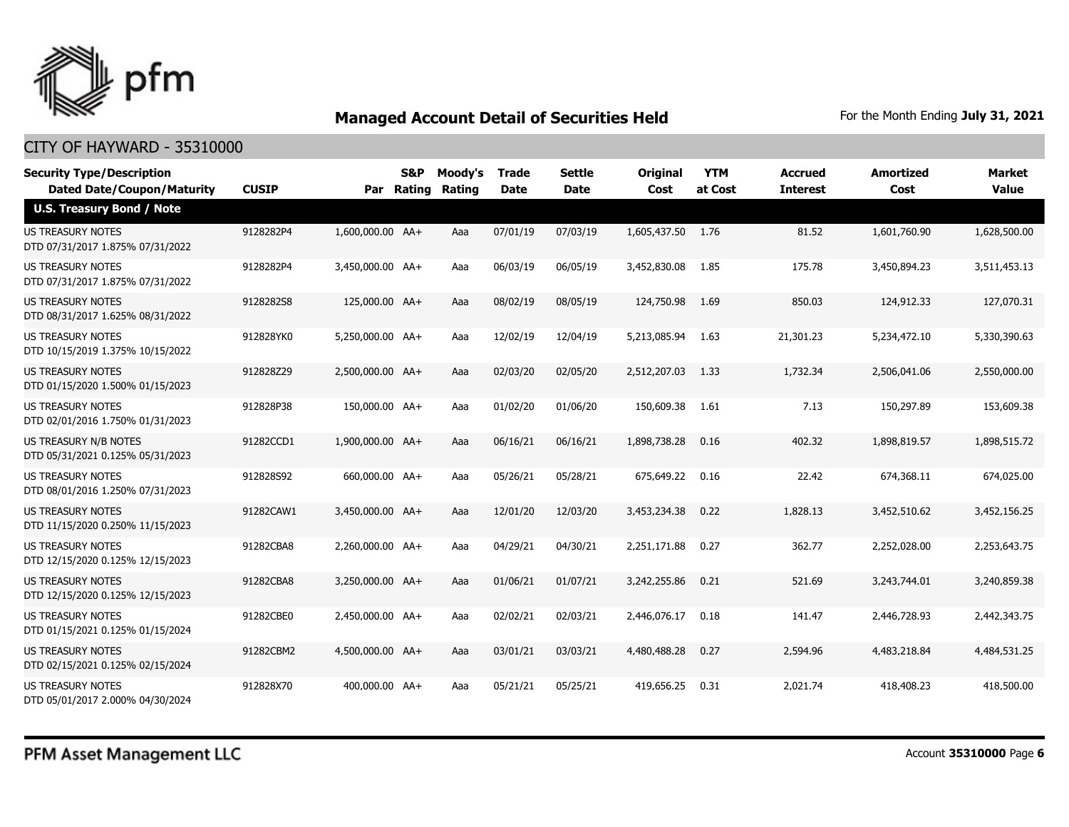## Managed Account Detail of Securities Held

For the Month Ending **July 31, 2021**

### CITY OF HAYWARD - 35310000

| Security Type/Description Dated Date/Coupon/Maturity | CUSIP | Par | S&P Rating | Moody's Rating | Trade Date | Settle Date | Original Cost | YTM at Cost | Accrued Interest | Amortized Cost | Market Value |
|---|---|---|---|---|---|---|---|---|---|---|---|
| **U.S. Treasury Bond / Note** | | | | | | | | | | | |
| US TREASURY NOTES DTD 07/31/2017 1.875% 07/31/2022 | 9128282P4 | 1,600,000.00 | AA+ | Aaa | 07/01/19 | 07/03/19 | 1,605,437.50 | 1.76 | 81.52 | 1,601,760.90 | 1,628,500.00 |
| US TREASURY NOTES DTD 07/31/2017 1.875% 07/31/2022 | 9128282P4 | 3,450,000.00 | AA+ | Aaa | 06/03/19 | 06/05/19 | 3,452,830.08 | 1.85 | 175.78 | 3,450,894.23 | 3,511,453.13 |
| US TREASURY NOTES DTD 08/31/2017 1.625% 08/31/2022 | 9128282S8 | 125,000.00 | AA+ | Aaa | 08/02/19 | 08/05/19 | 124,750.98 | 1.69 | 850.03 | 124,912.33 | 127,070.31 |
| US TREASURY NOTES DTD 10/15/2019 1.375% 10/15/2022 | 912828YK0 | 5,250,000.00 | AA+ | Aaa | 12/02/19 | 12/04/19 | 5,213,085.94 | 1.63 | 21,301.23 | 5,234,472.10 | 5,330,390.63 |
| US TREASURY NOTES DTD 01/15/2020 1.500% 01/15/2023 | 912828Z29 | 2,500,000.00 | AA+ | Aaa | 02/03/20 | 02/05/20 | 2,512,207.03 | 1.33 | 1,732.34 | 2,506,041.06 | 2,550,000.00 |
| US TREASURY NOTES DTD 02/01/2016 1.750% 01/31/2023 | 912828P38 | 150,000.00 | AA+ | Aaa | 01/02/20 | 01/06/20 | 150,609.38 | 1.61 | 7.13 | 150,297.89 | 153,609.38 |
| US TREASURY N/B NOTES DTD 05/31/2021 0.125% 05/31/2023 | 91282CCD1 | 1,900,000.00 | AA+ | Aaa | 06/16/21 | 06/16/21 | 1,898,738.28 | 0.16 | 402.32 | 1,898,819.57 | 1,898,515.72 |
| US TREASURY NOTES DTD 08/01/2016 1.250% 07/31/2023 | 912828S92 | 660,000.00 | AA+ | Aaa | 05/26/21 | 05/28/21 | 675,649.22 | 0.16 | 22.42 | 674,368.11 | 674,025.00 |
| US TREASURY NOTES DTD 11/15/2020 0.250% 11/15/2023 | 91282CAW1 | 3,450,000.00 | AA+ | Aaa | 12/01/20 | 12/03/20 | 3,453,234.38 | 0.22 | 1,828.13 | 3,452,510.62 | 3,452,156.25 |
| US TREASURY NOTES DTD 12/15/2020 0.125% 12/15/2023 | 91282CBA8 | 2,260,000.00 | AA+ | Aaa | 04/29/21 | 04/30/21 | 2,251,171.88 | 0.27 | 362.77 | 2,252,028.00 | 2,253,643.75 |
| US TREASURY NOTES DTD 12/15/2020 0.125% 12/15/2023 | 91282CBA8 | 3,250,000.00 | AA+ | Aaa | 01/06/21 | 01/07/21 | 3,242,255.86 | 0.21 | 521.69 | 3,243,744.01 | 3,240,859.38 |
| US TREASURY NOTES DTD 01/15/2021 0.125% 01/15/2024 | 91282CBE0 | 2,450,000.00 | AA+ | Aaa | 02/02/21 | 02/03/21 | 2,446,076.17 | 0.18 | 141.47 | 2,446,728.93 | 2,442,343.75 |
| US TREASURY NOTES DTD 02/15/2021 0.125% 02/15/2024 | 91282CBM2 | 4,500,000.00 | AA+ | Aaa | 03/01/21 | 03/03/21 | 4,480,488.28 | 0.27 | 2,594.96 | 4,483,218.84 | 4,484,531.25 |
| US TREASURY NOTES DTD 05/01/2017 2.000% 04/30/2024 | 912828X70 | 400,000.00 | AA+ | Aaa | 05/21/21 | 05/25/21 | 419,656.25 | 0.31 | 2,021.74 | 418,408.23 | 418,500.00 |

PFM Asset Management LLC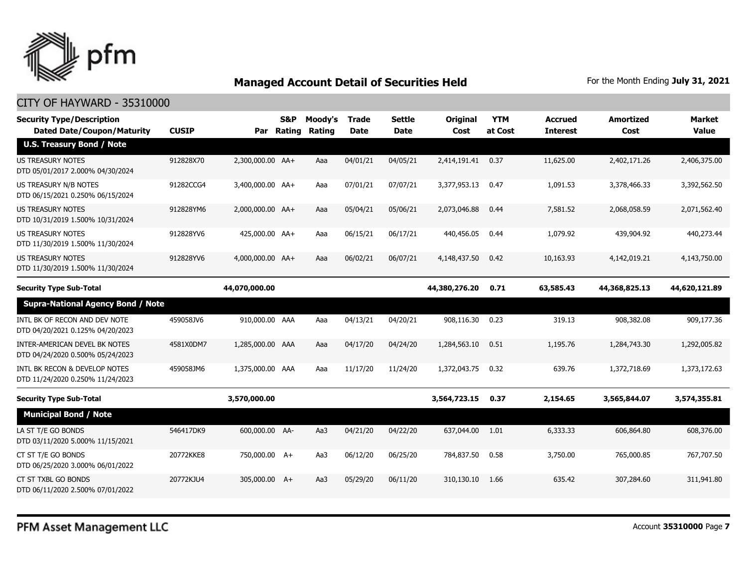## Managed Account Detail of Securities Held

For the Month Ending **July 31, 2021**

CITY OF HAYWARD - 35310000

| Security Type/Description Dated Date/Coupon/Maturity | CUSIP | Par | S&P Rating | Moody's Rating | Trade Date | Settle Date | Original Cost | YTM at Cost | Accrued Interest | Amortized Cost | Market Value |
|---|---|---|---|---|---|---|---|---|---|---|---|
| **U.S. Treasury Bond / Note** | | | | | | | | | | | |
| US TREASURY NOTES DTD 05/01/2017 2.000% 04/30/2024 | 912828X70 | 2,300,000.00 | AA+ | Aaa | 04/01/21 | 04/05/21 | 2,414,191.41 | 0.37 | 11,625.00 | 2,402,171.26 | 2,406,375.00 |
| US TREASURY N/B NOTES DTD 06/15/2021 0.250% 06/15/2024 | 91282CCG4 | 3,400,000.00 | AA+ | Aaa | 07/01/21 | 07/07/21 | 3,377,953.13 | 0.47 | 1,091.53 | 3,378,466.33 | 3,392,562.50 |
| US TREASURY NOTES DTD 10/31/2019 1.500% 10/31/2024 | 912828YM6 | 2,000,000.00 | AA+ | Aaa | 05/04/21 | 05/06/21 | 2,073,046.88 | 0.44 | 7,581.52 | 2,068,058.59 | 2,071,562.40 |
| US TREASURY NOTES DTD 11/30/2019 1.500% 11/30/2024 | 912828YV6 | 425,000.00 | AA+ | Aaa | 06/15/21 | 06/17/21 | 440,456.05 | 0.44 | 1,079.92 | 439,904.92 | 440,273.44 |
| US TREASURY NOTES DTD 11/30/2019 1.500% 11/30/2024 | 912828YV6 | 4,000,000.00 | AA+ | Aaa | 06/02/21 | 06/07/21 | 4,148,437.50 | 0.42 | 10,163.93 | 4,142,019.21 | 4,143,750.00 |
| **Security Type Sub-Total** | | **44,070,000.00** | | | | | **44,380,276.20** | **0.71** | **63,585.43** | **44,368,825.13** | **44,620,121.89** |
| **Supra-National Agency Bond / Note** | | | | | | | | | | | |
| INTL BK OF RECON AND DEV NOTE DTD 04/20/2021 0.125% 04/20/2023 | 459058JV6 | 910,000.00 | AAA | Aaa | 04/13/21 | 04/20/21 | 908,116.30 | 0.23 | 319.13 | 908,382.08 | 909,177.36 |
| INTER-AMERICAN DEVEL BK NOTES DTD 04/24/2020 0.500% 05/24/2023 | 4581X0DM7 | 1,285,000.00 | AAA | Aaa | 04/17/20 | 04/24/20 | 1,284,563.10 | 0.51 | 1,195.76 | 1,284,743.30 | 1,292,005.82 |
| INTL BK RECON & DEVELOP NOTES DTD 11/24/2020 0.250% 11/24/2023 | 459058JM6 | 1,375,000.00 | AAA | Aaa | 11/17/20 | 11/24/20 | 1,372,043.75 | 0.32 | 639.76 | 1,372,718.69 | 1,373,172.63 |
| **Security Type Sub-Total** | | **3,570,000.00** | | | | | **3,564,723.15** | **0.37** | **2,154.65** | **3,565,844.07** | **3,574,355.81** |
| **Municipal Bond / Note** | | | | | | | | | | | |
| LA ST T/E GO BONDS DTD 03/11/2020 5.000% 11/15/2021 | 546417DK9 | 600,000.00 | AA- | Aa3 | 04/21/20 | 04/22/20 | 637,044.00 | 1.01 | 6,333.33 | 606,864.80 | 608,376.00 |
| CT ST T/E GO BONDS DTD 06/25/2020 3.000% 06/01/2022 | 20772KKE8 | 750,000.00 | A+ | Aa3 | 06/12/20 | 06/25/20 | 784,837.50 | 0.58 | 3,750.00 | 765,000.85 | 767,707.50 |
| CT ST TXBL GO BONDS DTD 06/11/2020 2.500% 07/01/2022 | 20772KJU4 | 305,000.00 | A+ | Aa3 | 05/29/20 | 06/11/20 | 310,130.10 | 1.66 | 635.42 | 307,284.60 | 311,941.80 |

PFM Asset Management LLC

Account **35310000**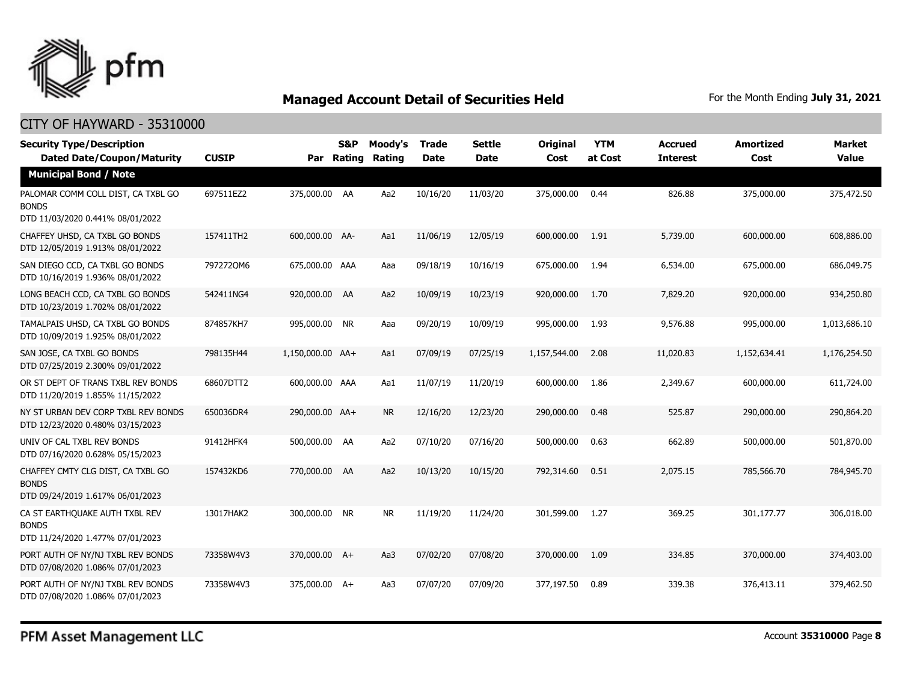# Managed Account Detail of Securities Held

For the Month Ending **July 31, 2021**

## CITY OF HAYWARD - 35310000

| Security Type/Description Dated Date/Coupon/Maturity | CUSIP | Par | S&P Rating | Moody's Rating | Trade Date | Settle Date | Original Cost | YTM at Cost | Accrued Interest | Amortized Cost | Market Value |
|---|---|---|---|---|---|---|---|---|---|---|---|
| **Municipal Bond / Note** | | | | | | | | | | | |
| PALOMAR COMM COLL DIST, CA TXBL GO BONDS DTD 11/03/2020 0.441% 08/01/2022 | 697511EZ2 | 375,000.00 | AA | Aa2 | 10/16/20 | 11/03/20 | 375,000.00 | 0.44 | 826.88 | 375,000.00 | 375,472.50 |
| CHAFFEY UHSD, CA TXBL GO BONDS DTD 12/05/2019 1.913% 08/01/2022 | 157411TH2 | 600,000.00 | AA- | Aa1 | 11/06/19 | 12/05/19 | 600,000.00 | 1.91 | 5,739.00 | 600,000.00 | 608,886.00 |
| SAN DIEGO CCD, CA TXBL GO BONDS DTD 10/16/2019 1.936% 08/01/2022 | 797272QM6 | 675,000.00 | AAA | Aaa | 09/18/19 | 10/16/19 | 675,000.00 | 1.94 | 6,534.00 | 675,000.00 | 686,049.75 |
| LONG BEACH CCD, CA TXBL GO BONDS DTD 10/23/2019 1.702% 08/01/2022 | 542411NG4 | 920,000.00 | AA | Aa2 | 10/09/19 | 10/23/19 | 920,000.00 | 1.70 | 7,829.20 | 920,000.00 | 934,250.80 |
| TAMALPAIS UHSD, CA TXBL GO BONDS DTD 10/09/2019 1.925% 08/01/2022 | 874857KH7 | 995,000.00 | NR | Aaa | 09/20/19 | 10/09/19 | 995,000.00 | 1.93 | 9,576.88 | 995,000.00 | 1,013,686.10 |
| SAN JOSE, CA TXBL GO BONDS DTD 07/25/2019 2.300% 09/01/2022 | 798135H44 | 1,150,000.00 | AA+ | Aa1 | 07/09/19 | 07/25/19 | 1,157,544.00 | 2.08 | 11,020.83 | 1,152,634.41 | 1,176,254.50 |
| OR ST DEPT OF TRANS TXBL REV BONDS DTD 11/20/2019 1.855% 11/15/2022 | 68607DTT2 | 600,000.00 | AAA | Aa1 | 11/07/19 | 11/20/19 | 600,000.00 | 1.86 | 2,349.67 | 600,000.00 | 611,724.00 |
| NY ST URBAN DEV CORP TXBL REV BONDS DTD 12/23/2020 0.480% 03/15/2023 | 650036DR4 | 290,000.00 | AA+ | NR | 12/16/20 | 12/23/20 | 290,000.00 | 0.48 | 525.87 | 290,000.00 | 290,864.20 |
| UNIV OF CAL TXBL REV BONDS DTD 07/16/2020 0.628% 05/15/2023 | 91412HFK4 | 500,000.00 | AA | Aa2 | 07/10/20 | 07/16/20 | 500,000.00 | 0.63 | 662.89 | 500,000.00 | 501,870.00 |
| CHAFFEY CMTY CLG DIST, CA TXBL GO BONDS DTD 09/24/2019 1.617% 06/01/2023 | 157432KD6 | 770,000.00 | AA | Aa2 | 10/13/20 | 10/15/20 | 792,314.60 | 0.51 | 2,075.15 | 785,566.70 | 784,945.70 |
| CA ST EARTHQUAKE AUTH TXBL REV BONDS DTD 11/24/2020 1.477% 07/01/2023 | 13017HAK2 | 300,000.00 | NR | NR | 11/19/20 | 11/24/20 | 301,599.00 | 1.27 | 369.25 | 301,177.77 | 306,018.00 |
| PORT AUTH OF NY/NJ TXBL REV BONDS DTD 07/08/2020 1.086% 07/01/2023 | 73358W4V3 | 370,000.00 | A+ | Aa3 | 07/02/20 | 07/08/20 | 370,000.00 | 1.09 | 334.85 | 370,000.00 | 374,403.00 |
| PORT AUTH OF NY/NJ TXBL REV BONDS DTD 07/08/2020 1.086% 07/01/2023 | 73358W4V3 | 375,000.00 | A+ | Aa3 | 07/07/20 | 07/09/20 | 377,197.50 | 0.89 | 339.38 | 376,413.11 | 379,462.50 |

PFM Asset Management LLC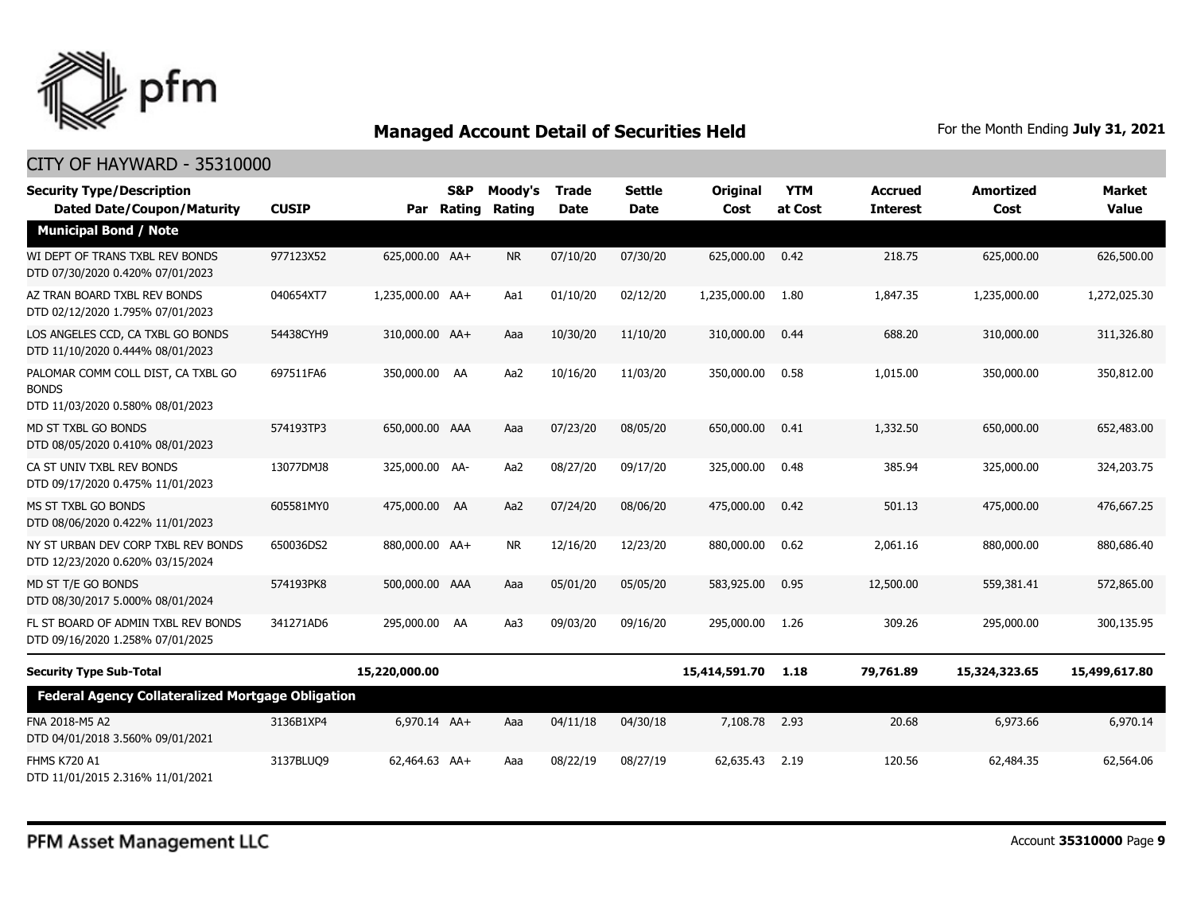## Managed Account Detail of Securities Held

For the Month Ending **July 31, 2021**

### CITY OF HAYWARD - 35310000

| Security Type/Description Dated Date/Coupon/Maturity | CUSIP | Par | S&P Rating | Moody's Rating | Trade Date | Settle Date | Original Cost | YTM at Cost | Accrued Interest | Amortized Cost | Market Value |
|---|---|---|---|---|---|---|---|---|---|---|---|
| **Municipal Bond / Note** | | | | | | | | | | | |
| WI DEPT OF TRANS TXBL REV BONDS DTD 07/30/2020 0.420% 07/01/2023 | 977123X52 | 625,000.00 | AA+ | NR | 07/10/20 | 07/30/20 | 625,000.00 | 0.42 | 218.75 | 625,000.00 | 626,500.00 |
| AZ TRAN BOARD TXBL REV BONDS DTD 02/12/2020 1.795% 07/01/2023 | 040654XT7 | 1,235,000.00 | AA+ | Aa1 | 01/10/20 | 02/12/20 | 1,235,000.00 | 1.80 | 1,847.35 | 1,235,000.00 | 1,272,025.30 |
| LOS ANGELES CCD, CA TXBL GO BONDS DTD 11/10/2020 0.444% 08/01/2023 | 54438CYH9 | 310,000.00 | AA+ | Aaa | 10/30/20 | 11/10/20 | 310,000.00 | 0.44 | 688.20 | 310,000.00 | 311,326.80 |
| PALOMAR COMM COLL DIST, CA TXBL GO BONDS DTD 11/03/2020 0.580% 08/01/2023 | 697511FA6 | 350,000.00 | AA | Aa2 | 10/16/20 | 11/03/20 | 350,000.00 | 0.58 | 1,015.00 | 350,000.00 | 350,812.00 |
| MD ST TXBL GO BONDS DTD 08/05/2020 0.410% 08/01/2023 | 574193TP3 | 650,000.00 | AAA | Aaa | 07/23/20 | 08/05/20 | 650,000.00 | 0.41 | 1,332.50 | 650,000.00 | 652,483.00 |
| CA ST UNIV TXBL REV BONDS DTD 09/17/2020 0.475% 11/01/2023 | 13077DMJ8 | 325,000.00 | AA- | Aa2 | 08/27/20 | 09/17/20 | 325,000.00 | 0.48 | 385.94 | 325,000.00 | 324,203.75 |
| MS ST TXBL GO BONDS DTD 08/06/2020 0.422% 11/01/2023 | 605581MY0 | 475,000.00 | AA | Aa2 | 07/24/20 | 08/06/20 | 475,000.00 | 0.42 | 501.13 | 475,000.00 | 476,667.25 |
| NY ST URBAN DEV CORP TXBL REV BONDS DTD 12/23/2020 0.620% 03/15/2024 | 650036DS2 | 880,000.00 | AA+ | NR | 12/16/20 | 12/23/20 | 880,000.00 | 0.62 | 2,061.16 | 880,000.00 | 880,686.40 |
| MD ST T/E GO BONDS DTD 08/30/2017 5.000% 08/01/2024 | 574193PK8 | 500,000.00 | AAA | Aaa | 05/01/20 | 05/05/20 | 583,925.00 | 0.95 | 12,500.00 | 559,381.41 | 572,865.00 |
| FL ST BOARD OF ADMIN TXBL REV BONDS DTD 09/16/2020 1.258% 07/01/2025 | 341271AD6 | 295,000.00 | AA | Aa3 | 09/03/20 | 09/16/20 | 295,000.00 | 1.26 | 309.26 | 295,000.00 | 300,135.95 |
| **Security Type Sub-Total** | | **15,220,000.00** | | | | | **15,414,591.70** | **1.18** | **79,761.89** | **15,324,323.65** | **15,499,617.80** |
| **Federal Agency Collateralized Mortgage Obligation** | | | | | | | | | | | |
| FNA 2018-M5 A2 DTD 04/01/2018 3.560% 09/01/2021 | 3136B1XP4 | 6,970.14 | AA+ | Aaa | 04/11/18 | 04/30/18 | 7,108.78 | 2.93 | 20.68 | 6,973.66 | 6,970.14 |
| FHMS K720 A1 DTD 11/01/2015 2.316% 11/01/2021 | 3137BLUQ9 | 62,464.63 | AA+ | Aaa | 08/22/19 | 08/27/19 | 62,635.43 | 2.19 | 120.56 | 62,484.35 | 62,564.06 |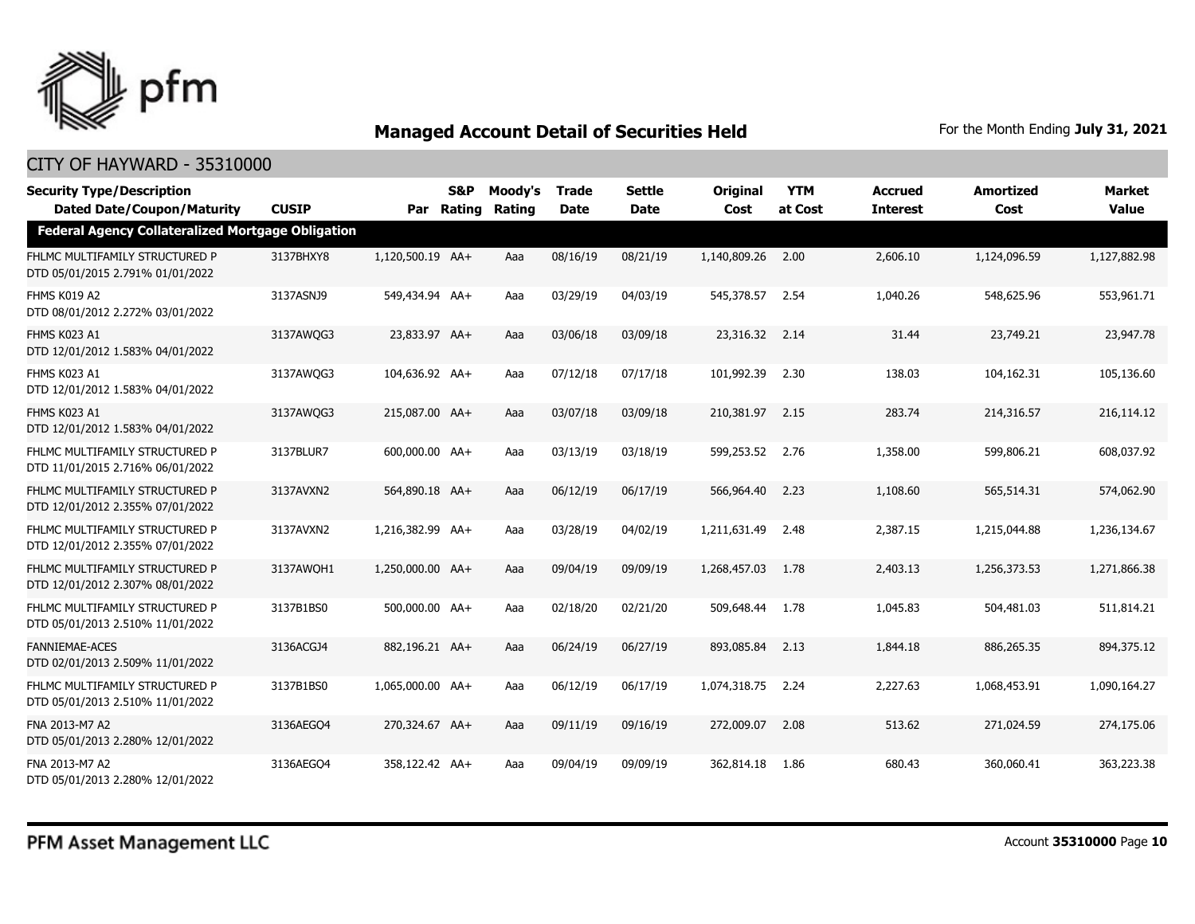## Managed Account Detail of Securities Held

For the Month Ending **July 31, 2021**

CITY OF HAYWARD - 35310000

| Security Type/Description Dated Date/Coupon/Maturity | CUSIP | Par | S&P Rating | Moody's Rating | Trade Date | Settle Date | Original Cost | YTM at Cost | Accrued Interest | Amortized Cost | Market Value |
|---|---|---|---|---|---|---|---|---|---|---|---|
| **Federal Agency Collateralized Mortgage Obligation** | | | | | | | | | | | |
| FHLMC MULTIFAMILY STRUCTURED P DTD 05/01/2015 2.791% 01/01/2022 | 3137BHXY8 | 1,120,500.19 | AA+ | Aaa | 08/16/19 | 08/21/19 | 1,140,809.26 | 2.00 | 2,606.10 | 1,124,096.59 | 1,127,882.98 |
| FHMS K019 A2 DTD 08/01/2012 2.272% 03/01/2022 | 3137ASNJ9 | 549,434.94 | AA+ | Aaa | 03/29/19 | 04/03/19 | 545,378.57 | 2.54 | 1,040.26 | 548,625.96 | 553,961.71 |
| FHMS K023 A1 DTD 12/01/2012 1.583% 04/01/2022 | 3137AWQG3 | 23,833.97 | AA+ | Aaa | 03/06/18 | 03/09/18 | 23,316.32 | 2.14 | 31.44 | 23,749.21 | 23,947.78 |
| FHMS K023 A1 DTD 12/01/2012 1.583% 04/01/2022 | 3137AWQG3 | 104,636.92 | AA+ | Aaa | 07/12/18 | 07/17/18 | 101,992.39 | 2.30 | 138.03 | 104,162.31 | 105,136.60 |
| FHMS K023 A1 DTD 12/01/2012 1.583% 04/01/2022 | 3137AWQG3 | 215,087.00 | AA+ | Aaa | 03/07/18 | 03/09/18 | 210,381.97 | 2.15 | 283.74 | 214,316.57 | 216,114.12 |
| FHLMC MULTIFAMILY STRUCTURED P DTD 11/01/2015 2.716% 06/01/2022 | 3137BLUR7 | 600,000.00 | AA+ | Aaa | 03/13/19 | 03/18/19 | 599,253.52 | 2.76 | 1,358.00 | 599,806.21 | 608,037.92 |
| FHLMC MULTIFAMILY STRUCTURED P DTD 12/01/2012 2.355% 07/01/2022 | 3137AVXN2 | 564,890.18 | AA+ | Aaa | 06/12/19 | 06/17/19 | 566,964.40 | 2.23 | 1,108.60 | 565,514.31 | 574,062.90 |
| FHLMC MULTIFAMILY STRUCTURED P DTD 12/01/2012 2.355% 07/01/2022 | 3137AVXN2 | 1,216,382.99 | AA+ | Aaa | 03/28/19 | 04/02/19 | 1,211,631.49 | 2.48 | 2,387.15 | 1,215,044.88 | 1,236,134.67 |
| FHLMC MULTIFAMILY STRUCTURED P DTD 12/01/2012 2.307% 08/01/2022 | 3137AWQH1 | 1,250,000.00 | AA+ | Aaa | 09/04/19 | 09/09/19 | 1,268,457.03 | 1.78 | 2,403.13 | 1,256,373.53 | 1,271,866.38 |
| FHLMC MULTIFAMILY STRUCTURED P DTD 05/01/2013 2.510% 11/01/2022 | 3137B1BS0 | 500,000.00 | AA+ | Aaa | 02/18/20 | 02/21/20 | 509,648.44 | 1.78 | 1,045.83 | 504,481.03 | 511,814.21 |
| FANNIEMAE-ACES DTD 02/01/2013 2.509% 11/01/2022 | 3136ACGJ4 | 882,196.21 | AA+ | Aaa | 06/24/19 | 06/27/19 | 893,085.84 | 2.13 | 1,844.18 | 886,265.35 | 894,375.12 |
| FHLMC MULTIFAMILY STRUCTURED P DTD 05/01/2013 2.510% 11/01/2022 | 3137B1BS0 | 1,065,000.00 | AA+ | Aaa | 06/12/19 | 06/17/19 | 1,074,318.75 | 2.24 | 2,227.63 | 1,068,453.91 | 1,090,164.27 |
| FNA 2013-M7 A2 DTD 05/01/2013 2.280% 12/01/2022 | 3136AEGQ4 | 270,324.67 | AA+ | Aaa | 09/11/19 | 09/16/19 | 272,009.07 | 2.08 | 513.62 | 271,024.59 | 274,175.06 |
| FNA 2013-M7 A2 DTD 05/01/2013 2.280% 12/01/2022 | 3136AEGQ4 | 358,122.42 | AA+ | Aaa | 09/04/19 | 09/09/19 | 362,814.18 | 1.86 | 680.43 | 360,060.41 | 363,223.38 |

PFM Asset Management LLC

Account **35310000**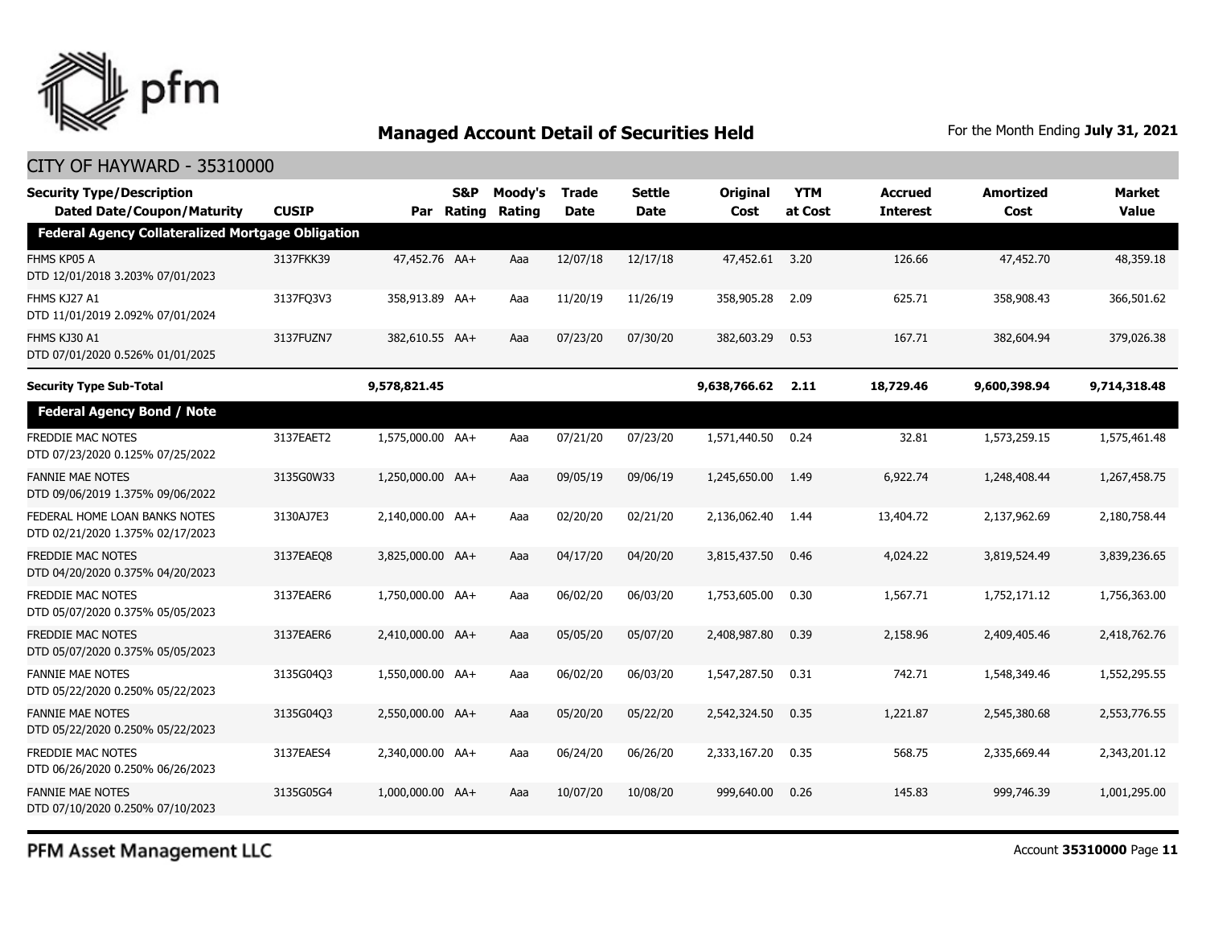# Managed Account Detail of Securities Held

For the Month Ending **July 31, 2021**

CITY OF HAYWARD - 35310000

| Security Type/Description<br>Dated Date/Coupon/Maturity | CUSIP | Par | S&P Rating | Moody's Rating | Trade Date | Settle Date | Original Cost | YTM at Cost | Accrued Interest | Amortized Cost | Market Value |
|---|---|---|---|---|---|---|---|---|---|---|---|
| **Federal Agency Collateralized Mortgage Obligation** | | | | | | | | | | | |
| FHMS KP05 A<br>DTD 12/01/2018 3.203% 07/01/2023 | 3137FKK39 | 47,452.76 | AA+ | Aaa | 12/07/18 | 12/17/18 | 47,452.61 | 3.20 | 126.66 | 47,452.70 | 48,359.18 |
| FHMS KJ27 A1<br>DTD 11/01/2019 2.092% 07/01/2024 | 3137FQ3V3 | 358,913.89 | AA+ | Aaa | 11/20/19 | 11/26/19 | 358,905.28 | 2.09 | 625.71 | 358,908.43 | 366,501.62 |
| FHMS KJ30 A1<br>DTD 07/01/2020 0.526% 01/01/2025 | 3137FUZN7 | 382,610.55 | AA+ | Aaa | 07/23/20 | 07/30/20 | 382,603.29 | 0.53 | 167.71 | 382,604.94 | 379,026.38 |
| **Security Type Sub-Total** | | **9,578,821.45** | | | | | **9,638,766.62** | **2.11** | **18,729.46** | **9,600,398.94** | **9,714,318.48** |
| **Federal Agency Bond / Note** | | | | | | | | | | | |
| FREDDIE MAC NOTES<br>DTD 07/23/2020 0.125% 07/25/2022 | 3137EAET2 | 1,575,000.00 | AA+ | Aaa | 07/21/20 | 07/23/20 | 1,571,440.50 | 0.24 | 32.81 | 1,573,259.15 | 1,575,461.48 |
| FANNIE MAE NOTES<br>DTD 09/06/2019 1.375% 09/06/2022 | 3135G0W33 | 1,250,000.00 | AA+ | Aaa | 09/05/19 | 09/06/19 | 1,245,650.00 | 1.49 | 6,922.74 | 1,248,408.44 | 1,267,458.75 |
| FEDERAL HOME LOAN BANKS NOTES<br>DTD 02/21/2020 1.375% 02/17/2023 | 3130AJ7E3 | 2,140,000.00 | AA+ | Aaa | 02/20/20 | 02/21/20 | 2,136,062.40 | 1.44 | 13,404.72 | 2,137,962.69 | 2,180,758.44 |
| FREDDIE MAC NOTES<br>DTD 04/20/2020 0.375% 04/20/2023 | 3137EAEQ8 | 3,825,000.00 | AA+ | Aaa | 04/17/20 | 04/20/20 | 3,815,437.50 | 0.46 | 4,024.22 | 3,819,524.49 | 3,839,236.65 |
| FREDDIE MAC NOTES<br>DTD 05/07/2020 0.375% 05/05/2023 | 3137EAER6 | 1,750,000.00 | AA+ | Aaa | 06/02/20 | 06/03/20 | 1,753,605.00 | 0.30 | 1,567.71 | 1,752,171.12 | 1,756,363.00 |
| FREDDIE MAC NOTES<br>DTD 05/07/2020 0.375% 05/05/2023 | 3137EAER6 | 2,410,000.00 | AA+ | Aaa | 05/05/20 | 05/07/20 | 2,408,987.80 | 0.39 | 2,158.96 | 2,409,405.46 | 2,418,762.76 |
| FANNIE MAE NOTES<br>DTD 05/22/2020 0.250% 05/22/2023 | 3135G04Q3 | 1,550,000.00 | AA+ | Aaa | 06/02/20 | 06/03/20 | 1,547,287.50 | 0.31 | 742.71 | 1,548,349.46 | 1,552,295.55 |
| FANNIE MAE NOTES<br>DTD 05/22/2020 0.250% 05/22/2023 | 3135G04Q3 | 2,550,000.00 | AA+ | Aaa | 05/20/20 | 05/22/20 | 2,542,324.50 | 0.35 | 1,221.87 | 2,545,380.68 | 2,553,776.55 |
| FREDDIE MAC NOTES<br>DTD 06/26/2020 0.250% 06/26/2023 | 3137EAES4 | 2,340,000.00 | AA+ | Aaa | 06/24/20 | 06/26/20 | 2,333,167.20 | 0.35 | 568.75 | 2,335,669.44 | 2,343,201.12 |
| FANNIE MAE NOTES<br>DTD 07/10/2020 0.250% 07/10/2023 | 3135G05G4 | 1,000,000.00 | AA+ | Aaa | 10/07/20 | 10/08/20 | 999,640.00 | 0.26 | 145.83 | 999,746.39 | 1,001,295.00 |

PFM Asset Management LLC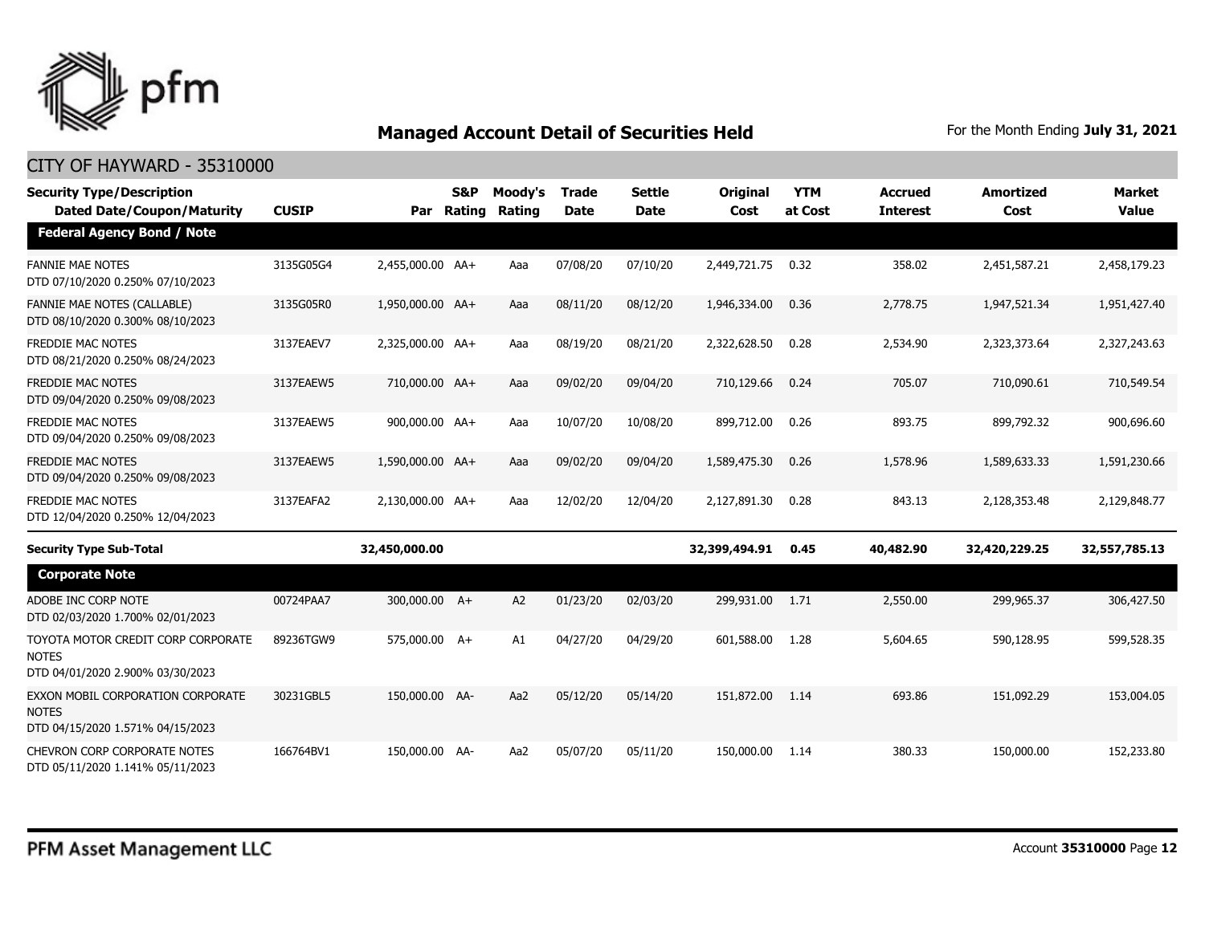## Managed Account Detail of Securities Held

For the Month Ending **July 31, 2021**

CITY OF HAYWARD - 35310000

| Security Type/Description Dated Date/Coupon/Maturity | CUSIP | Par | S&P Rating | Moody's Rating | Trade Date | Settle Date | Original Cost | YTM at Cost | Accrued Interest | Amortized Cost | Market Value |
|---|---|---|---|---|---|---|---|---|---|---|---|
| **Federal Agency Bond / Note** | | | | | | | | | | | |
| FANNIE MAE NOTES DTD 07/10/2020 0.250% 07/10/2023 | 3135G05G4 | 2,455,000.00 | AA+ | Aaa | 07/08/20 | 07/10/20 | 2,449,721.75 | 0.32 | 358.02 | 2,451,587.21 | 2,458,179.23 |
| FANNIE MAE NOTES (CALLABLE) DTD 08/10/2020 0.300% 08/10/2023 | 3135G05R0 | 1,950,000.00 | AA+ | Aaa | 08/11/20 | 08/12/20 | 1,946,334.00 | 0.36 | 2,778.75 | 1,947,521.34 | 1,951,427.40 |
| FREDDIE MAC NOTES DTD 08/21/2020 0.250% 08/24/2023 | 3137EAEV7 | 2,325,000.00 | AA+ | Aaa | 08/19/20 | 08/21/20 | 2,322,628.50 | 0.28 | 2,534.90 | 2,323,373.64 | 2,327,243.63 |
| FREDDIE MAC NOTES DTD 09/04/2020 0.250% 09/08/2023 | 3137EAEW5 | 710,000.00 | AA+ | Aaa | 09/02/20 | 09/04/20 | 710,129.66 | 0.24 | 705.07 | 710,090.61 | 710,549.54 |
| FREDDIE MAC NOTES DTD 09/04/2020 0.250% 09/08/2023 | 3137EAEW5 | 900,000.00 | AA+ | Aaa | 10/07/20 | 10/08/20 | 899,712.00 | 0.26 | 893.75 | 899,792.32 | 900,696.60 |
| FREDDIE MAC NOTES DTD 09/04/2020 0.250% 09/08/2023 | 3137EAEW5 | 1,590,000.00 | AA+ | Aaa | 09/02/20 | 09/04/20 | 1,589,475.30 | 0.26 | 1,578.96 | 1,589,633.33 | 1,591,230.66 |
| FREDDIE MAC NOTES DTD 12/04/2020 0.250% 12/04/2023 | 3137EAFA2 | 2,130,000.00 | AA+ | Aaa | 12/02/20 | 12/04/20 | 2,127,891.30 | 0.28 | 843.13 | 2,128,353.48 | 2,129,848.77 |
| **Security Type Sub-Total** | | **32,450,000.00** | | | | | **32,399,494.91** | **0.45** | **40,482.90** | **32,420,229.25** | **32,557,785.13** |
| **Corporate Note** | | | | | | | | | | | |
| ADOBE INC CORP NOTE DTD 02/03/2020 1.700% 02/01/2023 | 00724PAA7 | 300,000.00 | A+ | A2 | 01/23/20 | 02/03/20 | 299,931.00 | 1.71 | 2,550.00 | 299,965.37 | 306,427.50 |
| TOYOTA MOTOR CREDIT CORP CORPORATE NOTES DTD 04/01/2020 2.900% 03/30/2023 | 89236TGW9 | 575,000.00 | A+ | A1 | 04/27/20 | 04/29/20 | 601,588.00 | 1.28 | 5,604.65 | 590,128.95 | 599,528.35 |
| EXXON MOBIL CORPORATION CORPORATE NOTES DTD 04/15/2020 1.571% 04/15/2023 | 30231GBL5 | 150,000.00 | AA- | Aa2 | 05/12/20 | 05/14/20 | 151,872.00 | 1.14 | 693.86 | 151,092.29 | 153,004.05 |
| CHEVRON CORP CORPORATE NOTES DTD 05/11/2020 1.141% 05/11/2023 | 166764BV1 | 150,000.00 | AA- | Aa2 | 05/07/20 | 05/11/20 | 150,000.00 | 1.14 | 380.33 | 150,000.00 | 152,233.80 |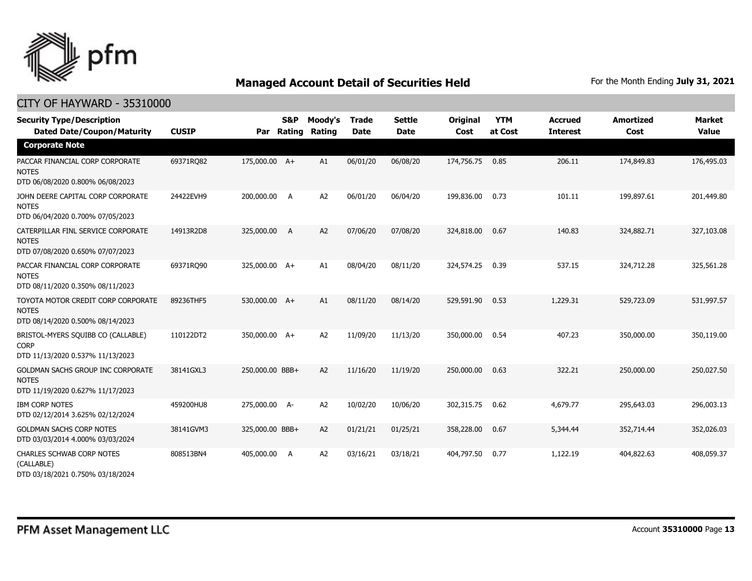## Managed Account Detail of Securities Held

For the Month Ending **July 31, 2021**

### CITY OF HAYWARD - 35310000

| Security Type/Description Dated Date/Coupon/Maturity | CUSIP | Par | S&P Rating | Moody's Rating | Trade Date | Settle Date | Original Cost | YTM at Cost | Accrued Interest | Amortized Cost | Market Value |
|---|---|---|---|---|---|---|---|---|---|---|---|
| **Corporate Note** | | | | | | | | | | | |
| PACCAR FINANCIAL CORP CORPORATE NOTES DTD 06/08/2020 0.800% 06/08/2023 | 69371RQ82 | 175,000.00 | A+ | A1 | 06/01/20 | 06/08/20 | 174,756.75 | 0.85 | 206.11 | 174,849.83 | 176,495.03 |
| JOHN DEERE CAPITAL CORP CORPORATE NOTES DTD 06/04/2020 0.700% 07/05/2023 | 24422EVH9 | 200,000.00 | A | A2 | 06/01/20 | 06/04/20 | 199,836.00 | 0.73 | 101.11 | 199,897.61 | 201,449.80 |
| CATERPILLAR FINL SERVICE CORPORATE NOTES DTD 07/08/2020 0.650% 07/07/2023 | 14913R2D8 | 325,000.00 | A | A2 | 07/06/20 | 07/08/20 | 324,818.00 | 0.67 | 140.83 | 324,882.71 | 327,103.08 |
| PACCAR FINANCIAL CORP CORPORATE NOTES DTD 08/11/2020 0.350% 08/11/2023 | 69371RQ90 | 325,000.00 | A+ | A1 | 08/04/20 | 08/11/20 | 324,574.25 | 0.39 | 537.15 | 324,712.28 | 325,561.28 |
| TOYOTA MOTOR CREDIT CORP CORPORATE NOTES DTD 08/14/2020 0.500% 08/14/2023 | 89236THF5 | 530,000.00 | A+ | A1 | 08/11/20 | 08/14/20 | 529,591.90 | 0.53 | 1,229.31 | 529,723.09 | 531,997.57 |
| BRISTOL-MYERS SQUIBB CO (CALLABLE) CORP DTD 11/13/2020 0.537% 11/13/2023 | 110122DT2 | 350,000.00 | A+ | A2 | 11/09/20 | 11/13/20 | 350,000.00 | 0.54 | 407.23 | 350,000.00 | 350,119.00 |
| GOLDMAN SACHS GROUP INC CORPORATE NOTES DTD 11/19/2020 0.627% 11/17/2023 | 38141GXL3 | 250,000.00 | BBB+ | A2 | 11/16/20 | 11/19/20 | 250,000.00 | 0.63 | 322.21 | 250,000.00 | 250,027.50 |
| IBM CORP NOTES DTD 02/12/2014 3.625% 02/12/2024 | 459200HU8 | 275,000.00 | A- | A2 | 10/02/20 | 10/06/20 | 302,315.75 | 0.62 | 4,679.77 | 295,643.03 | 296,003.13 |
| GOLDMAN SACHS CORP NOTES DTD 03/03/2014 4.000% 03/03/2024 | 38141GVM3 | 325,000.00 | BBB+ | A2 | 01/21/21 | 01/25/21 | 358,228.00 | 0.67 | 5,344.44 | 352,714.44 | 352,026.03 |
| CHARLES SCHWAB CORP NOTES (CALLABLE) DTD 03/18/2021 0.750% 03/18/2024 | 808513BN4 | 405,000.00 | A | A2 | 03/16/21 | 03/18/21 | 404,797.50 | 0.77 | 1,122.19 | 404,822.63 | 408,059.37 |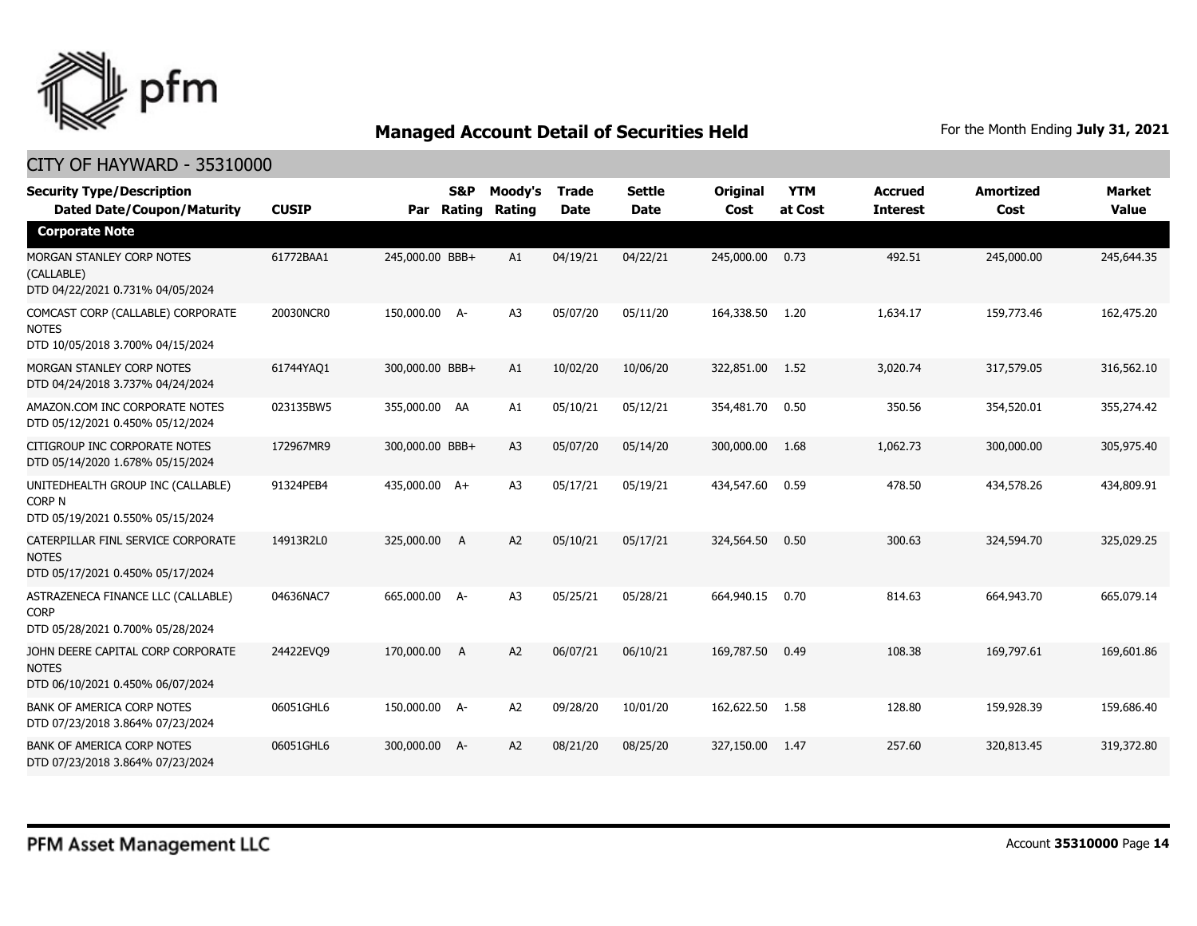# Managed Account Detail of Securities Held

For the Month Ending **July 31, 2021**

## CITY OF HAYWARD - 35310000

| Security Type/Description Dated Date/Coupon/Maturity | CUSIP | Par | S&P Rating | Moody's Rating | Trade Date | Settle Date | Original Cost | YTM at Cost | Accrued Interest | Amortized Cost | Market Value |
|---|---|---|---|---|---|---|---|---|---|---|---|
| **Corporate Note** | | | | | | | | | | | |
| MORGAN STANLEY CORP NOTES (CALLABLE) DTD 04/22/2021 0.731% 04/05/2024 | 61772BAA1 | 245,000.00 | BBB+ | A1 | 04/19/21 | 04/22/21 | 245,000.00 | 0.73 | 492.51 | 245,000.00 | 245,644.35 |
| COMCAST CORP (CALLABLE) CORPORATE NOTES DTD 10/05/2018 3.700% 04/15/2024 | 20030NCR0 | 150,000.00 | A- | A3 | 05/07/20 | 05/11/20 | 164,338.50 | 1.20 | 1,634.17 | 159,773.46 | 162,475.20 |
| MORGAN STANLEY CORP NOTES DTD 04/24/2018 3.737% 04/24/2024 | 61744YAQ1 | 300,000.00 | BBB+ | A1 | 10/02/20 | 10/06/20 | 322,851.00 | 1.52 | 3,020.74 | 317,579.05 | 316,562.10 |
| AMAZON.COM INC CORPORATE NOTES DTD 05/12/2021 0.450% 05/12/2024 | 023135BW5 | 355,000.00 | AA | A1 | 05/10/21 | 05/12/21 | 354,481.70 | 0.50 | 350.56 | 354,520.01 | 355,274.42 |
| CITIGROUP INC CORPORATE NOTES DTD 05/14/2020 1.678% 05/15/2024 | 172967MR9 | 300,000.00 | BBB+ | A3 | 05/07/20 | 05/14/20 | 300,000.00 | 1.68 | 1,062.73 | 300,000.00 | 305,975.40 |
| UNITEDHEALTH GROUP INC (CALLABLE) CORP N DTD 05/19/2021 0.550% 05/15/2024 | 91324PEB4 | 435,000.00 | A+ | A3 | 05/17/21 | 05/19/21 | 434,547.60 | 0.59 | 478.50 | 434,578.26 | 434,809.91 |
| CATERPILLAR FINL SERVICE CORPORATE NOTES DTD 05/17/2021 0.450% 05/17/2024 | 14913R2L0 | 325,000.00 | A | A2 | 05/10/21 | 05/17/21 | 324,564.50 | 0.50 | 300.63 | 324,594.70 | 325,029.25 |
| ASTRAZENECA FINANCE LLC (CALLABLE) CORP DTD 05/28/2021 0.700% 05/28/2024 | 04636NAC7 | 665,000.00 | A- | A3 | 05/25/21 | 05/28/21 | 664,940.15 | 0.70 | 814.63 | 664,943.70 | 665,079.14 |
| JOHN DEERE CAPITAL CORP CORPORATE NOTES DTD 06/10/2021 0.450% 06/07/2024 | 24422EVQ9 | 170,000.00 | A | A2 | 06/07/21 | 06/10/21 | 169,787.50 | 0.49 | 108.38 | 169,797.61 | 169,601.86 |
| BANK OF AMERICA CORP NOTES DTD 07/23/2018 3.864% 07/23/2024 | 06051GHL6 | 150,000.00 | A- | A2 | 09/28/20 | 10/01/20 | 162,622.50 | 1.58 | 128.80 | 159,928.39 | 159,686.40 |
| BANK OF AMERICA CORP NOTES DTD 07/23/2018 3.864% 07/23/2024 | 06051GHL6 | 300,000.00 | A- | A2 | 08/21/20 | 08/25/20 | 327,150.00 | 1.47 | 257.60 | 320,813.45 | 319,372.80 |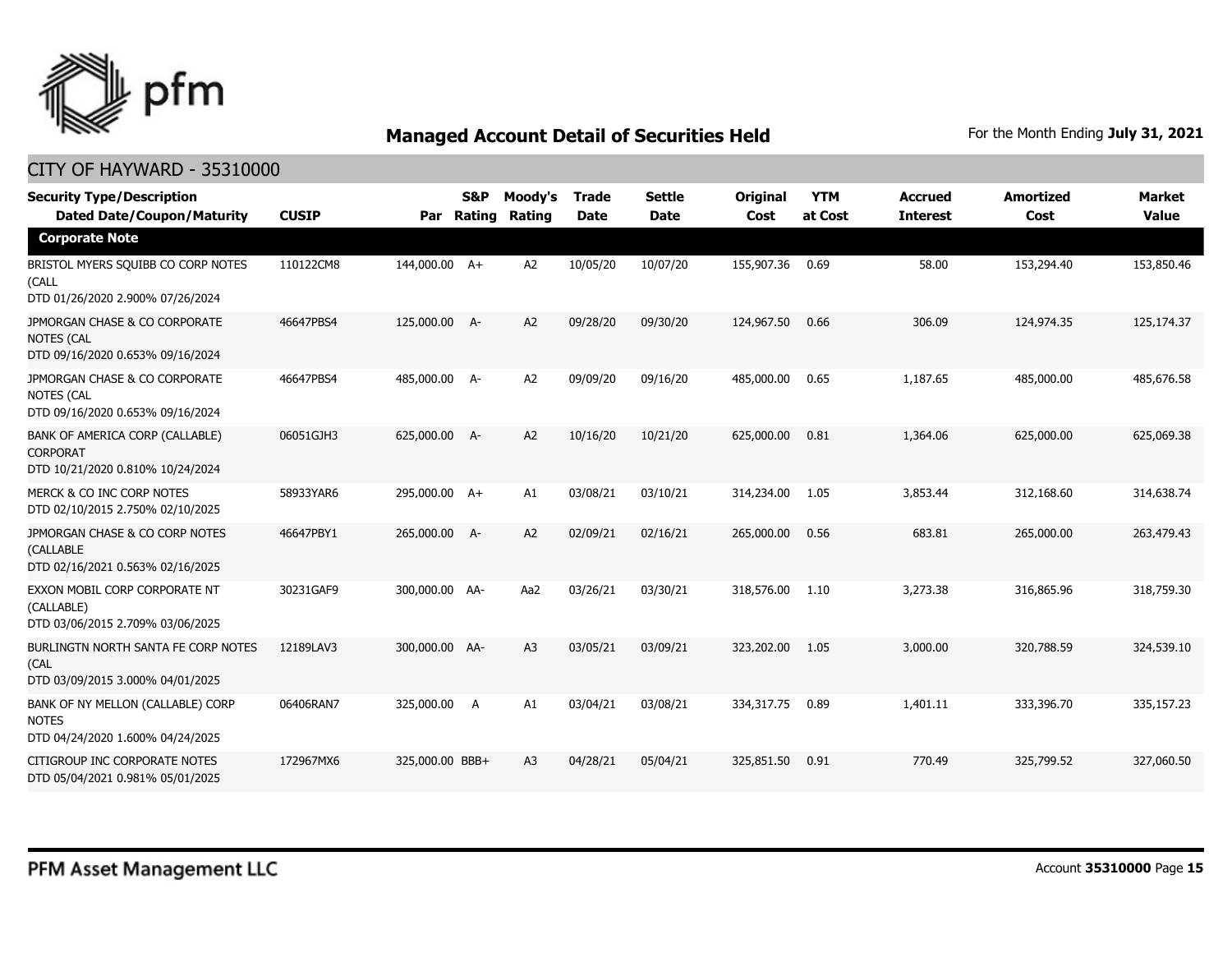# Managed Account Detail of Securities Held

For the Month Ending **July 31, 2021**

## CITY OF HAYWARD - 35310000

| Security Type/Description Dated Date/Coupon/Maturity | CUSIP | Par | S&P Rating | Moody's Rating | Trade Date | Settle Date | Original Cost | YTM at Cost | Accrued Interest | Amortized Cost | Market Value |
|---|---|---|---|---|---|---|---|---|---|---|---|
| **Corporate Note** | | | | | | | | | | | |
| BRISTOL MYERS SQUIBB CO CORP NOTES (CALL DTD 01/26/2020 2.900% 07/26/2024 | 110122CM8 | 144,000.00 | A+ | A2 | 10/05/20 | 10/07/20 | 155,907.36 | 0.69 | 58.00 | 153,294.40 | 153,850.46 |
| JPMORGAN CHASE & CO CORPORATE NOTES (CAL DTD 09/16/2020 0.653% 09/16/2024 | 46647PBS4 | 125,000.00 | A- | A2 | 09/28/20 | 09/30/20 | 124,967.50 | 0.66 | 306.09 | 124,974.35 | 125,174.37 |
| JPMORGAN CHASE & CO CORPORATE NOTES (CAL DTD 09/16/2020 0.653% 09/16/2024 | 46647PBS4 | 485,000.00 | A- | A2 | 09/09/20 | 09/16/20 | 485,000.00 | 0.65 | 1,187.65 | 485,000.00 | 485,676.58 |
| BANK OF AMERICA CORP (CALLABLE) CORPORAT DTD 10/21/2020 0.810% 10/24/2024 | 06051GJH3 | 625,000.00 | A- | A2 | 10/16/20 | 10/21/20 | 625,000.00 | 0.81 | 1,364.06 | 625,000.00 | 625,069.38 |
| MERCK & CO INC CORP NOTES DTD 02/10/2015 2.750% 02/10/2025 | 58933YAR6 | 295,000.00 | A+ | A1 | 03/08/21 | 03/10/21 | 314,234.00 | 1.05 | 3,853.44 | 312,168.60 | 314,638.74 |
| JPMORGAN CHASE & CO CORP NOTES (CALLABLE DTD 02/16/2021 0.563% 02/16/2025 | 46647PBY1 | 265,000.00 | A- | A2 | 02/09/21 | 02/16/21 | 265,000.00 | 0.56 | 683.81 | 265,000.00 | 263,479.43 |
| EXXON MOBIL CORP CORPORATE NT (CALLABLE) DTD 03/06/2015 2.709% 03/06/2025 | 30231GAF9 | 300,000.00 | AA- | Aa2 | 03/26/21 | 03/30/21 | 318,576.00 | 1.10 | 3,273.38 | 316,865.96 | 318,759.30 |
| BURLINGTN NORTH SANTA FE CORP NOTES (CAL DTD 03/09/2015 3.000% 04/01/2025 | 12189LAV3 | 300,000.00 | AA- | A3 | 03/05/21 | 03/09/21 | 323,202.00 | 1.05 | 3,000.00 | 320,788.59 | 324,539.10 |
| BANK OF NY MELLON (CALLABLE) CORP NOTES DTD 04/24/2020 1.600% 04/24/2025 | 06406RAN7 | 325,000.00 | A | A1 | 03/04/21 | 03/08/21 | 334,317.75 | 0.89 | 1,401.11 | 333,396.70 | 335,157.23 |
| CITIGROUP INC CORPORATE NOTES DTD 05/04/2021 0.981% 05/01/2025 | 172967MX6 | 325,000.00 | BBB+ | A3 | 04/28/21 | 05/04/21 | 325,851.50 | 0.91 | 770.49 | 325,799.52 | 327,060.50 |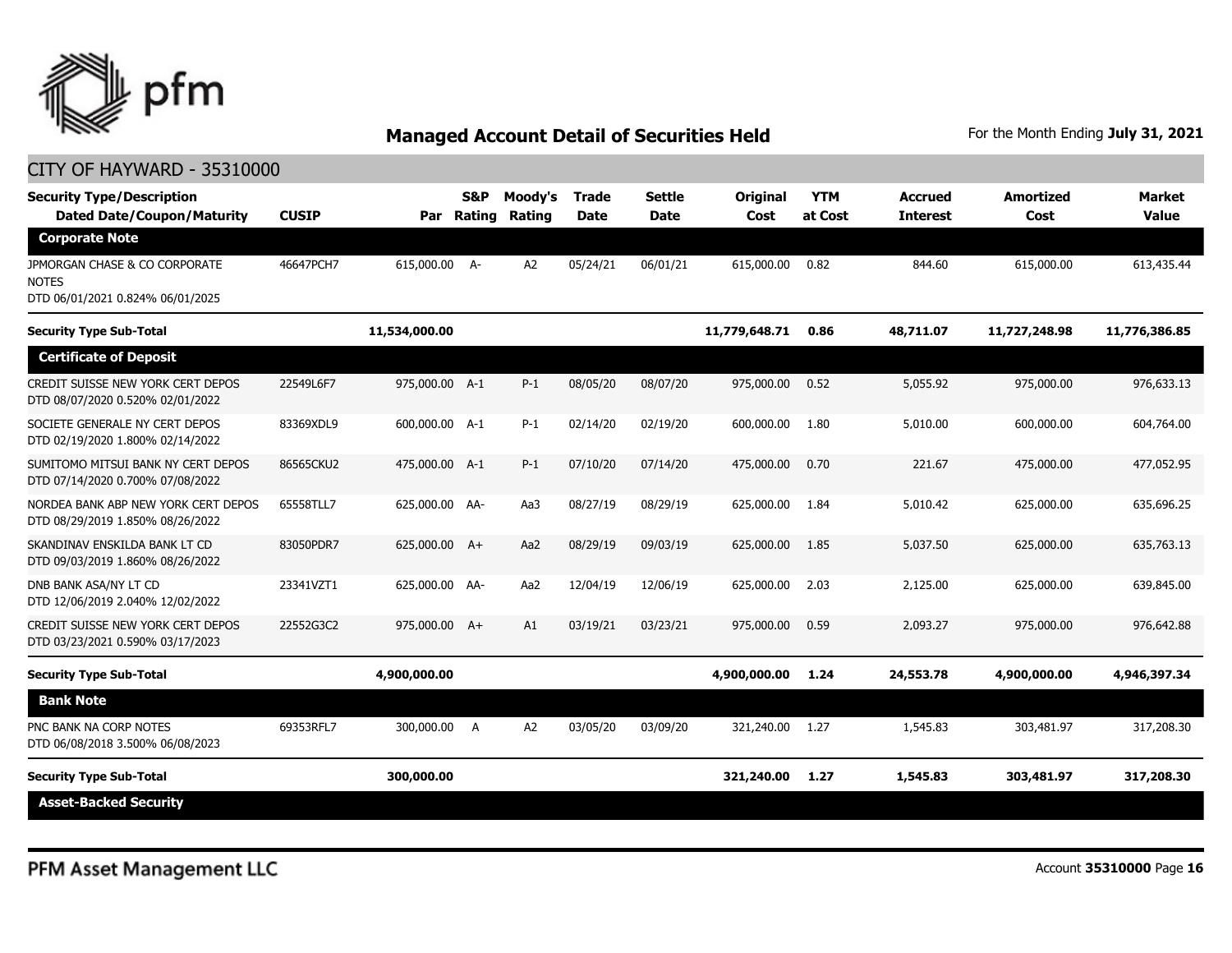## Managed Account Detail of Securities Held

For the Month Ending **July 31, 2021**

CITY OF HAYWARD - 35310000

| Security Type/Description<br>Dated Date/Coupon/Maturity | CUSIP | Par | S&P Rating | Moody's Rating | Trade Date | Settle Date | Original Cost | YTM at Cost | Accrued Interest | Amortized Cost | Market Value |
|---|---|---|---|---|---|---|---|---|---|---|---|
| **Corporate Note** | | | | | | | | | | | |
| JPMORGAN CHASE & CO CORPORATE NOTES<br>DTD 06/01/2021 0.824% 06/01/2025 | 46647PCH7 | 615,000.00 | A- | A2 | 05/24/21 | 06/01/21 | 615,000.00 | 0.82 | 844.60 | 615,000.00 | 613,435.44 |
| **Security Type Sub-Total** | | **11,534,000.00** | | | | | **11,779,648.71** | **0.86** | **48,711.07** | **11,727,248.98** | **11,776,386.85** |
| **Certificate of Deposit** | | | | | | | | | | | |
| CREDIT SUISSE NEW YORK CERT DEPOS<br>DTD 08/07/2020 0.520% 02/01/2022 | 22549L6F7 | 975,000.00 | A-1 | P-1 | 08/05/20 | 08/07/20 | 975,000.00 | 0.52 | 5,055.92 | 975,000.00 | 976,633.13 |
| SOCIETE GENERALE NY CERT DEPOS<br>DTD 02/19/2020 1.800% 02/14/2022 | 83369XDL9 | 600,000.00 | A-1 | P-1 | 02/14/20 | 02/19/20 | 600,000.00 | 1.80 | 5,010.00 | 600,000.00 | 604,764.00 |
| SUMITOMO MITSUI BANK NY CERT DEPOS<br>DTD 07/14/2020 0.700% 07/08/2022 | 86565CKU2 | 475,000.00 | A-1 | P-1 | 07/10/20 | 07/14/20 | 475,000.00 | 0.70 | 221.67 | 475,000.00 | 477,052.95 |
| NORDEA BANK ABP NEW YORK CERT DEPOS<br>DTD 08/29/2019 1.850% 08/26/2022 | 65558TLL7 | 625,000.00 | AA- | Aa3 | 08/27/19 | 08/29/19 | 625,000.00 | 1.84 | 5,010.42 | 625,000.00 | 635,696.25 |
| SKANDINAV ENSKILDA BANK LT CD<br>DTD 09/03/2019 1.860% 08/26/2022 | 83050PDR7 | 625,000.00 | A+ | Aa2 | 08/29/19 | 09/03/19 | 625,000.00 | 1.85 | 5,037.50 | 625,000.00 | 635,763.13 |
| DNB BANK ASA/NY LT CD<br>DTD 12/06/2019 2.040% 12/02/2022 | 23341VZT1 | 625,000.00 | AA- | Aa2 | 12/04/19 | 12/06/19 | 625,000.00 | 2.03 | 2,125.00 | 625,000.00 | 639,845.00 |
| CREDIT SUISSE NEW YORK CERT DEPOS<br>DTD 03/23/2021 0.590% 03/17/2023 | 22552G3C2 | 975,000.00 | A+ | A1 | 03/19/21 | 03/23/21 | 975,000.00 | 0.59 | 2,093.27 | 975,000.00 | 976,642.88 |
| **Security Type Sub-Total** | | **4,900,000.00** | | | | | **4,900,000.00** | **1.24** | **24,553.78** | **4,900,000.00** | **4,946,397.34** |
| **Bank Note** | | | | | | | | | | | |
| PNC BANK NA CORP NOTES<br>DTD 06/08/2018 3.500% 06/08/2023 | 69353RFL7 | 300,000.00 | A | A2 | 03/05/20 | 03/09/20 | 321,240.00 | 1.27 | 1,545.83 | 303,481.97 | 317,208.30 |
| **Security Type Sub-Total** | | **300,000.00** | | | | | **321,240.00** | **1.27** | **1,545.83** | **303,481.97** | **317,208.30** |
| **Asset-Backed Security** | | | | | | | | | | | |

PFM Asset Management LLC

Account **35310000** Page **16**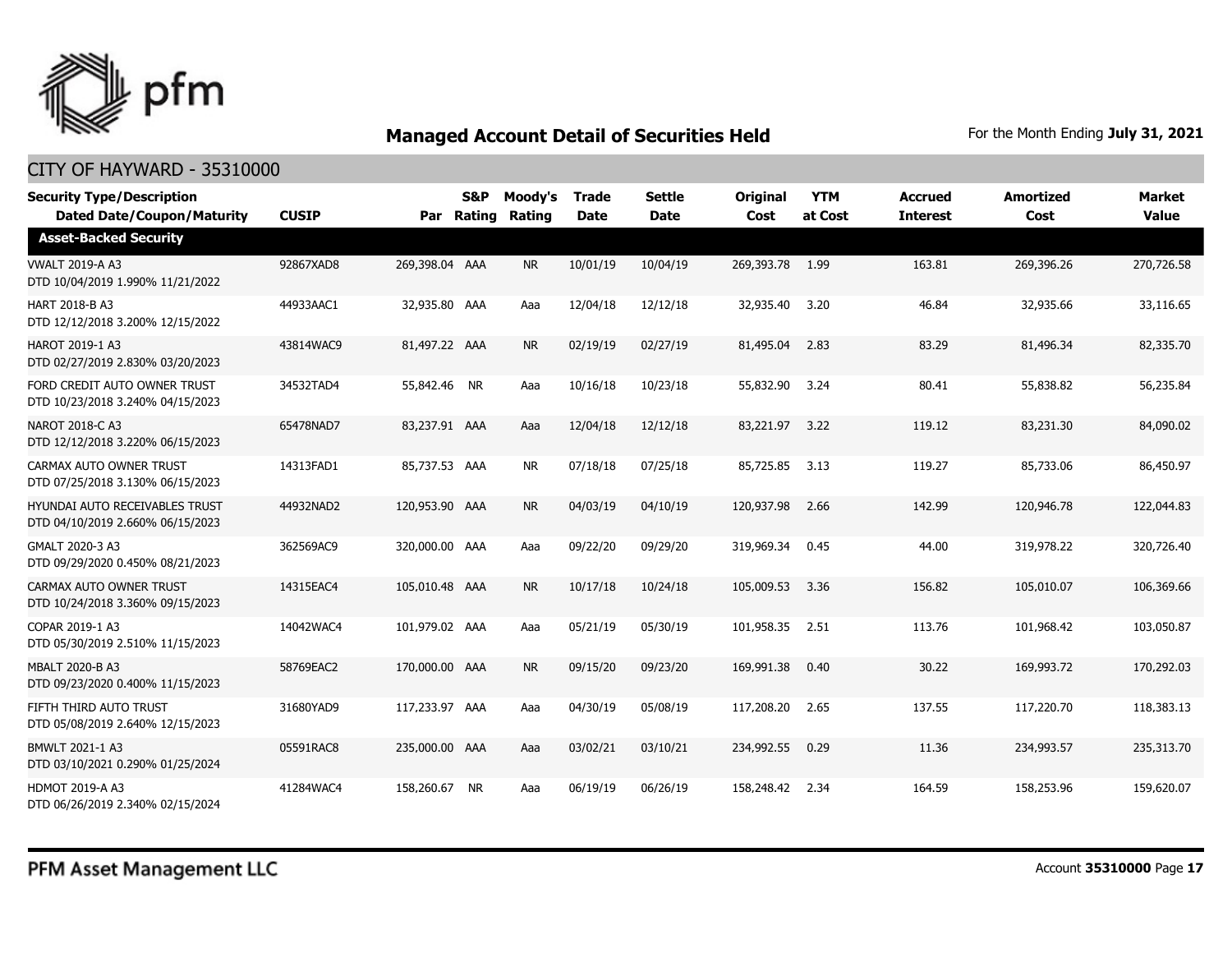## Managed Account Detail of Securities Held

For the Month Ending **July 31, 2021**

### CITY OF HAYWARD - 35310000

| Security Type/Description Dated Date/Coupon/Maturity | CUSIP | Par | S&P Rating | Moody's Rating | Trade Date | Settle Date | Original Cost | YTM at Cost | Accrued Interest | Amortized Cost | Market Value |
|---|---|---|---|---|---|---|---|---|---|---|---|
| **Asset-Backed Security** | | | | | | | | | | | |
| VWALT 2019-A A3 DTD 10/04/2019 1.990% 11/21/2022 | 92867XAD8 | 269,398.04 | AAA | NR | 10/01/19 | 10/04/19 | 269,393.78 | 1.99 | 163.81 | 269,396.26 | 270,726.58 |
| HART 2018-B A3 DTD 12/12/2018 3.200% 12/15/2022 | 44933AAC1 | 32,935.80 | AAA | Aaa | 12/04/18 | 12/12/18 | 32,935.40 | 3.20 | 46.84 | 32,935.66 | 33,116.65 |
| HAROT 2019-1 A3 DTD 02/27/2019 2.830% 03/20/2023 | 43814WAC9 | 81,497.22 | AAA | NR | 02/19/19 | 02/27/19 | 81,495.04 | 2.83 | 83.29 | 81,496.34 | 82,335.70 |
| FORD CREDIT AUTO OWNER TRUST DTD 10/23/2018 3.240% 04/15/2023 | 34532TAD4 | 55,842.46 | NR | Aaa | 10/16/18 | 10/23/18 | 55,832.90 | 3.24 | 80.41 | 55,838.82 | 56,235.84 |
| NAROT 2018-C A3 DTD 12/12/2018 3.220% 06/15/2023 | 65478NAD7 | 83,237.91 | AAA | Aaa | 12/04/18 | 12/12/18 | 83,221.97 | 3.22 | 119.12 | 83,231.30 | 84,090.02 |
| CARMAX AUTO OWNER TRUST DTD 07/25/2018 3.130% 06/15/2023 | 14313FAD1 | 85,737.53 | AAA | NR | 07/18/18 | 07/25/18 | 85,725.85 | 3.13 | 119.27 | 85,733.06 | 86,450.97 |
| HYUNDAI AUTO RECEIVABLES TRUST DTD 04/10/2019 2.660% 06/15/2023 | 44932NAD2 | 120,953.90 | AAA | NR | 04/03/19 | 04/10/19 | 120,937.98 | 2.66 | 142.99 | 120,946.78 | 122,044.83 |
| GMALT 2020-3 A3 DTD 09/29/2020 0.450% 08/21/2023 | 362569AC9 | 320,000.00 | AAA | Aaa | 09/22/20 | 09/29/20 | 319,969.34 | 0.45 | 44.00 | 319,978.22 | 320,726.40 |
| CARMAX AUTO OWNER TRUST DTD 10/24/2018 3.360% 09/15/2023 | 14315EAC4 | 105,010.48 | AAA | NR | 10/17/18 | 10/24/18 | 105,009.53 | 3.36 | 156.82 | 105,010.07 | 106,369.66 |
| COPAR 2019-1 A3 DTD 05/30/2019 2.510% 11/15/2023 | 14042WAC4 | 101,979.02 | AAA | Aaa | 05/21/19 | 05/30/19 | 101,958.35 | 2.51 | 113.76 | 101,968.42 | 103,050.87 |
| MBALT 2020-B A3 DTD 09/23/2020 0.400% 11/15/2023 | 58769EAC2 | 170,000.00 | AAA | NR | 09/15/20 | 09/23/20 | 169,991.38 | 0.40 | 30.22 | 169,993.72 | 170,292.03 |
| FIFTH THIRD AUTO TRUST DTD 05/08/2019 2.640% 12/15/2023 | 31680YAD9 | 117,233.97 | AAA | Aaa | 04/30/19 | 05/08/19 | 117,208.20 | 2.65 | 137.55 | 117,220.70 | 118,383.13 |
| BMWLT 2021-1 A3 DTD 03/10/2021 0.290% 01/25/2024 | 05591RAC8 | 235,000.00 | AAA | Aaa | 03/02/21 | 03/10/21 | 234,992.55 | 0.29 | 11.36 | 234,993.57 | 235,313.70 |
| HDMOT 2019-A A3 DTD 06/26/2019 2.340% 02/15/2024 | 41284WAC4 | 158,260.67 | NR | Aaa | 06/19/19 | 06/26/19 | 158,248.42 | 2.34 | 164.59 | 158,253.96 | 159,620.07 |

PFM Asset Management LLC

Account **35310000**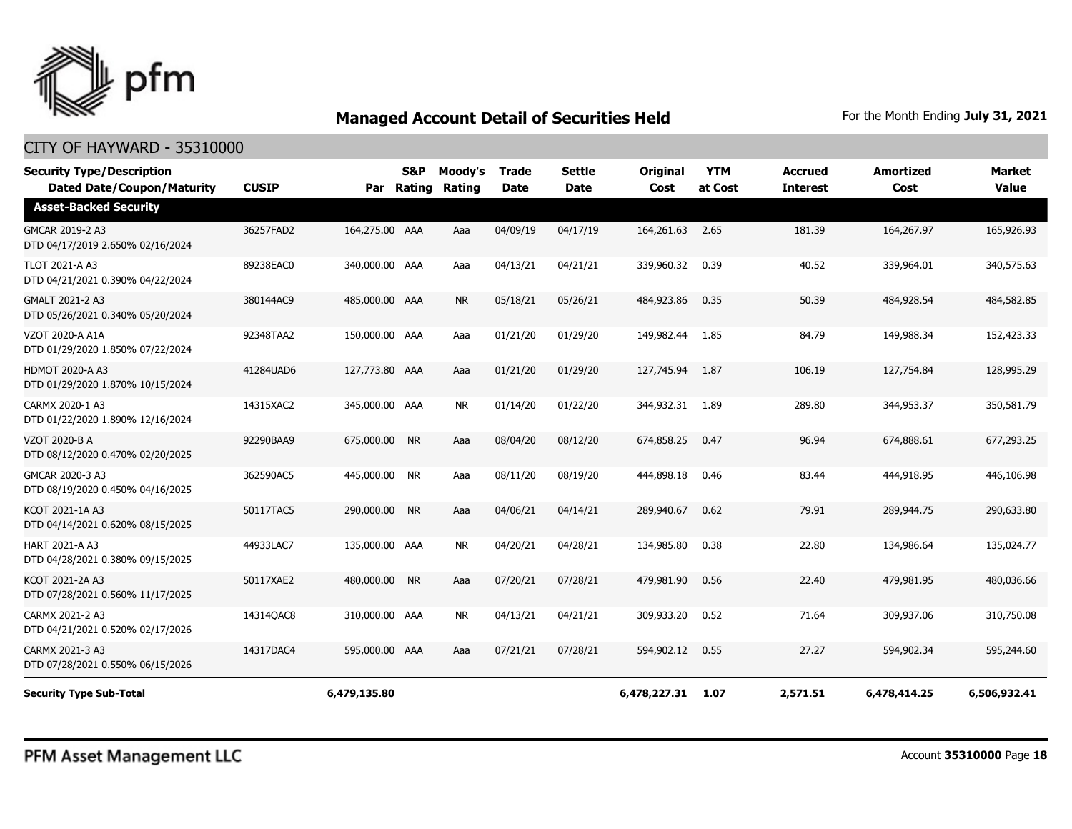# Managed Account Detail of Securities Held

For the Month Ending **July 31, 2021**

## CITY OF HAYWARD - 35310000

| Security Type/Description Dated Date/Coupon/Maturity | CUSIP | Par | S&P Rating | Moody's Rating | Trade Date | Settle Date | Original Cost | YTM at Cost | Accrued Interest | Amortized Cost | Market Value |
|---|---|---|---|---|---|---|---|---|---|---|---|
| **Asset-Backed Security** | | | | | | | | | | | |
| GMCAR 2019-2 A3 DTD 04/17/2019 2.650% 02/16/2024 | 36257FAD2 | 164,275.00 | AAA | Aaa | 04/09/19 | 04/17/19 | 164,261.63 | 2.65 | 181.39 | 164,267.97 | 165,926.93 |
| TLOT 2021-A A3 DTD 04/21/2021 0.390% 04/22/2024 | 89238EAC0 | 340,000.00 | AAA | Aaa | 04/13/21 | 04/21/21 | 339,960.32 | 0.39 | 40.52 | 339,964.01 | 340,575.63 |
| GMALT 2021-2 A3 DTD 05/26/2021 0.340% 05/20/2024 | 380144AC9 | 485,000.00 | AAA | NR | 05/18/21 | 05/26/21 | 484,923.86 | 0.35 | 50.39 | 484,928.54 | 484,582.85 |
| VZOT 2020-A A1A DTD 01/29/2020 1.850% 07/22/2024 | 92348TAA2 | 150,000.00 | AAA | Aaa | 01/21/20 | 01/29/20 | 149,982.44 | 1.85 | 84.79 | 149,988.34 | 152,423.33 |
| HDMOT 2020-A A3 DTD 01/29/2020 1.870% 10/15/2024 | 41284UAD6 | 127,773.80 | AAA | Aaa | 01/21/20 | 01/29/20 | 127,745.94 | 1.87 | 106.19 | 127,754.84 | 128,995.29 |
| CARMX 2020-1 A3 DTD 01/22/2020 1.890% 12/16/2024 | 14315XAC2 | 345,000.00 | AAA | NR | 01/14/20 | 01/22/20 | 344,932.31 | 1.89 | 289.80 | 344,953.37 | 350,581.79 |
| VZOT 2020-B A DTD 08/12/2020 0.470% 02/20/2025 | 92290BAA9 | 675,000.00 | NR | Aaa | 08/04/20 | 08/12/20 | 674,858.25 | 0.47 | 96.94 | 674,888.61 | 677,293.25 |
| GMCAR 2020-3 A3 DTD 08/19/2020 0.450% 04/16/2025 | 362590AC5 | 445,000.00 | NR | Aaa | 08/11/20 | 08/19/20 | 444,898.18 | 0.46 | 83.44 | 444,918.95 | 446,106.98 |
| KCOT 2021-1A A3 DTD 04/14/2021 0.620% 08/15/2025 | 50117TAC5 | 290,000.00 | NR | Aaa | 04/06/21 | 04/14/21 | 289,940.67 | 0.62 | 79.91 | 289,944.75 | 290,633.80 |
| HART 2021-A A3 DTD 04/28/2021 0.380% 09/15/2025 | 44933LAC7 | 135,000.00 | AAA | NR | 04/20/21 | 04/28/21 | 134,985.80 | 0.38 | 22.80 | 134,986.64 | 135,024.77 |
| KCOT 2021-2A A3 DTD 07/28/2021 0.560% 11/17/2025 | 50117XAE2 | 480,000.00 | NR | Aaa | 07/20/21 | 07/28/21 | 479,981.90 | 0.56 | 22.40 | 479,981.95 | 480,036.66 |
| CARMX 2021-2 A3 DTD 04/21/2021 0.520% 02/17/2026 | 14314QAC8 | 310,000.00 | AAA | NR | 04/13/21 | 04/21/21 | 309,933.20 | 0.52 | 71.64 | 309,937.06 | 310,750.08 |
| CARMX 2021-3 A3 DTD 07/28/2021 0.550% 06/15/2026 | 14317DAC4 | 595,000.00 | AAA | Aaa | 07/21/21 | 07/28/21 | 594,902.12 | 0.55 | 27.27 | 594,902.34 | 595,244.60 |
| **Security Type Sub-Total** | | **6,479,135.80** | | | | | **6,478,227.31** | **1.07** | **2,571.51** | **6,478,414.25** | **6,506,932.41** |

PFM Asset Management LLC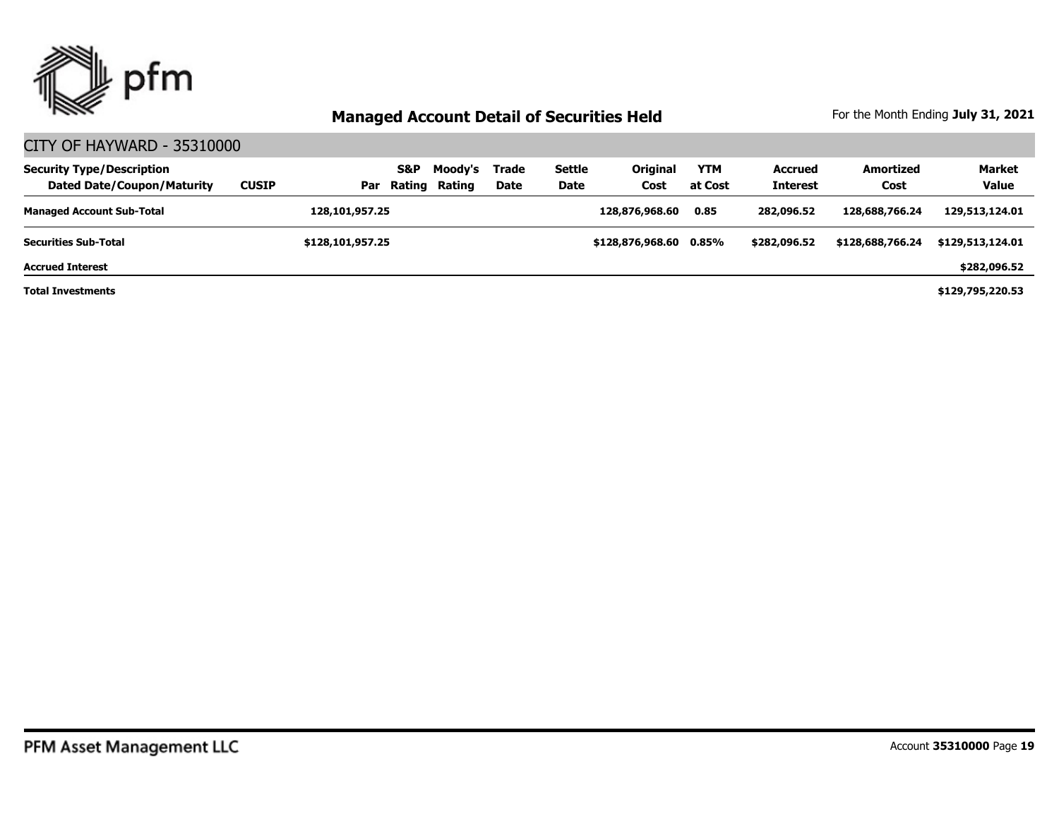## Managed Account Detail of Securities Held

For the Month Ending **July 31, 2021**

CITY OF HAYWARD - 35310000

| Security Type/Description Dated Date/Coupon/Maturity | CUSIP | Par | S&P Rating | Moody's Rating | Trade Date | Settle Date | Original Cost | YTM at Cost | Accrued Interest | Amortized Cost | Market Value |
|---|---|---|---|---|---|---|---|---|---|---|---|
| **Managed Account Sub-Total** | | **128,101,957.25** | | | | | **128,876,968.60** | **0.85** | **282,096.52** | **128,688,766.24** | **129,513,124.01** |
| **Securities Sub-Total** | | **$128,101,957.25** | | | | | **$128,876,968.60** | **0.85%** | **$282,096.52** | **$128,688,766.24** | **$129,513,124.01** |
| **Accrued Interest** | | | | | | | | | | | **$282,096.52** |
| **Total Investments** | | | | | | | | | | | **$129,795,220.53** |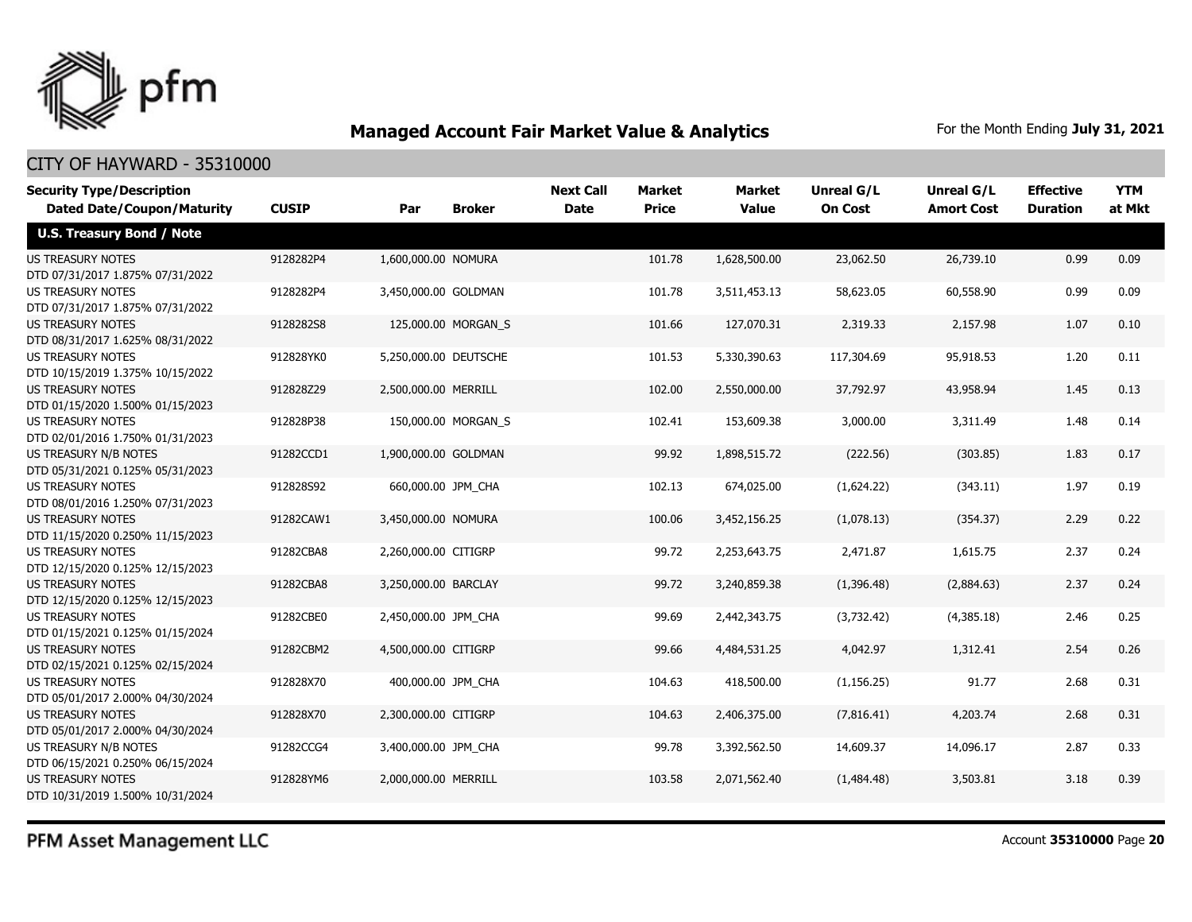## Managed Account Fair Market Value & Analytics

For the Month Ending **July 31, 2021**

### CITY OF HAYWARD - 35310000

| Security Type/Description<br>Dated Date/Coupon/Maturity | CUSIP | Par | Broker | Next Call Date | Market Price | Market Value | Unreal G/L On Cost | Unreal G/L Amort Cost | Effective Duration | YTM at Mkt |
|---|---|---|---|---|---|---|---|---|---|---|
| **U.S. Treasury Bond / Note** | | | | | | | | | | |
| US TREASURY NOTES<br>DTD 07/31/2017 1.875% 07/31/2022 | 9128282P4 | 1,600,000.00 | NOMURA | | 101.78 | 1,628,500.00 | 23,062.50 | 26,739.10 | 0.99 | 0.09 |
| US TREASURY NOTES<br>DTD 07/31/2017 1.875% 07/31/2022 | 9128282P4 | 3,450,000.00 | GOLDMAN | | 101.78 | 3,511,453.13 | 58,623.05 | 60,558.90 | 0.99 | 0.09 |
| US TREASURY NOTES<br>DTD 08/31/2017 1.625% 08/31/2022 | 9128282S8 | 125,000.00 | MORGAN_S | | 101.66 | 127,070.31 | 2,319.33 | 2,157.98 | 1.07 | 0.10 |
| US TREASURY NOTES<br>DTD 10/15/2019 1.375% 10/15/2022 | 912828YK0 | 5,250,000.00 | DEUTSCHE | | 101.53 | 5,330,390.63 | 117,304.69 | 95,918.53 | 1.20 | 0.11 |
| US TREASURY NOTES<br>DTD 01/15/2020 1.500% 01/15/2023 | 912828Z29 | 2,500,000.00 | MERRILL | | 102.00 | 2,550,000.00 | 37,792.97 | 43,958.94 | 1.45 | 0.13 |
| US TREASURY NOTES<br>DTD 02/01/2016 1.750% 01/31/2023 | 912828P38 | 150,000.00 | MORGAN_S | | 102.41 | 153,609.38 | 3,000.00 | 3,311.49 | 1.48 | 0.14 |
| US TREASURY N/B NOTES<br>DTD 05/31/2021 0.125% 05/31/2023 | 91282CCD1 | 1,900,000.00 | GOLDMAN | | 99.92 | 1,898,515.72 | (222.56) | (303.85) | 1.83 | 0.17 |
| US TREASURY NOTES<br>DTD 08/01/2016 1.250% 07/31/2023 | 912828S92 | 660,000.00 | JPM_CHA | | 102.13 | 674,025.00 | (1,624.22) | (343.11) | 1.97 | 0.19 |
| US TREASURY NOTES<br>DTD 11/15/2020 0.250% 11/15/2023 | 91282CAW1 | 3,450,000.00 | NOMURA | | 100.06 | 3,452,156.25 | (1,078.13) | (354.37) | 2.29 | 0.22 |
| US TREASURY NOTES<br>DTD 12/15/2020 0.125% 12/15/2023 | 91282CBA8 | 2,260,000.00 | CITIGRP | | 99.72 | 2,253,643.75 | 2,471.87 | 1,615.75 | 2.37 | 0.24 |
| US TREASURY NOTES<br>DTD 12/15/2020 0.125% 12/15/2023 | 91282CBA8 | 3,250,000.00 | BARCLAY | | 99.72 | 3,240,859.38 | (1,396.48) | (2,884.63) | 2.37 | 0.24 |
| US TREASURY NOTES<br>DTD 01/15/2021 0.125% 01/15/2024 | 91282CBE0 | 2,450,000.00 | JPM_CHA | | 99.69 | 2,442,343.75 | (3,732.42) | (4,385.18) | 2.46 | 0.25 |
| US TREASURY NOTES<br>DTD 02/15/2021 0.125% 02/15/2024 | 91282CBM2 | 4,500,000.00 | CITIGRP | | 99.66 | 4,484,531.25 | 4,042.97 | 1,312.41 | 2.54 | 0.26 |
| US TREASURY NOTES<br>DTD 05/01/2017 2.000% 04/30/2024 | 912828X70 | 400,000.00 | JPM_CHA | | 104.63 | 418,500.00 | (1,156.25) | 91.77 | 2.68 | 0.31 |
| US TREASURY NOTES<br>DTD 05/01/2017 2.000% 04/30/2024 | 912828X70 | 2,300,000.00 | CITIGRP | | 104.63 | 2,406,375.00 | (7,816.41) | 4,203.74 | 2.68 | 0.31 |
| US TREASURY N/B NOTES<br>DTD 06/15/2021 0.250% 06/15/2024 | 91282CCG4 | 3,400,000.00 | JPM_CHA | | 99.78 | 3,392,562.50 | 14,609.37 | 14,096.17 | 2.87 | 0.33 |
| US TREASURY NOTES<br>DTD 10/31/2019 1.500% 10/31/2024 | 912828YM6 | 2,000,000.00 | MERRILL | | 103.58 | 2,071,562.40 | (1,484.48) | 3,503.81 | 3.18 | 0.39 |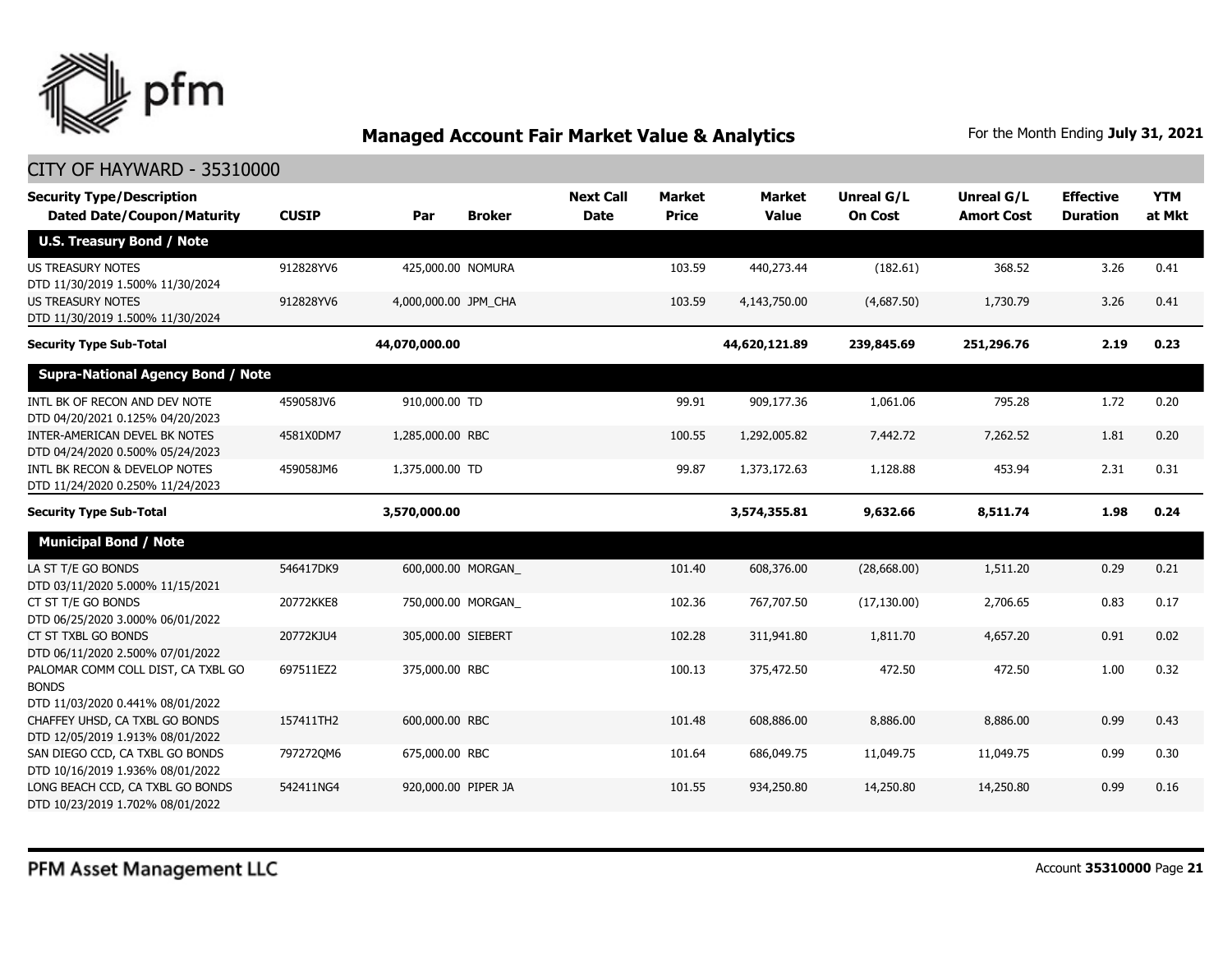## Managed Account Fair Market Value & Analytics

For the Month Ending **July 31, 2021**

CITY OF HAYWARD - 35310000

| Security Type/Description<br>Dated Date/Coupon/Maturity | CUSIP | Par | Broker | Next Call Date | Market Price | Market Value | Unreal G/L On Cost | Unreal G/L Amort Cost | Effective Duration | YTM at Mkt |
|---|---|---|---|---|---|---|---|---|---|---|
| **U.S. Treasury Bond / Note** | | | | | | | | | | |
| US TREASURY NOTES<br>DTD 11/30/2019 1.500% 11/30/2024 | 912828YV6 | 425,000.00 | NOMURA | | 103.59 | 440,273.44 | (182.61) | 368.52 | 3.26 | 0.41 |
| US TREASURY NOTES<br>DTD 11/30/2019 1.500% 11/30/2024 | 912828YV6 | 4,000,000.00 | JPM_CHA | | 103.59 | 4,143,750.00 | (4,687.50) | 1,730.79 | 3.26 | 0.41 |
| **Security Type Sub-Total** | | **44,070,000.00** | | | | **44,620,121.89** | **239,845.69** | **251,296.76** | **2.19** | **0.23** |
| **Supra-National Agency Bond / Note** | | | | | | | | | | |
| INTL BK OF RECON AND DEV NOTE<br>DTD 04/20/2021 0.125% 04/20/2023 | 459058JV6 | 910,000.00 | TD | | 99.91 | 909,177.36 | 1,061.06 | 795.28 | 1.72 | 0.20 |
| INTER-AMERICAN DEVEL BK NOTES<br>DTD 04/24/2020 0.500% 05/24/2023 | 4581X0DM7 | 1,285,000.00 | RBC | | 100.55 | 1,292,005.82 | 7,442.72 | 7,262.52 | 1.81 | 0.20 |
| INTL BK RECON & DEVELOP NOTES<br>DTD 11/24/2020 0.250% 11/24/2023 | 459058JM6 | 1,375,000.00 | TD | | 99.87 | 1,373,172.63 | 1,128.88 | 453.94 | 2.31 | 0.31 |
| **Security Type Sub-Total** | | **3,570,000.00** | | | | **3,574,355.81** | **9,632.66** | **8,511.74** | **1.98** | **0.24** |
| **Municipal Bond / Note** | | | | | | | | | | |
| LA ST T/E GO BONDS<br>DTD 03/11/2020 5.000% 11/15/2021 | 546417DK9 | 600,000.00 | MORGAN_ | | 101.40 | 608,376.00 | (28,668.00) | 1,511.20 | 0.29 | 0.21 |
| CT ST T/E GO BONDS<br>DTD 06/25/2020 3.000% 06/01/2022 | 20772KKE8 | 750,000.00 | MORGAN_ | | 102.36 | 767,707.50 | (17,130.00) | 2,706.65 | 0.83 | 0.17 |
| CT ST TXBL GO BONDS<br>DTD 06/11/2020 2.500% 07/01/2022 | 20772KJU4 | 305,000.00 | SIEBERT | | 102.28 | 311,941.80 | 1,811.70 | 4,657.20 | 0.91 | 0.02 |
| PALOMAR COMM COLL DIST, CA TXBL GO BONDS<br>DTD 11/03/2020 0.441% 08/01/2022 | 697511EZ2 | 375,000.00 | RBC | | 100.13 | 375,472.50 | 472.50 | 472.50 | 1.00 | 0.32 |
| CHAFFEY UHSD, CA TXBL GO BONDS<br>DTD 12/05/2019 1.913% 08/01/2022 | 157411TH2 | 600,000.00 | RBC | | 101.48 | 608,886.00 | 8,886.00 | 8,886.00 | 0.99 | 0.43 |
| SAN DIEGO CCD, CA TXBL GO BONDS<br>DTD 10/16/2019 1.936% 08/01/2022 | 797272QM6 | 675,000.00 | RBC | | 101.64 | 686,049.75 | 11,049.75 | 11,049.75 | 0.99 | 0.30 |
| LONG BEACH CCD, CA TXBL GO BONDS<br>DTD 10/23/2019 1.702% 08/01/2022 | 542411NG4 | 920,000.00 | PIPER JA | | 101.55 | 934,250.80 | 14,250.80 | 14,250.80 | 0.99 | 0.16 |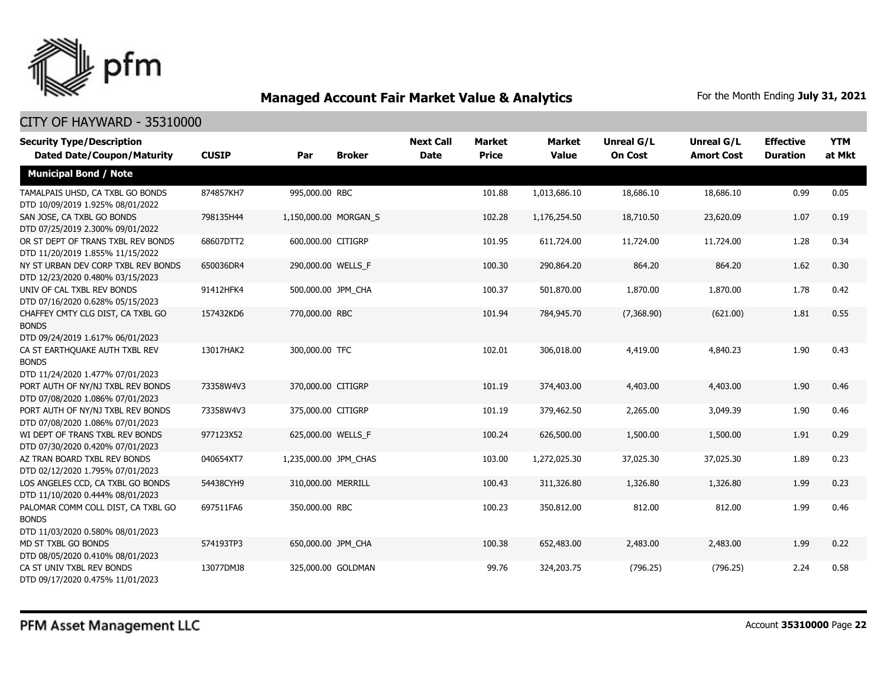## Managed Account Fair Market Value & Analytics

For the Month Ending **July 31, 2021**

CITY OF HAYWARD - 35310000

| Security Type/Description<br>Dated Date/Coupon/Maturity | CUSIP | Par | Broker | Next Call Date | Market Price | Market Value | Unreal G/L On Cost | Unreal G/L Amort Cost | Effective Duration | YTM at Mkt |
|---|---|---|---|---|---|---|---|---|---|---|
| **Municipal Bond / Note** | | | | | | | | | | |
| TAMALPAIS UHSD, CA TXBL GO BONDS<br>DTD 10/09/2019 1.925% 08/01/2022 | 874857KH7 | 995,000.00 | RBC | | 101.88 | 1,013,686.10 | 18,686.10 | 18,686.10 | 0.99 | 0.05 |
| SAN JOSE, CA TXBL GO BONDS<br>DTD 07/25/2019 2.300% 09/01/2022 | 798135H44 | 1,150,000.00 | MORGAN_S | | 102.28 | 1,176,254.50 | 18,710.50 | 23,620.09 | 1.07 | 0.19 |
| OR ST DEPT OF TRANS TXBL REV BONDS<br>DTD 11/20/2019 1.855% 11/15/2022 | 68607DTT2 | 600,000.00 | CITIGRP | | 101.95 | 611,724.00 | 11,724.00 | 11,724.00 | 1.28 | 0.34 |
| NY ST URBAN DEV CORP TXBL REV BONDS<br>DTD 12/23/2020 0.480% 03/15/2023 | 650036DR4 | 290,000.00 | WELLS_F | | 100.30 | 290,864.20 | 864.20 | 864.20 | 1.62 | 0.30 |
| UNIV OF CAL TXBL REV BONDS<br>DTD 07/16/2020 0.628% 05/15/2023 | 91412HFK4 | 500,000.00 | JPM_CHA | | 100.37 | 501,870.00 | 1,870.00 | 1,870.00 | 1.78 | 0.42 |
| CHAFFEY CMTY CLG DIST, CA TXBL GO BONDS<br>DTD 09/24/2019 1.617% 06/01/2023 | 157432KD6 | 770,000.00 | RBC | | 101.94 | 784,945.70 | (7,368.90) | (621.00) | 1.81 | 0.55 |
| CA ST EARTHQUAKE AUTH TXBL REV BONDS<br>DTD 11/24/2020 1.477% 07/01/2023 | 13017HAK2 | 300,000.00 | TFC | | 102.01 | 306,018.00 | 4,419.00 | 4,840.23 | 1.90 | 0.43 |
| PORT AUTH OF NY/NJ TXBL REV BONDS<br>DTD 07/08/2020 1.086% 07/01/2023 | 73358W4V3 | 370,000.00 | CITIGRP | | 101.19 | 374,403.00 | 4,403.00 | 4,403.00 | 1.90 | 0.46 |
| PORT AUTH OF NY/NJ TXBL REV BONDS<br>DTD 07/08/2020 1.086% 07/01/2023 | 73358W4V3 | 375,000.00 | CITIGRP | | 101.19 | 379,462.50 | 2,265.00 | 3,049.39 | 1.90 | 0.46 |
| WI DEPT OF TRANS TXBL REV BONDS<br>DTD 07/30/2020 0.420% 07/01/2023 | 977123X52 | 625,000.00 | WELLS_F | | 100.24 | 626,500.00 | 1,500.00 | 1,500.00 | 1.91 | 0.29 |
| AZ TRAN BOARD TXBL REV BONDS<br>DTD 02/12/2020 1.795% 07/01/2023 | 040654XT7 | 1,235,000.00 | JPM_CHAS | | 103.00 | 1,272,025.30 | 37,025.30 | 37,025.30 | 1.89 | 0.23 |
| LOS ANGELES CCD, CA TXBL GO BONDS<br>DTD 11/10/2020 0.444% 08/01/2023 | 54438CYH9 | 310,000.00 | MERRILL | | 100.43 | 311,326.80 | 1,326.80 | 1,326.80 | 1.99 | 0.23 |
| PALOMAR COMM COLL DIST, CA TXBL GO BONDS<br>DTD 11/03/2020 0.580% 08/01/2023 | 697511FA6 | 350,000.00 | RBC | | 100.23 | 350,812.00 | 812.00 | 812.00 | 1.99 | 0.46 |
| MD ST TXBL GO BONDS<br>DTD 08/05/2020 0.410% 08/01/2023 | 574193TP3 | 650,000.00 | JPM_CHA | | 100.38 | 652,483.00 | 2,483.00 | 2,483.00 | 1.99 | 0.22 |
| CA ST UNIV TXBL REV BONDS<br>DTD 09/17/2020 0.475% 11/01/2023 | 13077DMJ8 | 325,000.00 | GOLDMAN | | 99.76 | 324,203.75 | (796.25) | (796.25) | 2.24 | 0.58 |

PFM Asset Management LLC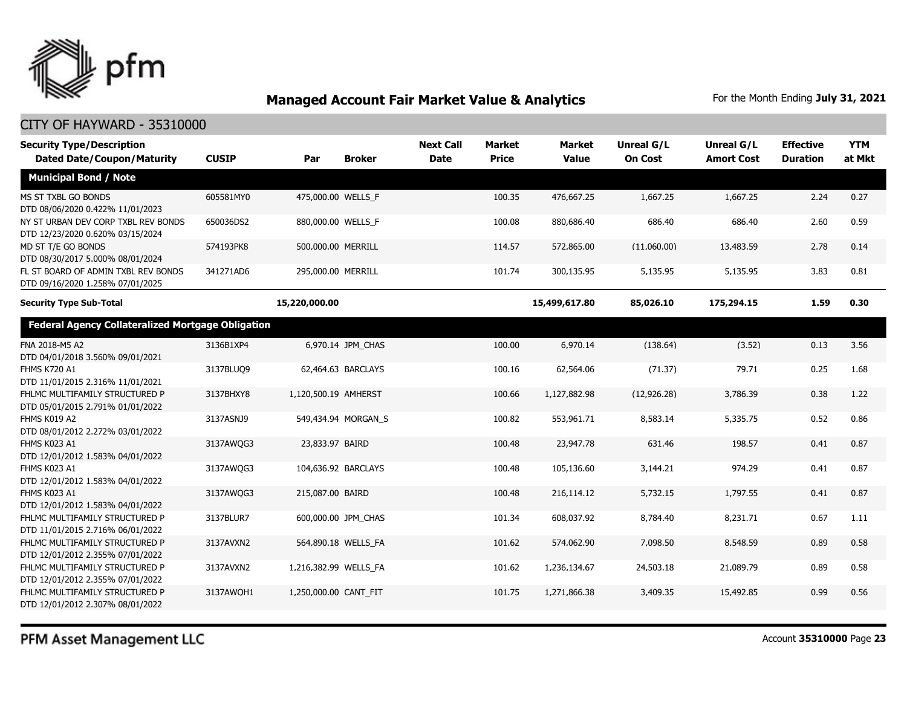# Managed Account Fair Market Value & Analytics

For the Month Ending **July 31, 2021**

## CITY OF HAYWARD - 35310000

| Security Type/Description<br>Dated Date/Coupon/Maturity | CUSIP | Par | Broker | Next Call Date | Market Price | Market Value | Unreal G/L On Cost | Unreal G/L Amort Cost | Effective Duration | YTM at Mkt |
|---|---|---|---|---|---|---|---|---|---|---|
| **Municipal Bond / Note** | | | | | | | | | | |
| MS ST TXBL GO BONDS<br>DTD 08/06/2020 0.422% 11/01/2023 | 605581MY0 | 475,000.00 | WELLS_F | | 100.35 | 476,667.25 | 1,667.25 | 1,667.25 | 2.24 | 0.27 |
| NY ST URBAN DEV CORP TXBL REV BONDS<br>DTD 12/23/2020 0.620% 03/15/2024 | 650036DS2 | 880,000.00 | WELLS_F | | 100.08 | 880,686.40 | 686.40 | 686.40 | 2.60 | 0.59 |
| MD ST T/E GO BONDS<br>DTD 08/30/2017 5.000% 08/01/2024 | 574193PK8 | 500,000.00 | MERRILL | | 114.57 | 572,865.00 | (11,060.00) | 13,483.59 | 2.78 | 0.14 |
| FL ST BOARD OF ADMIN TXBL REV BONDS<br>DTD 09/16/2020 1.258% 07/01/2025 | 341271AD6 | 295,000.00 | MERRILL | | 101.74 | 300,135.95 | 5,135.95 | 5,135.95 | 3.83 | 0.81 |
| **Security Type Sub-Total** | | **15,220,000.00** | | | | **15,499,617.80** | **85,026.10** | **175,294.15** | **1.59** | **0.30** |
| **Federal Agency Collateralized Mortgage Obligation** | | | | | | | | | | |
| FNA 2018-M5 A2<br>DTD 04/01/2018 3.560% 09/01/2021 | 3136B1XP4 | 6,970.14 | JPM_CHAS | | 100.00 | 6,970.14 | (138.64) | (3.52) | 0.13 | 3.56 |
| FHMS K720 A1<br>DTD 11/01/2015 2.316% 11/01/2021 | 3137BLUQ9 | 62,464.63 | BARCLAYS | | 100.16 | 62,564.06 | (71.37) | 79.71 | 0.25 | 1.68 |
| FHLMC MULTIFAMILY STRUCTURED P<br>DTD 05/01/2015 2.791% 01/01/2022 | 3137BHXY8 | 1,120,500.19 | AMHERST | | 100.66 | 1,127,882.98 | (12,926.28) | 3,786.39 | 0.38 | 1.22 |
| FHMS K019 A2<br>DTD 08/01/2012 2.272% 03/01/2022 | 3137ASNJ9 | 549,434.94 | MORGAN_S | | 100.82 | 553,961.71 | 8,583.14 | 5,335.75 | 0.52 | 0.86 |
| FHMS K023 A1<br>DTD 12/01/2012 1.583% 04/01/2022 | 3137AWQG3 | 23,833.97 | BAIRD | | 100.48 | 23,947.78 | 631.46 | 198.57 | 0.41 | 0.87 |
| FHMS K023 A1<br>DTD 12/01/2012 1.583% 04/01/2022 | 3137AWQG3 | 104,636.92 | BARCLAYS | | 100.48 | 105,136.60 | 3,144.21 | 974.29 | 0.41 | 0.87 |
| FHMS K023 A1<br>DTD 12/01/2012 1.583% 04/01/2022 | 3137AWQG3 | 215,087.00 | BAIRD | | 100.48 | 216,114.12 | 5,732.15 | 1,797.55 | 0.41 | 0.87 |
| FHLMC MULTIFAMILY STRUCTURED P<br>DTD 11/01/2015 2.716% 06/01/2022 | 3137BLUR7 | 600,000.00 | JPM_CHAS | | 101.34 | 608,037.92 | 8,784.40 | 8,231.71 | 0.67 | 1.11 |
| FHLMC MULTIFAMILY STRUCTURED P<br>DTD 12/01/2012 2.355% 07/01/2022 | 3137AVXN2 | 564,890.18 | WELLS_FA | | 101.62 | 574,062.90 | 7,098.50 | 8,548.59 | 0.89 | 0.58 |
| FHLMC MULTIFAMILY STRUCTURED P<br>DTD 12/01/2012 2.355% 07/01/2022 | 3137AVXN2 | 1,216,382.99 | WELLS_FA | | 101.62 | 1,236,134.67 | 24,503.18 | 21,089.79 | 0.89 | 0.58 |
| FHLMC MULTIFAMILY STRUCTURED P<br>DTD 12/01/2012 2.307% 08/01/2022 | 3137AWQH1 | 1,250,000.00 | CANT_FIT | | 101.75 | 1,271,866.38 | 3,409.35 | 15,492.85 | 0.99 | 0.56 |

PFM Asset Management LLC

Account **35310000**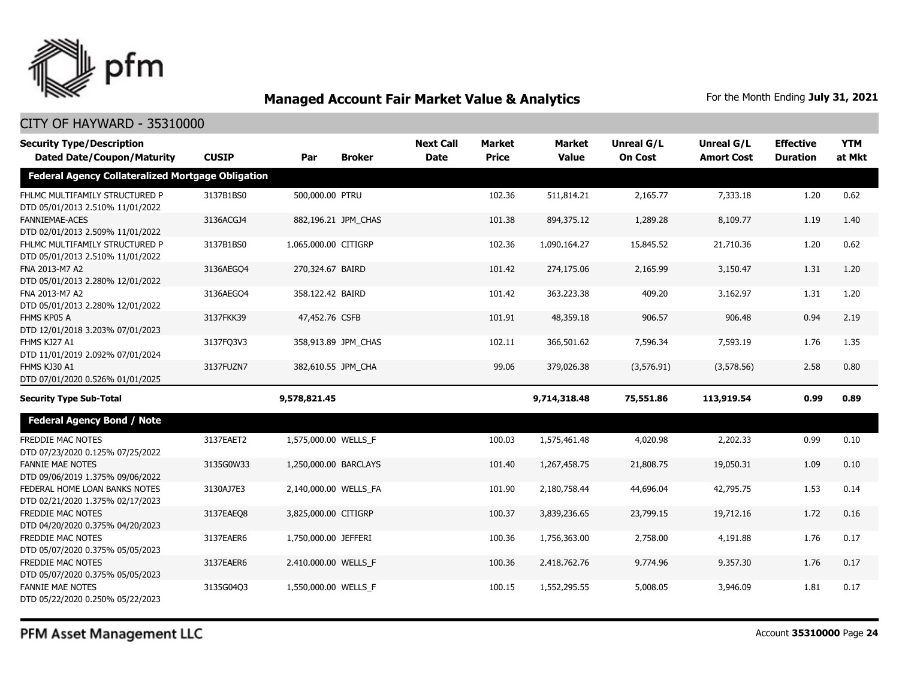## Managed Account Fair Market Value & Analytics

For the Month Ending **July 31, 2021**

CITY OF HAYWARD - 35310000

| Security Type/Description Dated Date/Coupon/Maturity | CUSIP | Par | Broker | Next Call Date | Market Price | Market Value | Unreal G/L On Cost | Unreal G/L Amort Cost | Effective Duration | YTM at Mkt |
|---|---|---|---|---|---|---|---|---|---|---|
| **Federal Agency Collateralized Mortgage Obligation** | | | | | | | | | | |
| FHLMC MULTIFAMILY STRUCTURED P DTD 05/01/2013 2.510% 11/01/2022 | 3137B1BS0 | 500,000.00 | PTRU | | 102.36 | 511,814.21 | 2,165.77 | 7,333.18 | 1.20 | 0.62 |
| FANNIEMAE-ACES DTD 02/01/2013 2.509% 11/01/2022 | 3136ACGJ4 | 882,196.21 | JPM_CHAS | | 101.38 | 894,375.12 | 1,289.28 | 8,109.77 | 1.19 | 1.40 |
| FHLMC MULTIFAMILY STRUCTURED P DTD 05/01/2013 2.510% 11/01/2022 | 3137B1BS0 | 1,065,000.00 | CITIGRP | | 102.36 | 1,090,164.27 | 15,845.52 | 21,710.36 | 1.20 | 0.62 |
| FNA 2013-M7 A2 DTD 05/01/2013 2.280% 12/01/2022 | 3136AEGQ4 | 270,324.67 | BAIRD | | 101.42 | 274,175.06 | 2,165.99 | 3,150.47 | 1.31 | 1.20 |
| FNA 2013-M7 A2 DTD 05/01/2013 2.280% 12/01/2022 | 3136AEGQ4 | 358,122.42 | BAIRD | | 101.42 | 363,223.38 | 409.20 | 3,162.97 | 1.31 | 1.20 |
| FHMS KP05 A DTD 12/01/2018 3.203% 07/01/2023 | 3137FKK39 | 47,452.76 | CSFB | | 101.91 | 48,359.18 | 906.57 | 906.48 | 0.94 | 2.19 |
| FHMS KJ27 A1 DTD 11/01/2019 2.092% 07/01/2024 | 3137FQ3V3 | 358,913.89 | JPM_CHAS | | 102.11 | 366,501.62 | 7,596.34 | 7,593.19 | 1.76 | 1.35 |
| FHMS KJ30 A1 DTD 07/01/2020 0.526% 01/01/2025 | 3137FUZN7 | 382,610.55 | JPM_CHA | | 99.06 | 379,026.38 | (3,576.91) | (3,578.56) | 2.58 | 0.80 |
| **Security Type Sub-Total** | | **9,578,821.45** | | | | **9,714,318.48** | **75,551.86** | **113,919.54** | **0.99** | **0.89** |
| **Federal Agency Bond / Note** | | | | | | | | | | |
| FREDDIE MAC NOTES DTD 07/23/2020 0.125% 07/25/2022 | 3137EAET2 | 1,575,000.00 | WELLS_F | | 100.03 | 1,575,461.48 | 4,020.98 | 2,202.33 | 0.99 | 0.10 |
| FANNIE MAE NOTES DTD 09/06/2019 1.375% 09/06/2022 | 3135G0W33 | 1,250,000.00 | BARCLAYS | | 101.40 | 1,267,458.75 | 21,808.75 | 19,050.31 | 1.09 | 0.10 |
| FEDERAL HOME LOAN BANKS NOTES DTD 02/21/2020 1.375% 02/17/2023 | 3130AJ7E3 | 2,140,000.00 | WELLS_FA | | 101.90 | 2,180,758.44 | 44,696.04 | 42,795.75 | 1.53 | 0.14 |
| FREDDIE MAC NOTES DTD 04/20/2020 0.375% 04/20/2023 | 3137EAEQ8 | 3,825,000.00 | CITIGRP | | 100.37 | 3,839,236.65 | 23,799.15 | 19,712.16 | 1.72 | 0.16 |
| FREDDIE MAC NOTES DTD 05/07/2020 0.375% 05/05/2023 | 3137EAER6 | 1,750,000.00 | JEFFERI | | 100.36 | 1,756,363.00 | 2,758.00 | 4,191.88 | 1.76 | 0.17 |
| FREDDIE MAC NOTES DTD 05/07/2020 0.375% 05/05/2023 | 3137EAER6 | 2,410,000.00 | WELLS_F | | 100.36 | 2,418,762.76 | 9,774.96 | 9,357.30 | 1.76 | 0.17 |
| FANNIE MAE NOTES DTD 05/22/2020 0.250% 05/22/2023 | 3135G04Q3 | 1,550,000.00 | WELLS_F | | 100.15 | 1,552,295.55 | 5,008.05 | 3,946.09 | 1.81 | 0.17 |

PFM Asset Management LLC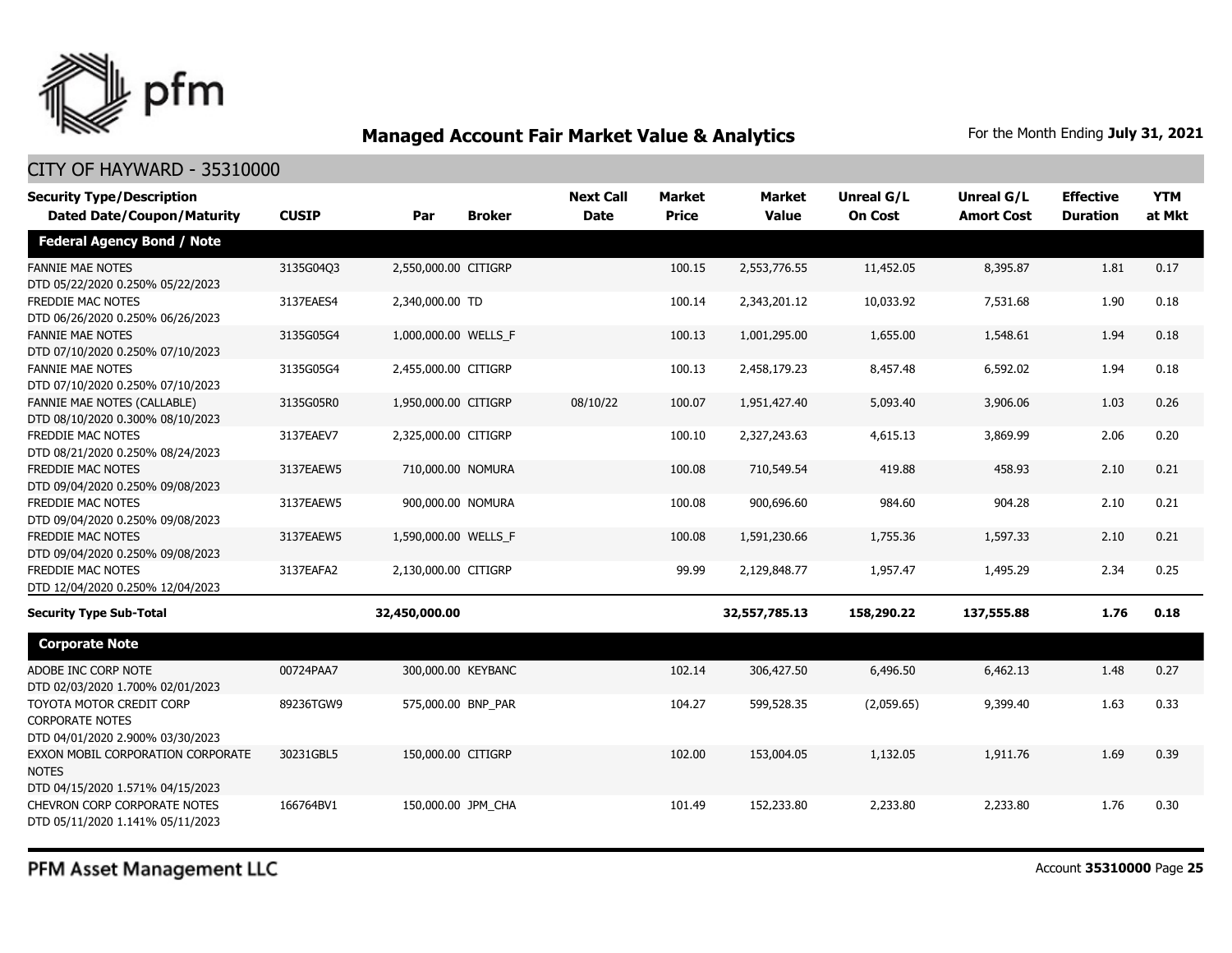## Managed Account Fair Market Value & Analytics

For the Month Ending **July 31, 2021**

CITY OF HAYWARD - 35310000

| Security Type/Description Dated Date/Coupon/Maturity | CUSIP | Par | Broker | Next Call Date | Market Price | Market Value | Unreal G/L On Cost | Unreal G/L Amort Cost | Effective Duration | YTM at Mkt |
|---|---|---|---|---|---|---|---|---|---|---|
| **Federal Agency Bond / Note** | | | | | | | | | | |
| FANNIE MAE NOTES DTD 05/22/2020 0.250% 05/22/2023 | 3135G04Q3 | 2,550,000.00 | CITIGRP | | 100.15 | 2,553,776.55 | 11,452.05 | 8,395.87 | 1.81 | 0.17 |
| FREDDIE MAC NOTES DTD 06/26/2020 0.250% 06/26/2023 | 3137EAES4 | 2,340,000.00 | TD | | 100.14 | 2,343,201.12 | 10,033.92 | 7,531.68 | 1.90 | 0.18 |
| FANNIE MAE NOTES DTD 07/10/2020 0.250% 07/10/2023 | 3135G05G4 | 1,000,000.00 | WELLS_F | | 100.13 | 1,001,295.00 | 1,655.00 | 1,548.61 | 1.94 | 0.18 |
| FANNIE MAE NOTES DTD 07/10/2020 0.250% 07/10/2023 | 3135G05G4 | 2,455,000.00 | CITIGRP | | 100.13 | 2,458,179.23 | 8,457.48 | 6,592.02 | 1.94 | 0.18 |
| FANNIE MAE NOTES (CALLABLE) DTD 08/10/2020 0.300% 08/10/2023 | 3135G05R0 | 1,950,000.00 | CITIGRP | 08/10/22 | 100.07 | 1,951,427.40 | 5,093.40 | 3,906.06 | 1.03 | 0.26 |
| FREDDIE MAC NOTES DTD 08/21/2020 0.250% 08/24/2023 | 3137EAEV7 | 2,325,000.00 | CITIGRP | | 100.10 | 2,327,243.63 | 4,615.13 | 3,869.99 | 2.06 | 0.20 |
| FREDDIE MAC NOTES DTD 09/04/2020 0.250% 09/08/2023 | 3137EAEW5 | 710,000.00 | NOMURA | | 100.08 | 710,549.54 | 419.88 | 458.93 | 2.10 | 0.21 |
| FREDDIE MAC NOTES DTD 09/04/2020 0.250% 09/08/2023 | 3137EAEW5 | 900,000.00 | NOMURA | | 100.08 | 900,696.60 | 984.60 | 904.28 | 2.10 | 0.21 |
| FREDDIE MAC NOTES DTD 09/04/2020 0.250% 09/08/2023 | 3137EAEW5 | 1,590,000.00 | WELLS_F | | 100.08 | 1,591,230.66 | 1,755.36 | 1,597.33 | 2.10 | 0.21 |
| FREDDIE MAC NOTES DTD 12/04/2020 0.250% 12/04/2023 | 3137EAFA2 | 2,130,000.00 | CITIGRP | | 99.99 | 2,129,848.77 | 1,957.47 | 1,495.29 | 2.34 | 0.25 |
| **Security Type Sub-Total** | | **32,450,000.00** | | | | **32,557,785.13** | **158,290.22** | **137,555.88** | **1.76** | **0.18** |
| **Corporate Note** | | | | | | | | | | |
| ADOBE INC CORP NOTE DTD 02/03/2020 1.700% 02/01/2023 | 00724PAA7 | 300,000.00 | KEYBANC | | 102.14 | 306,427.50 | 6,496.50 | 6,462.13 | 1.48 | 0.27 |
| TOYOTA MOTOR CREDIT CORP CORPORATE NOTES DTD 04/01/2020 2.900% 03/30/2023 | 89236TGW9 | 575,000.00 | BNP_PAR | | 104.27 | 599,528.35 | (2,059.65) | 9,399.40 | 1.63 | 0.33 |
| EXXON MOBIL CORPORATION CORPORATE NOTES DTD 04/15/2020 1.571% 04/15/2023 | 30231GBL5 | 150,000.00 | CITIGRP | | 102.00 | 153,004.05 | 1,132.05 | 1,911.76 | 1.69 | 0.39 |
| CHEVRON CORP CORPORATE NOTES DTD 05/11/2020 1.141% 05/11/2023 | 166764BV1 | 150,000.00 | JPM_CHA | | 101.49 | 152,233.80 | 2,233.80 | 2,233.80 | 1.76 | 0.30 |

PFM Asset Management LLC

Account **35310000** Page **25**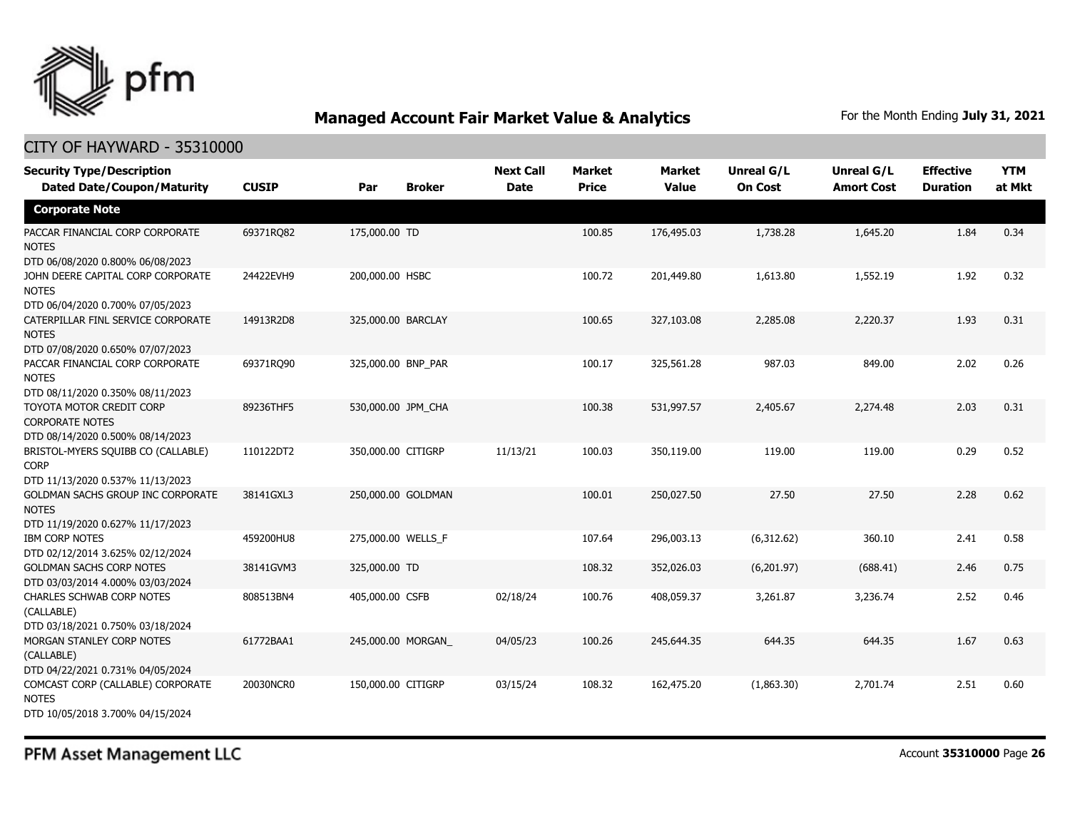## Managed Account Fair Market Value & Analytics

For the Month Ending **July 31, 2021**

CITY OF HAYWARD - 35310000

| Security Type/Description Dated Date/Coupon/Maturity | CUSIP | Par | Broker | Next Call Date | Market Price | Market Value | Unreal G/L On Cost | Unreal G/L Amort Cost | Effective Duration | YTM at Mkt |
|---|---|---|---|---|---|---|---|---|---|---|
| **Corporate Note** | | | | | | | | | | |
| PACCAR FINANCIAL CORP CORPORATE NOTES DTD 06/08/2020 0.800% 06/08/2023 | 69371RQ82 | 175,000.00 | TD | | 100.85 | 176,495.03 | 1,738.28 | 1,645.20 | 1.84 | 0.34 |
| JOHN DEERE CAPITAL CORP CORPORATE NOTES DTD 06/04/2020 0.700% 07/05/2023 | 24422EVH9 | 200,000.00 | HSBC | | 100.72 | 201,449.80 | 1,613.80 | 1,552.19 | 1.92 | 0.32 |
| CATERPILLAR FINL SERVICE CORPORATE NOTES DTD 07/08/2020 0.650% 07/07/2023 | 14913R2D8 | 325,000.00 | BARCLAY | | 100.65 | 327,103.08 | 2,285.08 | 2,220.37 | 1.93 | 0.31 |
| PACCAR FINANCIAL CORP CORPORATE NOTES DTD 08/11/2020 0.350% 08/11/2023 | 69371RQ90 | 325,000.00 | BNP_PAR | | 100.17 | 325,561.28 | 987.03 | 849.00 | 2.02 | 0.26 |
| TOYOTA MOTOR CREDIT CORP CORPORATE NOTES DTD 08/14/2020 0.500% 08/14/2023 | 89236THF5 | 530,000.00 | JPM_CHA | | 100.38 | 531,997.57 | 2,405.67 | 2,274.48 | 2.03 | 0.31 |
| BRISTOL-MYERS SQUIBB CO (CALLABLE) CORP DTD 11/13/2020 0.537% 11/13/2023 | 110122DT2 | 350,000.00 | CITIGRP | 11/13/21 | 100.03 | 350,119.00 | 119.00 | 119.00 | 0.29 | 0.52 |
| GOLDMAN SACHS GROUP INC CORPORATE NOTES DTD 11/19/2020 0.627% 11/17/2023 | 38141GXL3 | 250,000.00 | GOLDMAN | | 100.01 | 250,027.50 | 27.50 | 27.50 | 2.28 | 0.62 |
| IBM CORP NOTES DTD 02/12/2014 3.625% 02/12/2024 | 459200HU8 | 275,000.00 | WELLS_F | | 107.64 | 296,003.13 | (6,312.62) | 360.10 | 2.41 | 0.58 |
| GOLDMAN SACHS CORP NOTES DTD 03/03/2014 4.000% 03/03/2024 | 38141GVM3 | 325,000.00 | TD | | 108.32 | 352,026.03 | (6,201.97) | (688.41) | 2.46 | 0.75 |
| CHARLES SCHWAB CORP NOTES (CALLABLE) DTD 03/18/2021 0.750% 03/18/2024 | 808513BN4 | 405,000.00 | CSFB | 02/18/24 | 100.76 | 408,059.37 | 3,261.87 | 3,236.74 | 2.52 | 0.46 |
| MORGAN STANLEY CORP NOTES (CALLABLE) DTD 04/22/2021 0.731% 04/05/2024 | 61772BAA1 | 245,000.00 | MORGAN_ | 04/05/23 | 100.26 | 245,644.35 | 644.35 | 644.35 | 1.67 | 0.63 |
| COMCAST CORP (CALLABLE) CORPORATE NOTES DTD 10/05/2018 3.700% 04/15/2024 | 20030NCR0 | 150,000.00 | CITIGRP | 03/15/24 | 108.32 | 162,475.20 | (1,863.30) | 2,701.74 | 2.51 | 0.60 |

PFM Asset Management LLC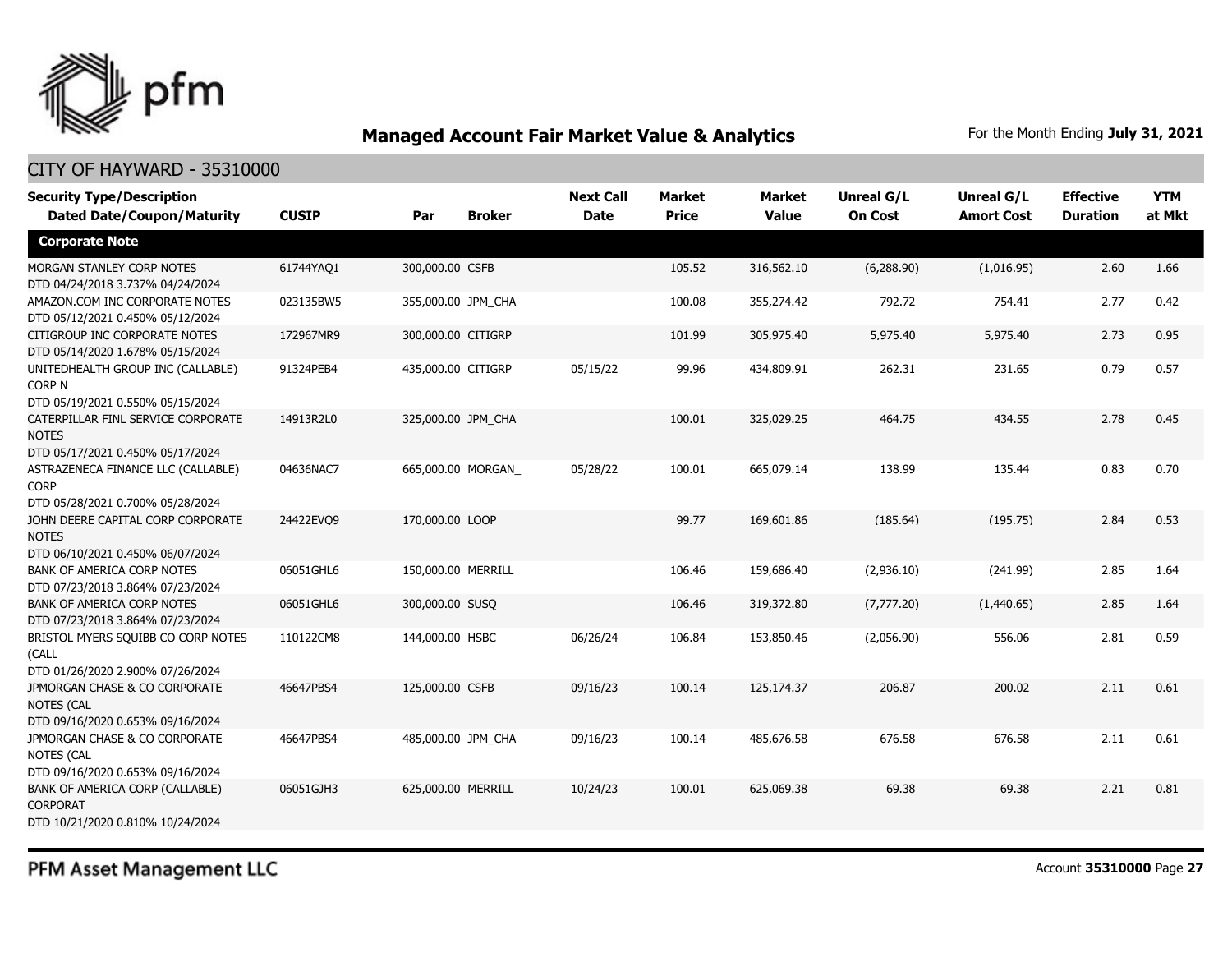## Managed Account Fair Market Value & Analytics

For the Month Ending **July 31, 2021**

CITY OF HAYWARD - 35310000

| Security Type/Description Dated Date/Coupon/Maturity | CUSIP | Par | Broker | Next Call Date | Market Price | Market Value | Unreal G/L On Cost | Unreal G/L Amort Cost | Effective Duration | YTM at Mkt |
|---|---|---|---|---|---|---|---|---|---|---|
| **Corporate Note** | | | | | | | | | | |
| MORGAN STANLEY CORP NOTES DTD 04/24/2018 3.737% 04/24/2024 | 61744YAQ1 | 300,000.00 | CSFB | | 105.52 | 316,562.10 | (6,288.90) | (1,016.95) | 2.60 | 1.66 |
| AMAZON.COM INC CORPORATE NOTES DTD 05/12/2021 0.450% 05/12/2024 | 023135BW5 | 355,000.00 | JPM_CHA | | 100.08 | 355,274.42 | 792.72 | 754.41 | 2.77 | 0.42 |
| CITIGROUP INC CORPORATE NOTES DTD 05/14/2020 1.678% 05/15/2024 | 172967MR9 | 300,000.00 | CITIGRP | | 101.99 | 305,975.40 | 5,975.40 | 5,975.40 | 2.73 | 0.95 |
| UNITEDHEALTH GROUP INC (CALLABLE) CORP N DTD 05/19/2021 0.550% 05/15/2024 | 91324PEB4 | 435,000.00 | CITIGRP | 05/15/22 | 99.96 | 434,809.91 | 262.31 | 231.65 | 0.79 | 0.57 |
| CATERPILLAR FINL SERVICE CORPORATE NOTES DTD 05/17/2021 0.450% 05/17/2024 | 14913R2L0 | 325,000.00 | JPM_CHA | | 100.01 | 325,029.25 | 464.75 | 434.55 | 2.78 | 0.45 |
| ASTRAZENECA FINANCE LLC (CALLABLE) CORP DTD 05/28/2021 0.700% 05/28/2024 | 04636NAC7 | 665,000.00 | MORGAN_ | 05/28/22 | 100.01 | 665,079.14 | 138.99 | 135.44 | 0.83 | 0.70 |
| JOHN DEERE CAPITAL CORP CORPORATE NOTES DTD 06/10/2021 0.450% 06/07/2024 | 24422EVQ9 | 170,000.00 | LOOP | | 99.77 | 169,601.86 | (185.64) | (195.75) | 2.84 | 0.53 |
| BANK OF AMERICA CORP NOTES DTD 07/23/2018 3.864% 07/23/2024 | 06051GHL6 | 150,000.00 | MERRILL | | 106.46 | 159,686.40 | (2,936.10) | (241.99) | 2.85 | 1.64 |
| BANK OF AMERICA CORP NOTES DTD 07/23/2018 3.864% 07/23/2024 | 06051GHL6 | 300,000.00 | SUSQ | | 106.46 | 319,372.80 | (7,777.20) | (1,440.65) | 2.85 | 1.64 |
| BRISTOL MYERS SQUIBB CO CORP NOTES (CALL DTD 01/26/2020 2.900% 07/26/2024 | 110122CM8 | 144,000.00 | HSBC | 06/26/24 | 106.84 | 153,850.46 | (2,056.90) | 556.06 | 2.81 | 0.59 |
| JPMORGAN CHASE & CO CORPORATE NOTES (CAL DTD 09/16/2020 0.653% 09/16/2024 | 46647PBS4 | 125,000.00 | CSFB | 09/16/23 | 100.14 | 125,174.37 | 206.87 | 200.02 | 2.11 | 0.61 |
| JPMORGAN CHASE & CO CORPORATE NOTES (CAL DTD 09/16/2020 0.653% 09/16/2024 | 46647PBS4 | 485,000.00 | JPM_CHA | 09/16/23 | 100.14 | 485,676.58 | 676.58 | 676.58 | 2.11 | 0.61 |
| BANK OF AMERICA CORP (CALLABLE) CORPORAT DTD 10/21/2020 0.810% 10/24/2024 | 06051GJH3 | 625,000.00 | MERRILL | 10/24/23 | 100.01 | 625,069.38 | 69.38 | 69.38 | 2.21 | 0.81 |

PFM Asset Management LLC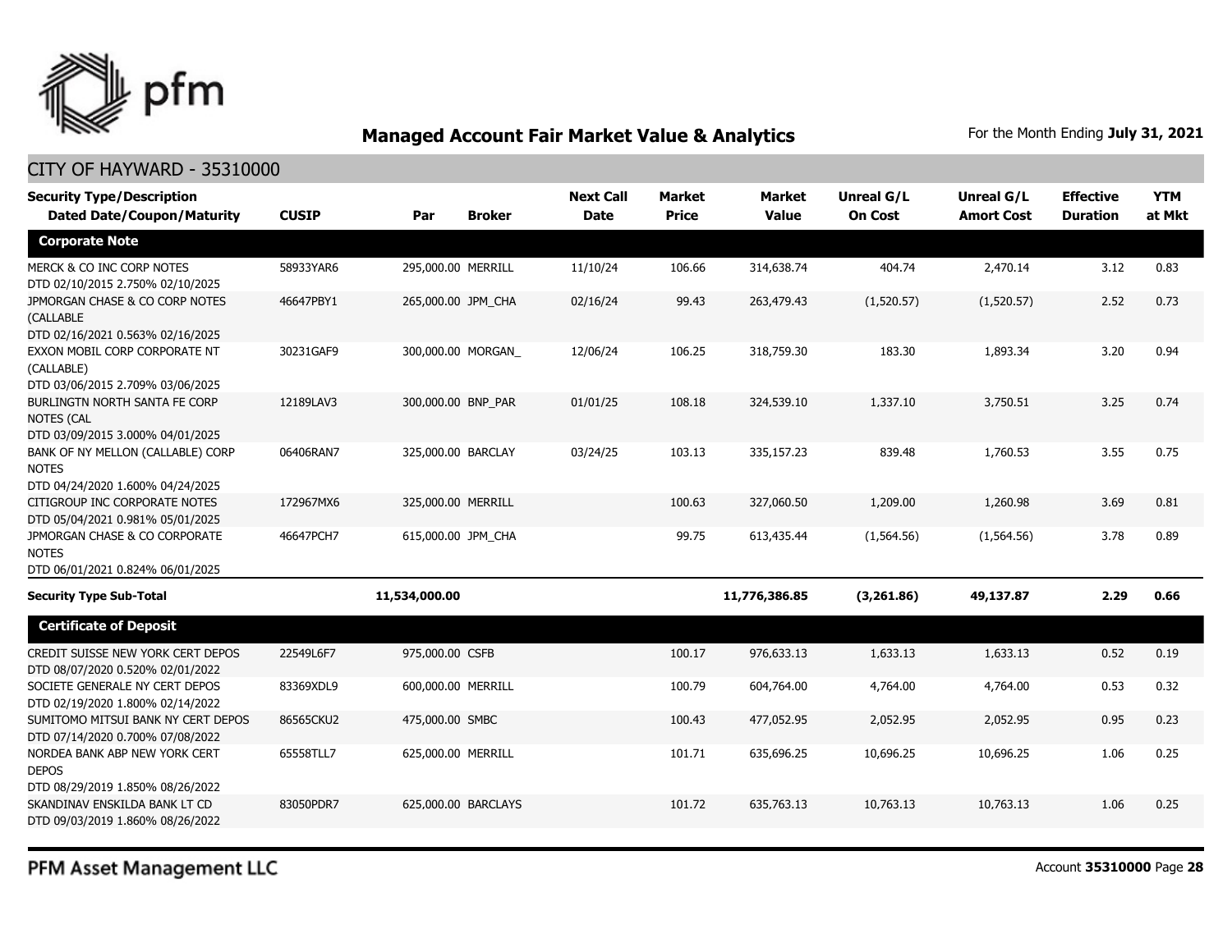## Managed Account Fair Market Value & Analytics

For the Month Ending **July 31, 2021**

CITY OF HAYWARD - 35310000

| Security Type/Description Dated Date/Coupon/Maturity | CUSIP | Par | Broker | Next Call Date | Market Price | Market Value | Unreal G/L On Cost | Unreal G/L Amort Cost | Effective Duration | YTM at Mkt |
|---|---|---|---|---|---|---|---|---|---|---|
| **Corporate Note** | | | | | | | | | | |
| MERCK & CO INC CORP NOTES DTD 02/10/2015 2.750% 02/10/2025 | 58933YAR6 | 295,000.00 | MERRILL | 11/10/24 | 106.66 | 314,638.74 | 404.74 | 2,470.14 | 3.12 | 0.83 |
| JPMORGAN CHASE & CO CORP NOTES (CALLABLE DTD 02/16/2021 0.563% 02/16/2025 | 46647PBY1 | 265,000.00 | JPM_CHA | 02/16/24 | 99.43 | 263,479.43 | (1,520.57) | (1,520.57) | 2.52 | 0.73 |
| EXXON MOBIL CORP CORPORATE NT (CALLABLE) DTD 03/06/2015 2.709% 03/06/2025 | 30231GAF9 | 300,000.00 | MORGAN_ | 12/06/24 | 106.25 | 318,759.30 | 183.30 | 1,893.34 | 3.20 | 0.94 |
| BURLINGTN NORTH SANTA FE CORP NOTES (CAL DTD 03/09/2015 3.000% 04/01/2025 | 12189LAV3 | 300,000.00 | BNP_PAR | 01/01/25 | 108.18 | 324,539.10 | 1,337.10 | 3,750.51 | 3.25 | 0.74 |
| BANK OF NY MELLON (CALLABLE) CORP NOTES DTD 04/24/2020 1.600% 04/24/2025 | 06406RAN7 | 325,000.00 | BARCLAY | 03/24/25 | 103.13 | 335,157.23 | 839.48 | 1,760.53 | 3.55 | 0.75 |
| CITIGROUP INC CORPORATE NOTES DTD 05/04/2021 0.981% 05/01/2025 | 172967MX6 | 325,000.00 | MERRILL | | 100.63 | 327,060.50 | 1,209.00 | 1,260.98 | 3.69 | 0.81 |
| JPMORGAN CHASE & CO CORPORATE NOTES DTD 06/01/2021 0.824% 06/01/2025 | 46647PCH7 | 615,000.00 | JPM_CHA | | 99.75 | 613,435.44 | (1,564.56) | (1,564.56) | 3.78 | 0.89 |
| **Security Type Sub-Total** | | **11,534,000.00** | | | | **11,776,386.85** | **(3,261.86)** | **49,137.87** | **2.29** | **0.66** |
| **Certificate of Deposit** | | | | | | | | | | |
| CREDIT SUISSE NEW YORK CERT DEPOS DTD 08/07/2020 0.520% 02/01/2022 | 22549L6F7 | 975,000.00 | CSFB | | 100.17 | 976,633.13 | 1,633.13 | 1,633.13 | 0.52 | 0.19 |
| SOCIETE GENERALE NY CERT DEPOS DTD 02/19/2020 1.800% 02/14/2022 | 83369XDL9 | 600,000.00 | MERRILL | | 100.79 | 604,764.00 | 4,764.00 | 4,764.00 | 0.53 | 0.32 |
| SUMITOMO MITSUI BANK NY CERT DEPOS DTD 07/14/2020 0.700% 07/08/2022 | 86565CKU2 | 475,000.00 | SMBC | | 100.43 | 477,052.95 | 2,052.95 | 2,052.95 | 0.95 | 0.23 |
| NORDEA BANK ABP NEW YORK CERT DEPOS DTD 08/29/2019 1.850% 08/26/2022 | 65558TLL7 | 625,000.00 | MERRILL | | 101.71 | 635,696.25 | 10,696.25 | 10,696.25 | 1.06 | 0.25 |
| SKANDINAV ENSKILDA BANK LT CD DTD 09/03/2019 1.860% 08/26/2022 | 83050PDR7 | 625,000.00 | BARCLAYS | | 101.72 | 635,763.13 | 10,763.13 | 10,763.13 | 1.06 | 0.25 |

PFM Asset Management LLC

Account **35310000**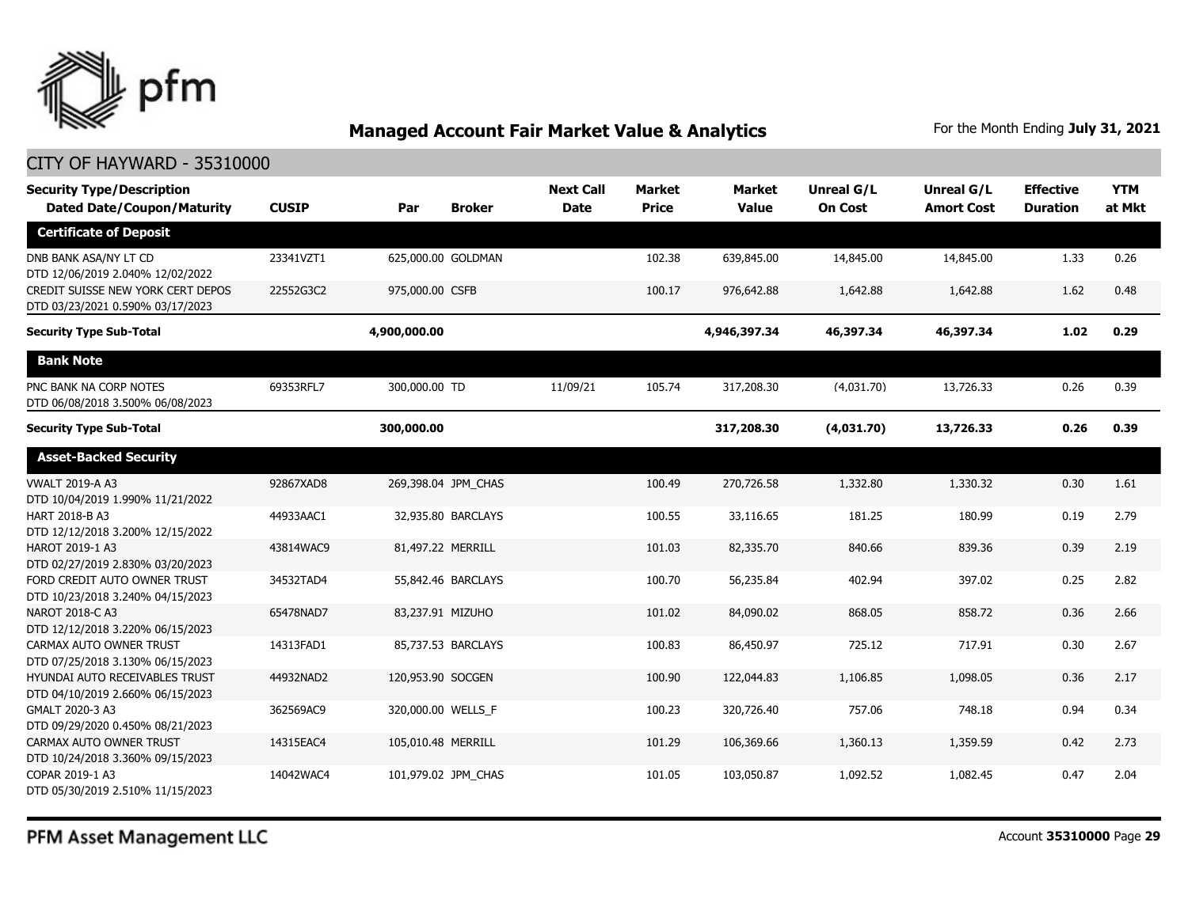## Managed Account Fair Market Value & Analytics

For the Month Ending **July 31, 2021**

CITY OF HAYWARD - 35310000

| Security Type/Description Dated Date/Coupon/Maturity | CUSIP | Par | Broker | Next Call Date | Market Price | Market Value | Unreal G/L On Cost | Unreal G/L Amort Cost | Effective Duration | YTM at Mkt |
|---|---|---|---|---|---|---|---|---|---|---|
| **Certificate of Deposit** | | | | | | | | | | |
| DNB BANK ASA/NY LT CD DTD 12/06/2019 2.040% 12/02/2022 | 23341VZT1 | 625,000.00 | GOLDMAN | | 102.38 | 639,845.00 | 14,845.00 | 14,845.00 | 1.33 | 0.26 |
| CREDIT SUISSE NEW YORK CERT DEPOS DTD 03/23/2021 0.590% 03/17/2023 | 22552G3C2 | 975,000.00 | CSFB | | 100.17 | 976,642.88 | 1,642.88 | 1,642.88 | 1.62 | 0.48 |
| **Security Type Sub-Total** | | **4,900,000.00** | | | | **4,946,397.34** | **46,397.34** | **46,397.34** | **1.02** | **0.29** |
| **Bank Note** | | | | | | | | | | |
| PNC BANK NA CORP NOTES DTD 06/08/2018 3.500% 06/08/2023 | 69353RFL7 | 300,000.00 | TD | 11/09/21 | 105.74 | 317,208.30 | (4,031.70) | 13,726.33 | 0.26 | 0.39 |
| **Security Type Sub-Total** | | **300,000.00** | | | | **317,208.30** | **(4,031.70)** | **13,726.33** | **0.26** | **0.39** |
| **Asset-Backed Security** | | | | | | | | | | |
| VWALT 2019-A A3 DTD 10/04/2019 1.990% 11/21/2022 | 92867XAD8 | 269,398.04 | JPM_CHAS | | 100.49 | 270,726.58 | 1,332.80 | 1,330.32 | 0.30 | 1.61 |
| HART 2018-B A3 DTD 12/12/2018 3.200% 12/15/2022 | 44933AAC1 | 32,935.80 | BARCLAYS | | 100.55 | 33,116.65 | 181.25 | 180.99 | 0.19 | 2.79 |
| HAROT 2019-1 A3 DTD 02/27/2019 2.830% 03/20/2023 | 43814WAC9 | 81,497.22 | MERRILL | | 101.03 | 82,335.70 | 840.66 | 839.36 | 0.39 | 2.19 |
| FORD CREDIT AUTO OWNER TRUST DTD 10/23/2018 3.240% 04/15/2023 | 34532TAD4 | 55,842.46 | BARCLAYS | | 100.70 | 56,235.84 | 402.94 | 397.02 | 0.25 | 2.82 |
| NAROT 2018-C A3 DTD 12/12/2018 3.220% 06/15/2023 | 65478NAD7 | 83,237.91 | MIZUHO | | 101.02 | 84,090.02 | 868.05 | 858.72 | 0.36 | 2.66 |
| CARMAX AUTO OWNER TRUST DTD 07/25/2018 3.130% 06/15/2023 | 14313FAD1 | 85,737.53 | BARCLAYS | | 100.83 | 86,450.97 | 725.12 | 717.91 | 0.30 | 2.67 |
| HYUNDAI AUTO RECEIVABLES TRUST DTD 04/10/2019 2.660% 06/15/2023 | 44932NAD2 | 120,953.90 | SOCGEN | | 100.90 | 122,044.83 | 1,106.85 | 1,098.05 | 0.36 | 2.17 |
| GMALT 2020-3 A3 DTD 09/29/2020 0.450% 08/21/2023 | 362569AC9 | 320,000.00 | WELLS_F | | 100.23 | 320,726.40 | 757.06 | 748.18 | 0.94 | 0.34 |
| CARMAX AUTO OWNER TRUST DTD 10/24/2018 3.360% 09/15/2023 | 14315EAC4 | 105,010.48 | MERRILL | | 101.29 | 106,369.66 | 1,360.13 | 1,359.59 | 0.42 | 2.73 |
| COPAR 2019-1 A3 DTD 05/30/2019 2.510% 11/15/2023 | 14042WAC4 | 101,979.02 | JPM_CHAS | | 101.05 | 103,050.87 | 1,092.52 | 1,082.45 | 0.47 | 2.04 |

PFM Asset Management LLC

Account **35310000** Page **29**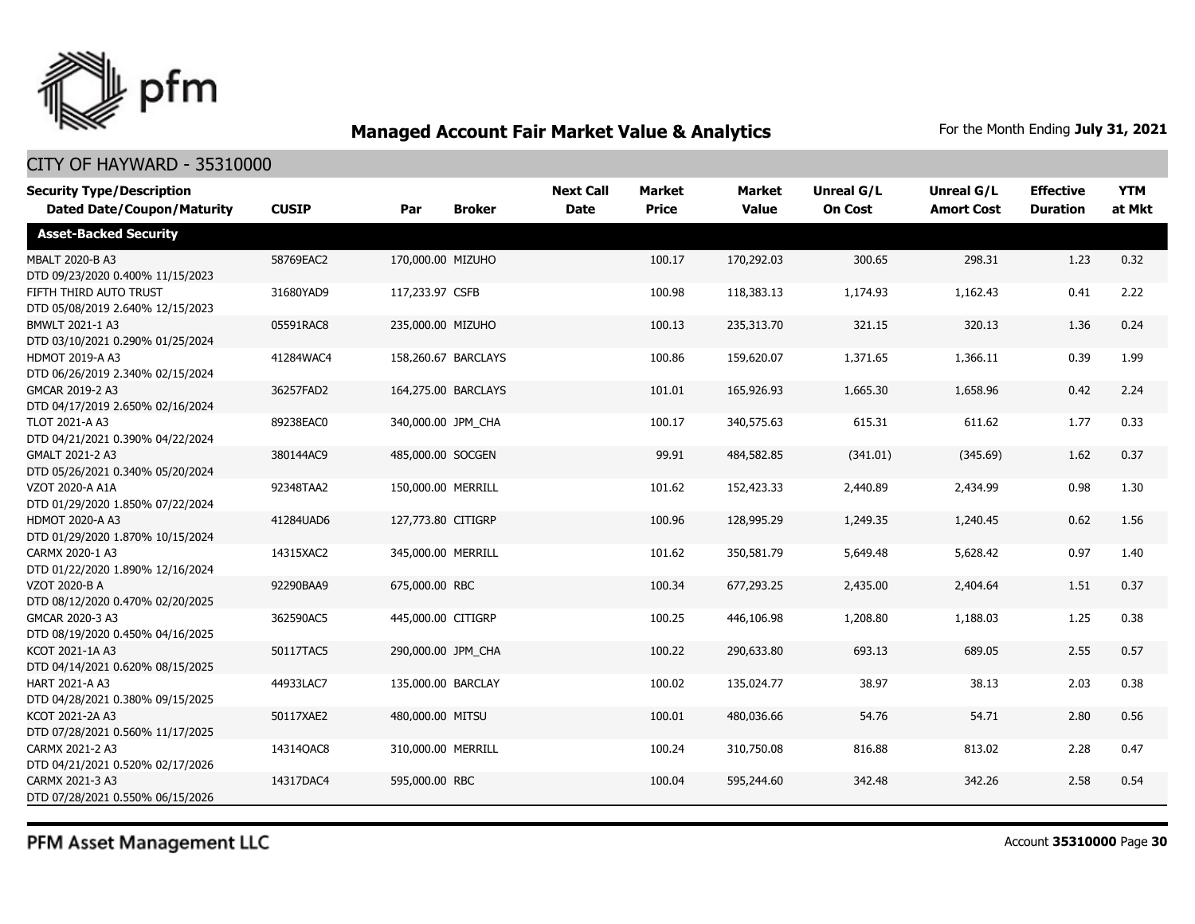## Managed Account Fair Market Value & Analytics

For the Month Ending **July 31, 2021**

CITY OF HAYWARD - 35310000

| Security Type/Description<br>Dated Date/Coupon/Maturity | CUSIP | Par | Broker | Next Call Date | Market Price | Market Value | Unreal G/L On Cost | Unreal G/L Amort Cost | Effective Duration | YTM at Mkt |
|---|---|---|---|---|---|---|---|---|---|---|
| **Asset-Backed Security** | | | | | | | | | | |
| MBALT 2020-B A3<br>DTD 09/23/2020 0.400% 11/15/2023 | 58769EAC2 | 170,000.00 | MIZUHO | | 100.17 | 170,292.03 | 300.65 | 298.31 | 1.23 | 0.32 |
| FIFTH THIRD AUTO TRUST<br>DTD 05/08/2019 2.640% 12/15/2023 | 31680YAD9 | 117,233.97 | CSFB | | 100.98 | 118,383.13 | 1,174.93 | 1,162.43 | 0.41 | 2.22 |
| BMWLT 2021-1 A3<br>DTD 03/10/2021 0.290% 01/25/2024 | 05591RAC8 | 235,000.00 | MIZUHO | | 100.13 | 235,313.70 | 321.15 | 320.13 | 1.36 | 0.24 |
| HDMOT 2019-A A3<br>DTD 06/26/2019 2.340% 02/15/2024 | 41284WAC4 | 158,260.67 | BARCLAYS | | 100.86 | 159,620.07 | 1,371.65 | 1,366.11 | 0.39 | 1.99 |
| GMCAR 2019-2 A3<br>DTD 04/17/2019 2.650% 02/16/2024 | 36257FAD2 | 164,275.00 | BARCLAYS | | 101.01 | 165,926.93 | 1,665.30 | 1,658.96 | 0.42 | 2.24 |
| TLOT 2021-A A3<br>DTD 04/21/2021 0.390% 04/22/2024 | 89238EAC0 | 340,000.00 | JPM_CHA | | 100.17 | 340,575.63 | 615.31 | 611.62 | 1.77 | 0.33 |
| GMALT 2021-2 A3<br>DTD 05/26/2021 0.340% 05/20/2024 | 380144AC9 | 485,000.00 | SOCGEN | | 99.91 | 484,582.85 | (341.01) | (345.69) | 1.62 | 0.37 |
| VZOT 2020-A A1A<br>DTD 01/29/2020 1.850% 07/22/2024 | 92348TAA2 | 150,000.00 | MERRILL | | 101.62 | 152,423.33 | 2,440.89 | 2,434.99 | 0.98 | 1.30 |
| HDMOT 2020-A A3<br>DTD 01/29/2020 1.870% 10/15/2024 | 41284UAD6 | 127,773.80 | CITIGRP | | 100.96 | 128,995.29 | 1,249.35 | 1,240.45 | 0.62 | 1.56 |
| CARMX 2020-1 A3<br>DTD 01/22/2020 1.890% 12/16/2024 | 14315XAC2 | 345,000.00 | MERRILL | | 101.62 | 350,581.79 | 5,649.48 | 5,628.42 | 0.97 | 1.40 |
| VZOT 2020-B A<br>DTD 08/12/2020 0.470% 02/20/2025 | 92290BAA9 | 675,000.00 | RBC | | 100.34 | 677,293.25 | 2,435.00 | 2,404.64 | 1.51 | 0.37 |
| GMCAR 2020-3 A3<br>DTD 08/19/2020 0.450% 04/16/2025 | 362590AC5 | 445,000.00 | CITIGRP | | 100.25 | 446,106.98 | 1,208.80 | 1,188.03 | 1.25 | 0.38 |
| KCOT 2021-1A A3<br>DTD 04/14/2021 0.620% 08/15/2025 | 50117TAC5 | 290,000.00 | JPM_CHA | | 100.22 | 290,633.80 | 693.13 | 689.05 | 2.55 | 0.57 |
| HART 2021-A A3<br>DTD 04/28/2021 0.380% 09/15/2025 | 44933LAC7 | 135,000.00 | BARCLAY | | 100.02 | 135,024.77 | 38.97 | 38.13 | 2.03 | 0.38 |
| KCOT 2021-2A A3<br>DTD 07/28/2021 0.560% 11/17/2025 | 50117XAE2 | 480,000.00 | MITSU | | 100.01 | 480,036.66 | 54.76 | 54.71 | 2.80 | 0.56 |
| CARMX 2021-2 A3<br>DTD 04/21/2021 0.520% 02/17/2026 | 14314QAC8 | 310,000.00 | MERRILL | | 100.24 | 310,750.08 | 816.88 | 813.02 | 2.28 | 0.47 |
| CARMX 2021-3 A3<br>DTD 07/28/2021 0.550% 06/15/2026 | 14317DAC4 | 595,000.00 | RBC | | 100.04 | 595,244.60 | 342.48 | 342.26 | 2.58 | 0.54 |

PFM Asset Management LLC

Account **35310000**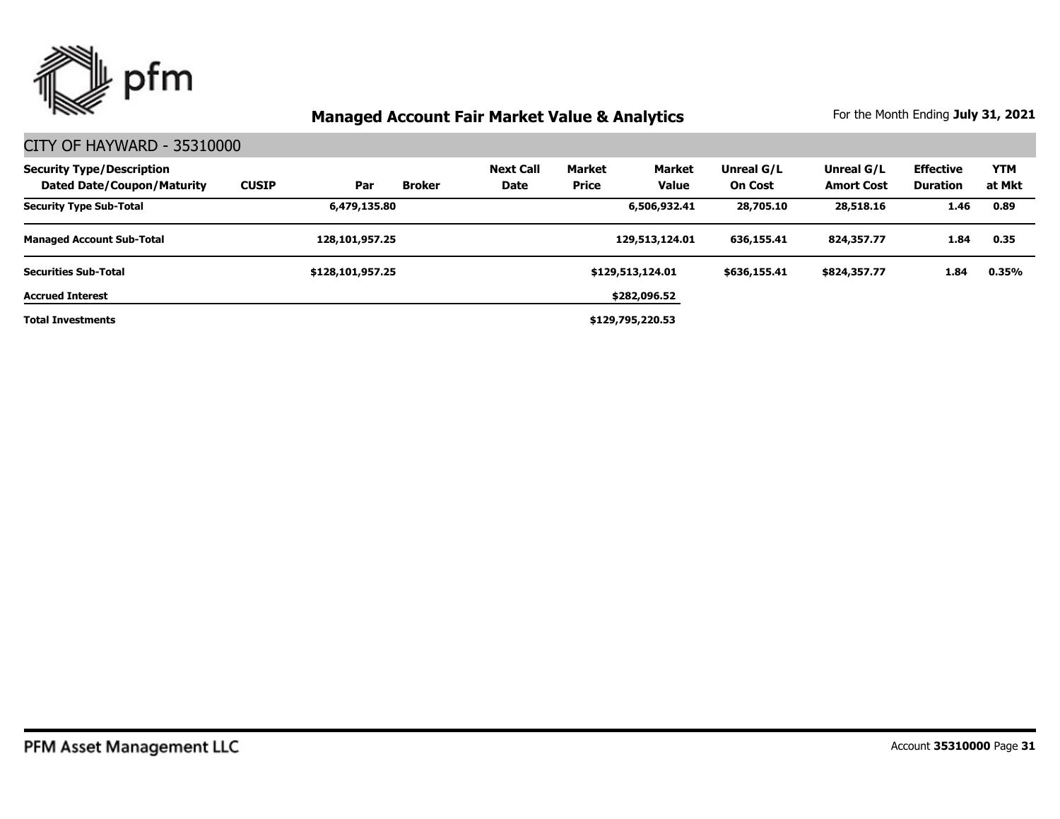## Managed Account Fair Market Value & Analytics

For the Month Ending **July 31, 2021**

CITY OF HAYWARD - 35310000

| Security Type/Description Dated Date/Coupon/Maturity | CUSIP | Par | Broker | Next Call Date | Market Price | Market Value | Unreal G/L On Cost | Unreal G/L Amort Cost | Effective Duration | YTM at Mkt |
|---|---|---|---|---|---|---|---|---|---|---|
| **Security Type Sub-Total** | | **6,479,135.80** | | | | **6,506,932.41** | **28,705.10** | **28,518.16** | **1.46** | **0.89** |
| **Managed Account Sub-Total** | | **128,101,957.25** | | | | **129,513,124.01** | **636,155.41** | **824,357.77** | **1.84** | **0.35** |
| **Securities Sub-Total** | | **$128,101,957.25** | | | | **$129,513,124.01** | **$636,155.41** | **$824,357.77** | **1.84** | **0.35%** |
| **Accrued Interest** | | | | | | **$282,096.52** | | | | |
| **Total Investments** | | | | | | **$129,795,220.53** | | | | |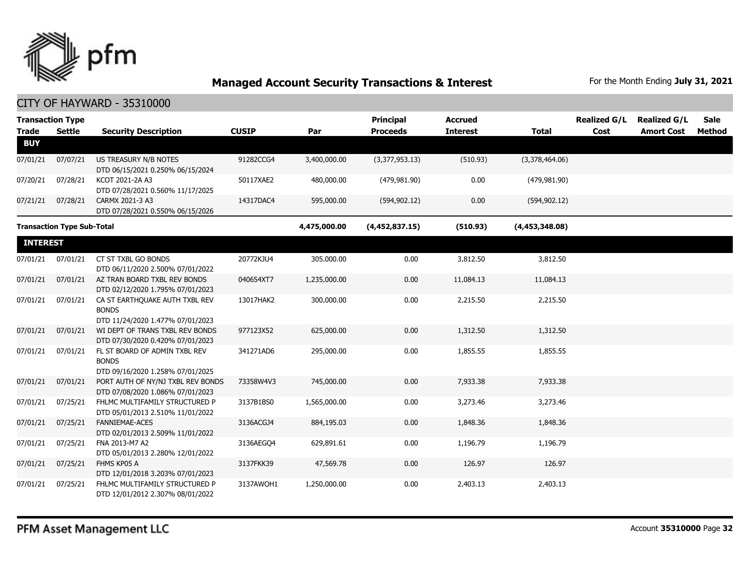# Managed Account Security Transactions & Interest

For the Month Ending **July 31, 2021**

## CITY OF HAYWARD - 35310000

| Transaction Type Trade | Settle | Security Description | CUSIP | Par | Principal Proceeds | Accrued Interest | Total | Realized G/L Cost | Realized G/L Amort Cost | Sale Method |
|---|---|---|---|---|---|---|---|---|---|---|
| **BUY** | | | | | | | | | | |
| 07/01/21 | 07/07/21 | US TREASURY N/B NOTES DTD 06/15/2021 0.250% 06/15/2024 | 91282CCG4 | 3,400,000.00 | (3,377,953.13) | (510.93) | (3,378,464.06) | | | |
| 07/20/21 | 07/28/21 | KCOT 2021-2A A3 DTD 07/28/2021 0.560% 11/17/2025 | 50117XAE2 | 480,000.00 | (479,981.90) | 0.00 | (479,981.90) | | | |
| 07/21/21 | 07/28/21 | CARMX 2021-3 A3 DTD 07/28/2021 0.550% 06/15/2026 | 14317DAC4 | 595,000.00 | (594,902.12) | 0.00 | (594,902.12) | | | |
| **Transaction Type Sub-Total** | | | | **4,475,000.00** | **(4,452,837.15)** | **(510.93)** | **(4,453,348.08)** | | | |
| **INTEREST** | | | | | | | | | | |
| 07/01/21 | 07/01/21 | CT ST TXBL GO BONDS DTD 06/11/2020 2.500% 07/01/2022 | 20772KJU4 | 305,000.00 | 0.00 | 3,812.50 | 3,812.50 | | | |
| 07/01/21 | 07/01/21 | AZ TRAN BOARD TXBL REV BONDS DTD 02/12/2020 1.795% 07/01/2023 | 040654XT7 | 1,235,000.00 | 0.00 | 11,084.13 | 11,084.13 | | | |
| 07/01/21 | 07/01/21 | CA ST EARTHQUAKE AUTH TXBL REV BONDS DTD 11/24/2020 1.477% 07/01/2023 | 13017HAK2 | 300,000.00 | 0.00 | 2,215.50 | 2,215.50 | | | |
| 07/01/21 | 07/01/21 | WI DEPT OF TRANS TXBL REV BONDS DTD 07/30/2020 0.420% 07/01/2023 | 977123X52 | 625,000.00 | 0.00 | 1,312.50 | 1,312.50 | | | |
| 07/01/21 | 07/01/21 | FL ST BOARD OF ADMIN TXBL REV BONDS DTD 09/16/2020 1.258% 07/01/2025 | 341271AD6 | 295,000.00 | 0.00 | 1,855.55 | 1,855.55 | | | |
| 07/01/21 | 07/01/21 | PORT AUTH OF NY/NJ TXBL REV BONDS DTD 07/08/2020 1.086% 07/01/2023 | 73358W4V3 | 745,000.00 | 0.00 | 7,933.38 | 7,933.38 | | | |
| 07/01/21 | 07/25/21 | FHLMC MULTIFAMILY STRUCTURED P DTD 05/01/2013 2.510% 11/01/2022 | 3137B1BS0 | 1,565,000.00 | 0.00 | 3,273.46 | 3,273.46 | | | |
| 07/01/21 | 07/25/21 | FANNIEMAE-ACES DTD 02/01/2013 2.509% 11/01/2022 | 3136ACGJ4 | 884,195.03 | 0.00 | 1,848.36 | 1,848.36 | | | |
| 07/01/21 | 07/25/21 | FNA 2013-M7 A2 DTD 05/01/2013 2.280% 12/01/2022 | 3136AEGQ4 | 629,891.61 | 0.00 | 1,196.79 | 1,196.79 | | | |
| 07/01/21 | 07/25/21 | FHMS KP05 A DTD 12/01/2018 3.203% 07/01/2023 | 3137FKK39 | 47,569.78 | 0.00 | 126.97 | 126.97 | | | |
| 07/01/21 | 07/25/21 | FHLMC MULTIFAMILY STRUCTURED P DTD 12/01/2012 2.307% 08/01/2022 | 3137AWQH1 | 1,250,000.00 | 0.00 | 2,403.13 | 2,403.13 | | | |

PFM Asset Management LLC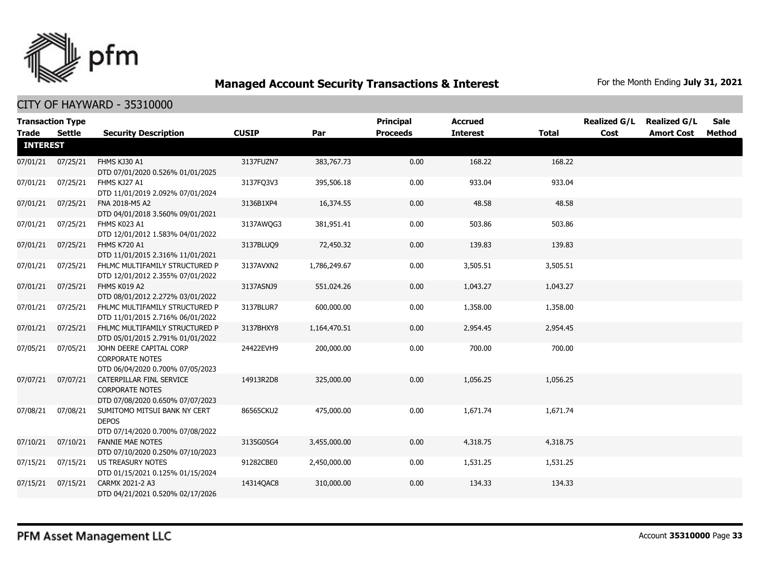# Managed Account Security Transactions & Interest

For the Month Ending **July 31, 2021**

## CITY OF HAYWARD - 35310000

| Transaction Type Trade | Settle | Security Description | CUSIP | Par | Principal Proceeds | Accrued Interest | Total | Realized G/L Cost | Realized G/L Amort Cost | Sale Method |
|---|---|---|---|---|---|---|---|---|---|---|
| **INTEREST** | | | | | | | | | | |
| 07/01/21 | 07/25/21 | FHMS KJ30 A1 DTD 07/01/2020 0.526% 01/01/2025 | 3137FUZN7 | 383,767.73 | 0.00 | 168.22 | 168.22 | | | |
| 07/01/21 | 07/25/21 | FHMS KJ27 A1 DTD 11/01/2019 2.092% 07/01/2024 | 3137FQ3V3 | 395,506.18 | 0.00 | 933.04 | 933.04 | | | |
| 07/01/21 | 07/25/21 | FNA 2018-M5 A2 DTD 04/01/2018 3.560% 09/01/2021 | 3136B1XP4 | 16,374.55 | 0.00 | 48.58 | 48.58 | | | |
| 07/01/21 | 07/25/21 | FHMS K023 A1 DTD 12/01/2012 1.583% 04/01/2022 | 3137AWQG3 | 381,951.41 | 0.00 | 503.86 | 503.86 | | | |
| 07/01/21 | 07/25/21 | FHMS K720 A1 DTD 11/01/2015 2.316% 11/01/2021 | 3137BLUQ9 | 72,450.32 | 0.00 | 139.83 | 139.83 | | | |
| 07/01/21 | 07/25/21 | FHLMC MULTIFAMILY STRUCTURED P DTD 12/01/2012 2.355% 07/01/2022 | 3137AVXN2 | 1,786,249.67 | 0.00 | 3,505.51 | 3,505.51 | | | |
| 07/01/21 | 07/25/21 | FHMS K019 A2 DTD 08/01/2012 2.272% 03/01/2022 | 3137ASNJ9 | 551,024.26 | 0.00 | 1,043.27 | 1,043.27 | | | |
| 07/01/21 | 07/25/21 | FHLMC MULTIFAMILY STRUCTURED P DTD 11/01/2015 2.716% 06/01/2022 | 3137BLUR7 | 600,000.00 | 0.00 | 1,358.00 | 1,358.00 | | | |
| 07/01/21 | 07/25/21 | FHLMC MULTIFAMILY STRUCTURED P DTD 05/01/2015 2.791% 01/01/2022 | 3137BHXY8 | 1,164,470.51 | 0.00 | 2,954.45 | 2,954.45 | | | |
| 07/05/21 | 07/05/21 | JOHN DEERE CAPITAL CORP CORPORATE NOTES DTD 06/04/2020 0.700% 07/05/2023 | 24422EVH9 | 200,000.00 | 0.00 | 700.00 | 700.00 | | | |
| 07/07/21 | 07/07/21 | CATERPILLAR FINL SERVICE CORPORATE NOTES DTD 07/08/2020 0.650% 07/07/2023 | 14913R2D8 | 325,000.00 | 0.00 | 1,056.25 | 1,056.25 | | | |
| 07/08/21 | 07/08/21 | SUMITOMO MITSUI BANK NY CERT DEPOS DTD 07/14/2020 0.700% 07/08/2022 | 86565CKU2 | 475,000.00 | 0.00 | 1,671.74 | 1,671.74 | | | |
| 07/10/21 | 07/10/21 | FANNIE MAE NOTES DTD 07/10/2020 0.250% 07/10/2023 | 3135G05G4 | 3,455,000.00 | 0.00 | 4,318.75 | 4,318.75 | | | |
| 07/15/21 | 07/15/21 | US TREASURY NOTES DTD 01/15/2021 0.125% 01/15/2024 | 91282CBE0 | 2,450,000.00 | 0.00 | 1,531.25 | 1,531.25 | | | |
| 07/15/21 | 07/15/21 | CARMX 2021-2 A3 DTD 04/21/2021 0.520% 02/17/2026 | 14314QAC8 | 310,000.00 | 0.00 | 134.33 | 134.33 | | | |

PFM Asset Management LLC

Account **35310000**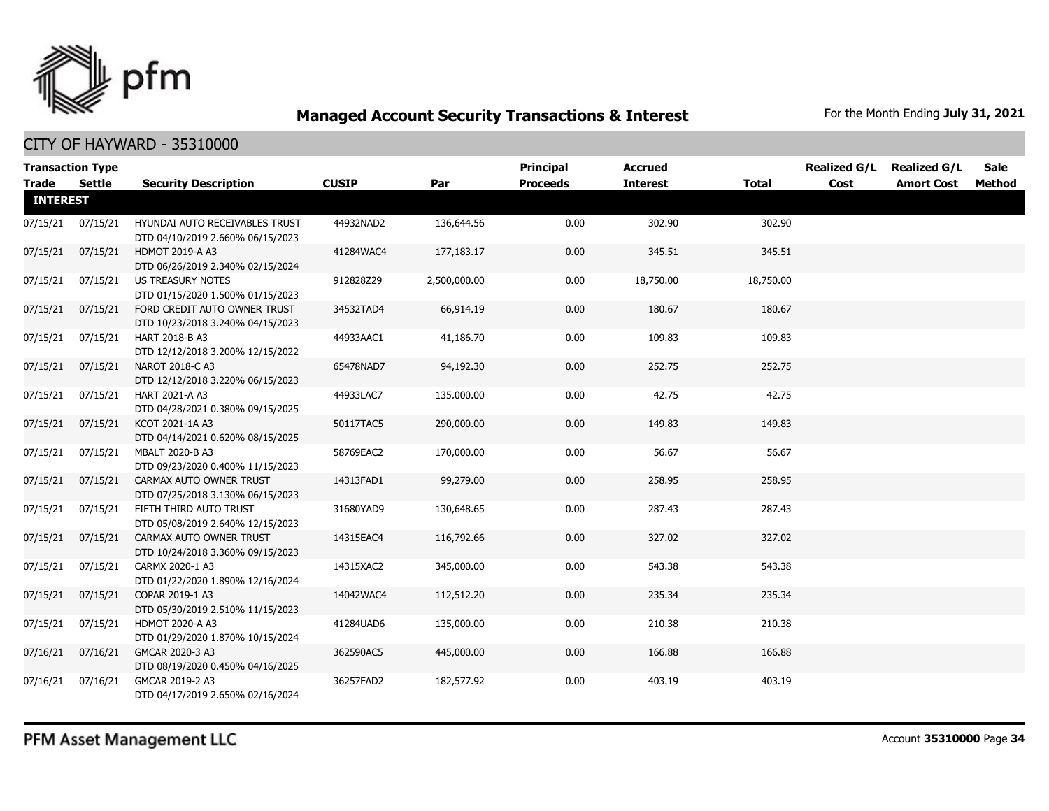# Managed Account Security Transactions & Interest

For the Month Ending **July 31, 2021**

## CITY OF HAYWARD - 35310000

| Transaction Type Trade | Settle | Security Description | CUSIP | Par | Principal Proceeds | Accrued Interest | Total | Realized G/L Cost | Realized G/L Amort Cost | Sale Method |
|---|---|---|---|---|---|---|---|---|---|---|
| **INTEREST** | | | | | | | | | | |
| 07/15/21 | 07/15/21 | HYUNDAI AUTO RECEIVABLES TRUST DTD 04/10/2019 2.660% 06/15/2023 | 44932NAD2 | 136,644.56 | 0.00 | 302.90 | 302.90 | | | |
| 07/15/21 | 07/15/21 | HDMOT 2019-A A3 DTD 06/26/2019 2.340% 02/15/2024 | 41284WAC4 | 177,183.17 | 0.00 | 345.51 | 345.51 | | | |
| 07/15/21 | 07/15/21 | US TREASURY NOTES DTD 01/15/2020 1.500% 01/15/2023 | 912828Z29 | 2,500,000.00 | 0.00 | 18,750.00 | 18,750.00 | | | |
| 07/15/21 | 07/15/21 | FORD CREDIT AUTO OWNER TRUST DTD 10/23/2018 3.240% 04/15/2023 | 34532TAD4 | 66,914.19 | 0.00 | 180.67 | 180.67 | | | |
| 07/15/21 | 07/15/21 | HART 2018-B A3 DTD 12/12/2018 3.200% 12/15/2022 | 44933AAC1 | 41,186.70 | 0.00 | 109.83 | 109.83 | | | |
| 07/15/21 | 07/15/21 | NAROT 2018-C A3 DTD 12/12/2018 3.220% 06/15/2023 | 65478NAD7 | 94,192.30 | 0.00 | 252.75 | 252.75 | | | |
| 07/15/21 | 07/15/21 | HART 2021-A A3 DTD 04/28/2021 0.380% 09/15/2025 | 44933LAC7 | 135,000.00 | 0.00 | 42.75 | 42.75 | | | |
| 07/15/21 | 07/15/21 | KCOT 2021-1A A3 DTD 04/14/2021 0.620% 08/15/2025 | 50117TAC5 | 290,000.00 | 0.00 | 149.83 | 149.83 | | | |
| 07/15/21 | 07/15/21 | MBALT 2020-B A3 DTD 09/23/2020 0.400% 11/15/2023 | 58769EAC2 | 170,000.00 | 0.00 | 56.67 | 56.67 | | | |
| 07/15/21 | 07/15/21 | CARMAX AUTO OWNER TRUST DTD 07/25/2018 3.130% 06/15/2023 | 14313FAD1 | 99,279.00 | 0.00 | 258.95 | 258.95 | | | |
| 07/15/21 | 07/15/21 | FIFTH THIRD AUTO TRUST DTD 05/08/2019 2.640% 12/15/2023 | 31680YAD9 | 130,648.65 | 0.00 | 287.43 | 287.43 | | | |
| 07/15/21 | 07/15/21 | CARMAX AUTO OWNER TRUST DTD 10/24/2018 3.360% 09/15/2023 | 14315EAC4 | 116,792.66 | 0.00 | 327.02 | 327.02 | | | |
| 07/15/21 | 07/15/21 | CARMX 2020-1 A3 DTD 01/22/2020 1.890% 12/16/2024 | 14315XAC2 | 345,000.00 | 0.00 | 543.38 | 543.38 | | | |
| 07/15/21 | 07/15/21 | COPAR 2019-1 A3 DTD 05/30/2019 2.510% 11/15/2023 | 14042WAC4 | 112,512.20 | 0.00 | 235.34 | 235.34 | | | |
| 07/15/21 | 07/15/21 | HDMOT 2020-A A3 DTD 01/29/2020 1.870% 10/15/2024 | 41284UAD6 | 135,000.00 | 0.00 | 210.38 | 210.38 | | | |
| 07/16/21 | 07/16/21 | GMCAR 2020-3 A3 DTD 08/19/2020 0.450% 04/16/2025 | 362590AC5 | 445,000.00 | 0.00 | 166.88 | 166.88 | | | |
| 07/16/21 | 07/16/21 | GMCAR 2019-2 A3 DTD 04/17/2019 2.650% 02/16/2024 | 36257FAD2 | 182,577.92 | 0.00 | 403.19 | 403.19 | | | |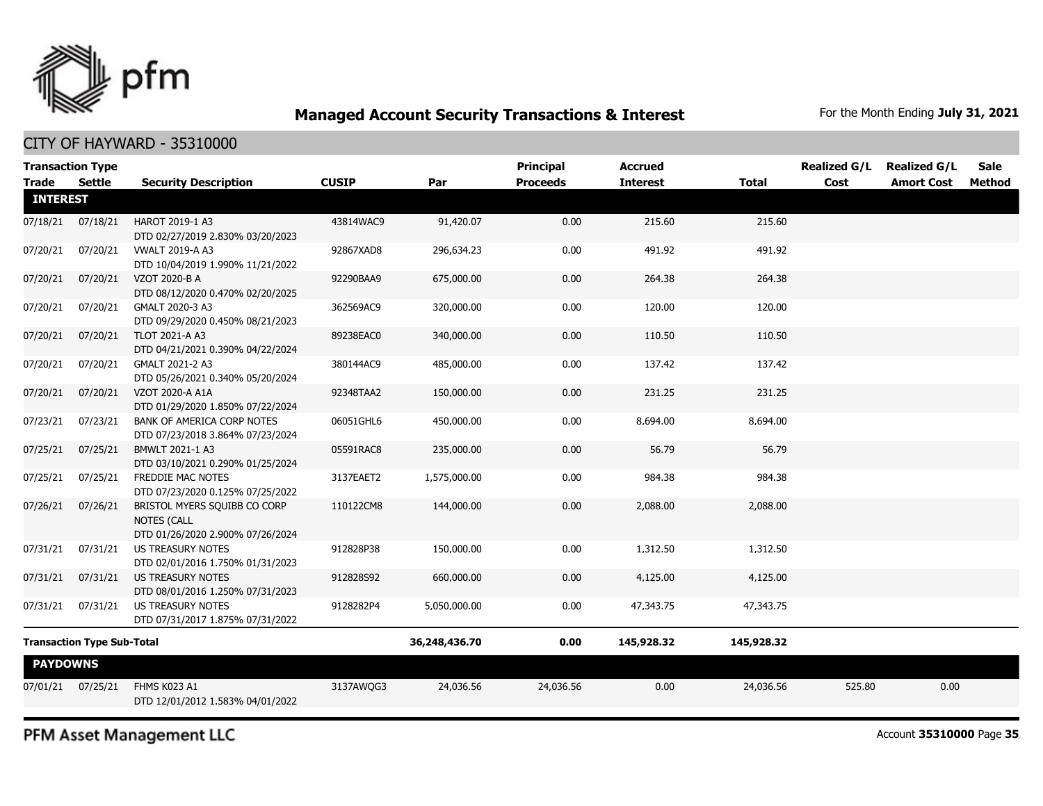## Managed Account Security Transactions & Interest

For the Month Ending **July 31, 2021**

### CITY OF HAYWARD - 35310000

| Trade | Settle | Security Description | CUSIP | Par | Principal Proceeds | Accrued Interest | Total | Realized G/L Cost | Realized G/L Amort Cost | Sale Method |
|---|---|---|---|---|---|---|---|---|---|---|
| **INTEREST** | | | | | | | | | | |
| 07/18/21 | 07/18/21 | HAROT 2019-1 A3 DTD 02/27/2019 2.830% 03/20/2023 | 43814WAC9 | 91,420.07 | 0.00 | 215.60 | 215.60 | | | |
| 07/20/21 | 07/20/21 | VWALT 2019-A A3 DTD 10/04/2019 1.990% 11/21/2022 | 92867XAD8 | 296,634.23 | 0.00 | 491.92 | 491.92 | | | |
| 07/20/21 | 07/20/21 | VZOT 2020-B A DTD 08/12/2020 0.470% 02/20/2025 | 92290BAA9 | 675,000.00 | 0.00 | 264.38 | 264.38 | | | |
| 07/20/21 | 07/20/21 | GMALT 2020-3 A3 DTD 09/29/2020 0.450% 08/21/2023 | 362569AC9 | 320,000.00 | 0.00 | 120.00 | 120.00 | | | |
| 07/20/21 | 07/20/21 | TLOT 2021-A A3 DTD 04/21/2021 0.390% 04/22/2024 | 89238EAC0 | 340,000.00 | 0.00 | 110.50 | 110.50 | | | |
| 07/20/21 | 07/20/21 | GMALT 2021-2 A3 DTD 05/26/2021 0.340% 05/20/2024 | 380144AC9 | 485,000.00 | 0.00 | 137.42 | 137.42 | | | |
| 07/20/21 | 07/20/21 | VZOT 2020-A A1A DTD 01/29/2020 1.850% 07/22/2024 | 92348TAA2 | 150,000.00 | 0.00 | 231.25 | 231.25 | | | |
| 07/23/21 | 07/23/21 | BANK OF AMERICA CORP NOTES DTD 07/23/2018 3.864% 07/23/2024 | 06051GHL6 | 450,000.00 | 0.00 | 8,694.00 | 8,694.00 | | | |
| 07/25/21 | 07/25/21 | BMWLT 2021-1 A3 DTD 03/10/2021 0.290% 01/25/2024 | 05591RAC8 | 235,000.00 | 0.00 | 56.79 | 56.79 | | | |
| 07/25/21 | 07/25/21 | FREDDIE MAC NOTES DTD 07/23/2020 0.125% 07/25/2022 | 3137EAET2 | 1,575,000.00 | 0.00 | 984.38 | 984.38 | | | |
| 07/26/21 | 07/26/21 | BRISTOL MYERS SQUIBB CO CORP NOTES (CALL DTD 01/26/2020 2.900% 07/26/2024 | 110122CM8 | 144,000.00 | 0.00 | 2,088.00 | 2,088.00 | | | |
| 07/31/21 | 07/31/21 | US TREASURY NOTES DTD 02/01/2016 1.750% 01/31/2023 | 912828P38 | 150,000.00 | 0.00 | 1,312.50 | 1,312.50 | | | |
| 07/31/21 | 07/31/21 | US TREASURY NOTES DTD 08/01/2016 1.250% 07/31/2023 | 912828S92 | 660,000.00 | 0.00 | 4,125.00 | 4,125.00 | | | |
| 07/31/21 | 07/31/21 | US TREASURY NOTES DTD 07/31/2017 1.875% 07/31/2022 | 9128282P4 | 5,050,000.00 | 0.00 | 47,343.75 | 47,343.75 | | | |
| **Transaction Type Sub-Total** | | | | **36,248,436.70** | **0.00** | **145,928.32** | **145,928.32** | | | |
| **PAYDOWNS** | | | | | | | | | | |
| 07/01/21 | 07/25/21 | FHMS K023 A1 DTD 12/01/2012 1.583% 04/01/2022 | 3137AWQG3 | 24,036.56 | 24,036.56 | 0.00 | 24,036.56 | 525.80 | 0.00 | |

PFM Asset Management LLC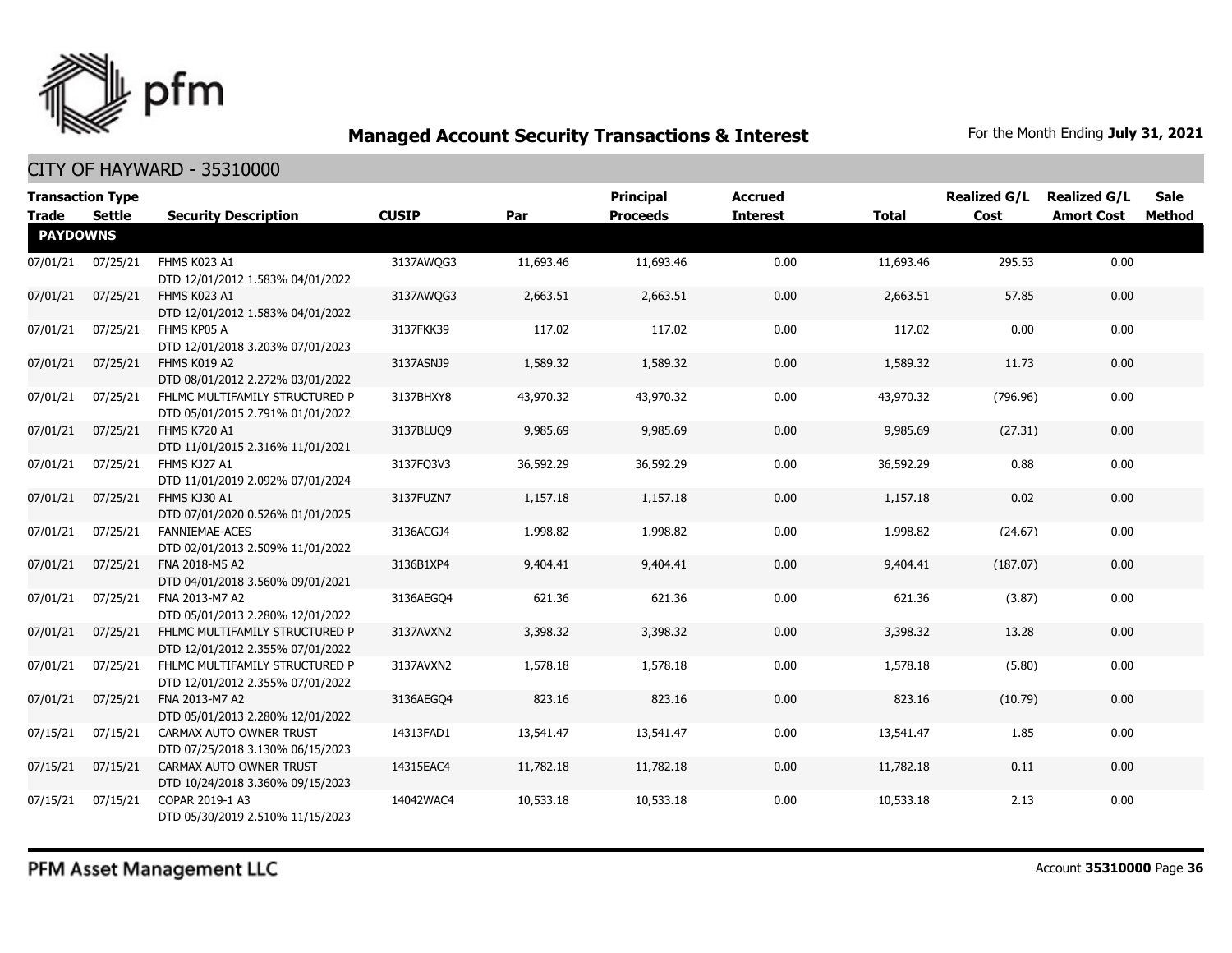# Managed Account Security Transactions & Interest

For the Month Ending **July 31, 2021**

## CITY OF HAYWARD - 35310000

| Transaction Type Trade | Settle | Security Description | CUSIP | Par | Principal Proceeds | Accrued Interest | Total | Realized G/L Cost | Realized G/L Amort Cost | Sale Method |
|---|---|---|---|---|---|---|---|---|---|---|
| **PAYDOWNS** | | | | | | | | | | |
| 07/01/21 | 07/25/21 | FHMS K023 A1 DTD 12/01/2012 1.583% 04/01/2022 | 3137AWQG3 | 11,693.46 | 11,693.46 | 0.00 | 11,693.46 | 295.53 | 0.00 | |
| 07/01/21 | 07/25/21 | FHMS K023 A1 DTD 12/01/2012 1.583% 04/01/2022 | 3137AWQG3 | 2,663.51 | 2,663.51 | 0.00 | 2,663.51 | 57.85 | 0.00 | |
| 07/01/21 | 07/25/21 | FHMS KP05 A DTD 12/01/2018 3.203% 07/01/2023 | 3137FKK39 | 117.02 | 117.02 | 0.00 | 117.02 | 0.00 | 0.00 | |
| 07/01/21 | 07/25/21 | FHMS K019 A2 DTD 08/01/2012 2.272% 03/01/2022 | 3137ASNJ9 | 1,589.32 | 1,589.32 | 0.00 | 1,589.32 | 11.73 | 0.00 | |
| 07/01/21 | 07/25/21 | FHLMC MULTIFAMILY STRUCTURED P DTD 05/01/2015 2.791% 01/01/2022 | 3137BHXY8 | 43,970.32 | 43,970.32 | 0.00 | 43,970.32 | (796.96) | 0.00 | |
| 07/01/21 | 07/25/21 | FHMS K720 A1 DTD 11/01/2015 2.316% 11/01/2021 | 3137BLUQ9 | 9,985.69 | 9,985.69 | 0.00 | 9,985.69 | (27.31) | 0.00 | |
| 07/01/21 | 07/25/21 | FHMS KJ27 A1 DTD 11/01/2019 2.092% 07/01/2024 | 3137FQ3V3 | 36,592.29 | 36,592.29 | 0.00 | 36,592.29 | 0.88 | 0.00 | |
| 07/01/21 | 07/25/21 | FHMS KJ30 A1 DTD 07/01/2020 0.526% 01/01/2025 | 3137FUZN7 | 1,157.18 | 1,157.18 | 0.00 | 1,157.18 | 0.02 | 0.00 | |
| 07/01/21 | 07/25/21 | FANNIEMAE-ACES DTD 02/01/2013 2.509% 11/01/2022 | 3136ACGJ4 | 1,998.82 | 1,998.82 | 0.00 | 1,998.82 | (24.67) | 0.00 | |
| 07/01/21 | 07/25/21 | FNA 2018-M5 A2 DTD 04/01/2018 3.560% 09/01/2021 | 3136B1XP4 | 9,404.41 | 9,404.41 | 0.00 | 9,404.41 | (187.07) | 0.00 | |
| 07/01/21 | 07/25/21 | FNA 2013-M7 A2 DTD 05/01/2013 2.280% 12/01/2022 | 3136AEGQ4 | 621.36 | 621.36 | 0.00 | 621.36 | (3.87) | 0.00 | |
| 07/01/21 | 07/25/21 | FHLMC MULTIFAMILY STRUCTURED P DTD 12/01/2012 2.355% 07/01/2022 | 3137AVXN2 | 3,398.32 | 3,398.32 | 0.00 | 3,398.32 | 13.28 | 0.00 | |
| 07/01/21 | 07/25/21 | FHLMC MULTIFAMILY STRUCTURED P DTD 12/01/2012 2.355% 07/01/2022 | 3137AVXN2 | 1,578.18 | 1,578.18 | 0.00 | 1,578.18 | (5.80) | 0.00 | |
| 07/01/21 | 07/25/21 | FNA 2013-M7 A2 DTD 05/01/2013 2.280% 12/01/2022 | 3136AEGQ4 | 823.16 | 823.16 | 0.00 | 823.16 | (10.79) | 0.00 | |
| 07/15/21 | 07/15/21 | CARMAX AUTO OWNER TRUST DTD 07/25/2018 3.130% 06/15/2023 | 14313FAD1 | 13,541.47 | 13,541.47 | 0.00 | 13,541.47 | 1.85 | 0.00 | |
| 07/15/21 | 07/15/21 | CARMAX AUTO OWNER TRUST DTD 10/24/2018 3.360% 09/15/2023 | 14315EAC4 | 11,782.18 | 11,782.18 | 0.00 | 11,782.18 | 0.11 | 0.00 | |
| 07/15/21 | 07/15/21 | COPAR 2019-1 A3 DTD 05/30/2019 2.510% 11/15/2023 | 14042WAC4 | 10,533.18 | 10,533.18 | 0.00 | 10,533.18 | 2.13 | 0.00 | |

PFM Asset Management LLC

Account **35310000**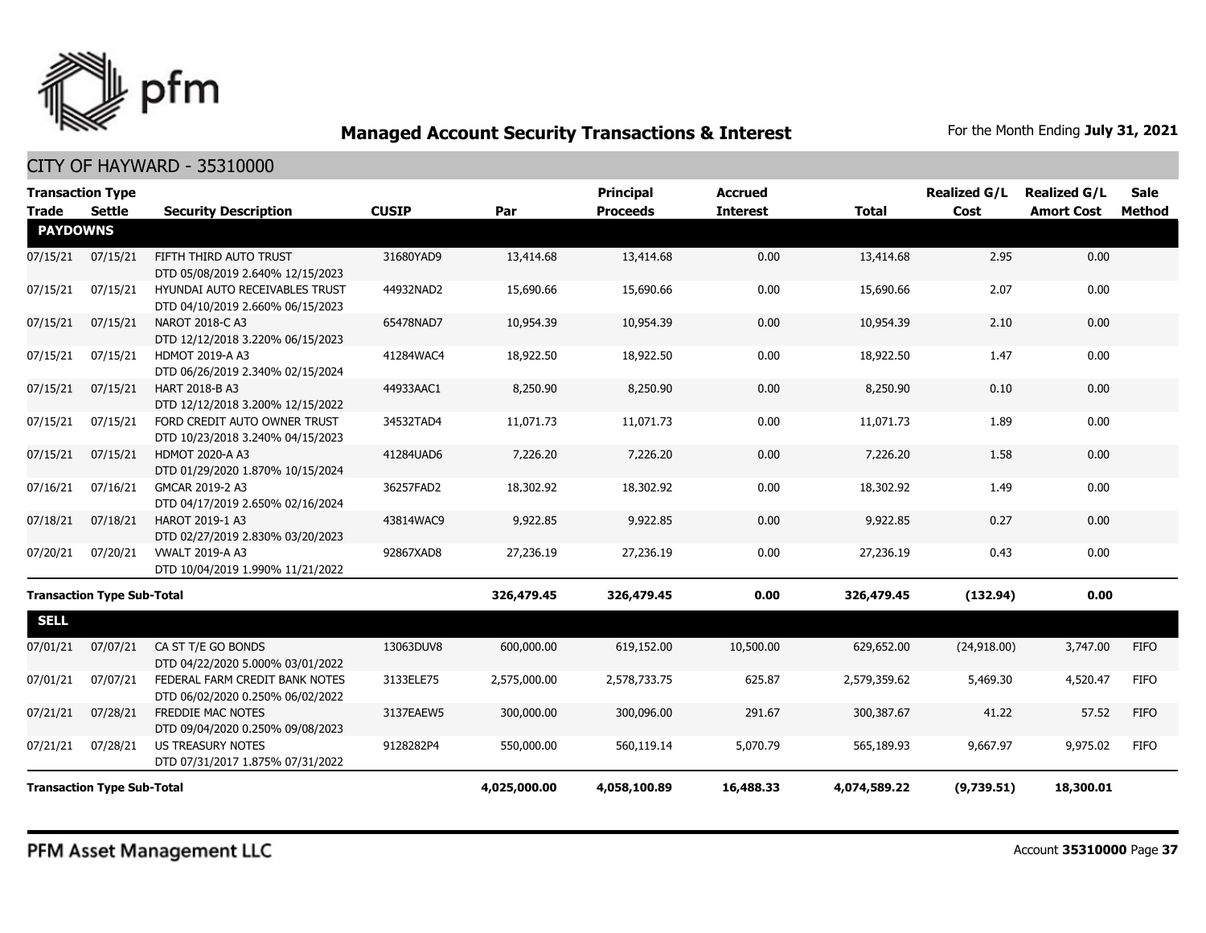## Managed Account Security Transactions & Interest

For the Month Ending **July 31, 2021**

### CITY OF HAYWARD - 35310000

| Transaction Type Trade | Settle | Security Description | CUSIP | Par | Principal Proceeds | Accrued Interest | Total | Realized G/L Cost | Realized G/L Amort Cost | Sale Method |
|---|---|---|---|---|---|---|---|---|---|---|
| **PAYDOWNS** | | | | | | | | | | |
| 07/15/21 | 07/15/21 | FIFTH THIRD AUTO TRUST DTD 05/08/2019 2.640% 12/15/2023 | 31680YAD9 | 13,414.68 | 13,414.68 | 0.00 | 13,414.68 | 2.95 | 0.00 | |
| 07/15/21 | 07/15/21 | HYUNDAI AUTO RECEIVABLES TRUST DTD 04/10/2019 2.660% 06/15/2023 | 44932NAD2 | 15,690.66 | 15,690.66 | 0.00 | 15,690.66 | 2.07 | 0.00 | |
| 07/15/21 | 07/15/21 | NAROT 2018-C A3 DTD 12/12/2018 3.220% 06/15/2023 | 65478NAD7 | 10,954.39 | 10,954.39 | 0.00 | 10,954.39 | 2.10 | 0.00 | |
| 07/15/21 | 07/15/21 | HDMOT 2019-A A3 DTD 06/26/2019 2.340% 02/15/2024 | 41284WAC4 | 18,922.50 | 18,922.50 | 0.00 | 18,922.50 | 1.47 | 0.00 | |
| 07/15/21 | 07/15/21 | HART 2018-B A3 DTD 12/12/2018 3.200% 12/15/2022 | 44933AAC1 | 8,250.90 | 8,250.90 | 0.00 | 8,250.90 | 0.10 | 0.00 | |
| 07/15/21 | 07/15/21 | FORD CREDIT AUTO OWNER TRUST DTD 10/23/2018 3.240% 04/15/2023 | 34532TAD4 | 11,071.73 | 11,071.73 | 0.00 | 11,071.73 | 1.89 | 0.00 | |
| 07/15/21 | 07/15/21 | HDMOT 2020-A A3 DTD 01/29/2020 1.870% 10/15/2024 | 41284UAD6 | 7,226.20 | 7,226.20 | 0.00 | 7,226.20 | 1.58 | 0.00 | |
| 07/16/21 | 07/16/21 | GMCAR 2019-2 A3 DTD 04/17/2019 2.650% 02/16/2024 | 36257FAD2 | 18,302.92 | 18,302.92 | 0.00 | 18,302.92 | 1.49 | 0.00 | |
| 07/18/21 | 07/18/21 | HAROT 2019-1 A3 DTD 02/27/2019 2.830% 03/20/2023 | 43814WAC9 | 9,922.85 | 9,922.85 | 0.00 | 9,922.85 | 0.27 | 0.00 | |
| 07/20/21 | 07/20/21 | VWALT 2019-A A3 DTD 10/04/2019 1.990% 11/21/2022 | 92867XAD8 | 27,236.19 | 27,236.19 | 0.00 | 27,236.19 | 0.43 | 0.00 | |
| **Transaction Type Sub-Total** | | | | **326,479.45** | **326,479.45** | **0.00** | **326,479.45** | **(132.94)** | **0.00** | |
| **SELL** | | | | | | | | | | |
| 07/01/21 | 07/07/21 | CA ST T/E GO BONDS DTD 04/22/2020 5.000% 03/01/2022 | 13063DUV8 | 600,000.00 | 619,152.00 | 10,500.00 | 629,652.00 | (24,918.00) | 3,747.00 | FIFO |
| 07/01/21 | 07/07/21 | FEDERAL FARM CREDIT BANK NOTES DTD 06/02/2020 0.250% 06/02/2022 | 3133ELE75 | 2,575,000.00 | 2,578,733.75 | 625.87 | 2,579,359.62 | 5,469.30 | 4,520.47 | FIFO |
| 07/21/21 | 07/28/21 | FREDDIE MAC NOTES DTD 09/04/2020 0.250% 09/08/2023 | 3137EAEW5 | 300,000.00 | 300,096.00 | 291.67 | 300,387.67 | 41.22 | 57.52 | FIFO |
| 07/21/21 | 07/28/21 | US TREASURY NOTES DTD 07/31/2017 1.875% 07/31/2022 | 9128282P4 | 550,000.00 | 560,119.14 | 5,070.79 | 565,189.93 | 9,667.97 | 9,975.02 | FIFO |
| **Transaction Type Sub-Total** | | | | **4,025,000.00** | **4,058,100.89** | **16,488.33** | **4,074,589.22** | **(9,739.51)** | **18,300.01** | |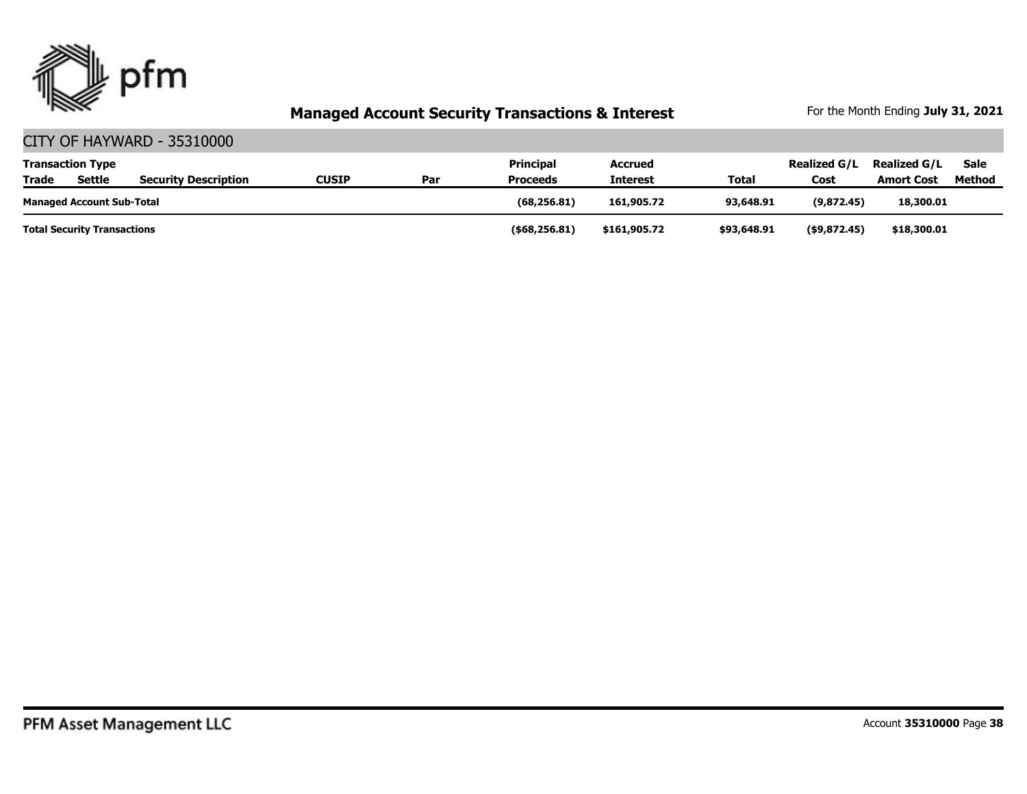## Managed Account Security Transactions & Interest

For the Month Ending **July 31, 2021**

### CITY OF HAYWARD - 35310000

| Transaction Type Trade | Settle | Security Description | CUSIP | Par | Principal Proceeds | Accrued Interest | Total | Realized G/L Cost | Realized G/L Amort Cost | Sale Method |
|---|---|---|---|---|---|---|---|---|---|---|
| **Managed Account Sub-Total** | | | | | **(68,256.81)** | **161,905.72** | **93,648.91** | **(9,872.45)** | **18,300.01** | |
| **Total Security Transactions** | | | | | **($68,256.81)** | **$161,905.72** | **$93,648.91** | **($9,872.45)** | **$18,300.01** | |